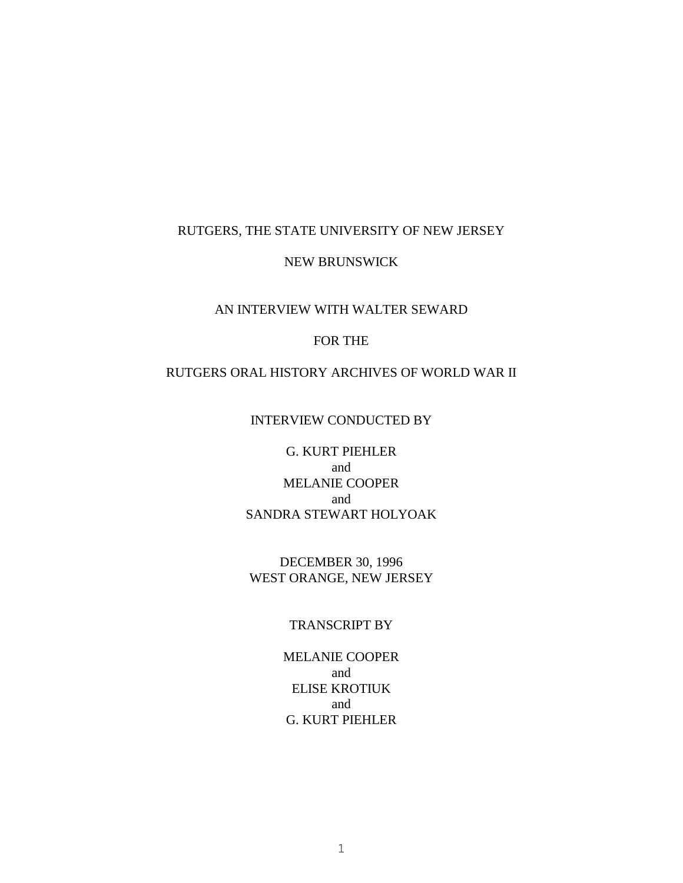RUTGERS, THE STATE UNIVERSITY OF NEW JERSEY

NEW BRUNSWICK

AN INTERVIEW WITH WALTER SEWARD

FOR THE

RUTGERS ORAL HISTORY ARCHIVES OF WORLD WAR II

INTERVIEW CONDUCTED BY

G. KURT PIEHLER
and
MELANIE COOPER
and
SANDRA STEWART HOLYOAK

DECEMBER 30, 1996
WEST ORANGE, NEW JERSEY

TRANSCRIPT BY

MELANIE COOPER
and
ELISE KROTIUK
and
G. KURT PIEHLER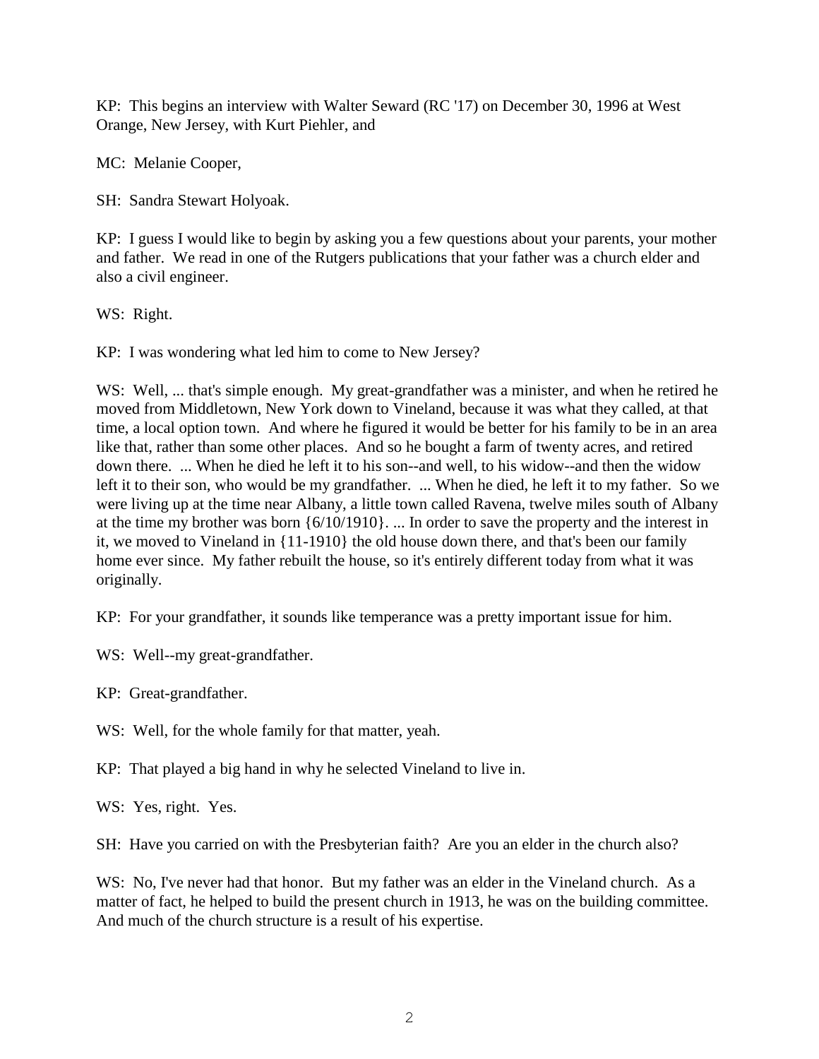KP: This begins an interview with Walter Seward (RC '17) on December 30, 1996 at West Orange, New Jersey, with Kurt Piehler, and

MC: Melanie Cooper,

SH: Sandra Stewart Holyoak.

KP: I guess I would like to begin by asking you a few questions about your parents, your mother and father. We read in one of the Rutgers publications that your father was a church elder and also a civil engineer.

WS: Right.

KP: I was wondering what led him to come to New Jersey?

WS: Well, ... that's simple enough. My great-grandfather was a minister, and when he retired he moved from Middletown, New York down to Vineland, because it was what they called, at that time, a local option town. And where he figured it would be better for his family to be in an area like that, rather than some other places. And so he bought a farm of twenty acres, and retired down there. ... When he died he left it to his son--and well, to his widow--and then the widow left it to their son, who would be my grandfather. ... When he died, he left it to my father. So we were living up at the time near Albany, a little town called Ravena, twelve miles south of Albany at the time my brother was born {6/10/1910}. ... In order to save the property and the interest in it, we moved to Vineland in {11-1910} the old house down there, and that's been our family home ever since. My father rebuilt the house, so it's entirely different today from what it was originally.

KP: For your grandfather, it sounds like temperance was a pretty important issue for him.

WS: Well--my great-grandfather.

KP: Great-grandfather.

WS: Well, for the whole family for that matter, yeah.

KP: That played a big hand in why he selected Vineland to live in.

WS: Yes, right. Yes.

SH: Have you carried on with the Presbyterian faith? Are you an elder in the church also?

WS: No, I've never had that honor. But my father was an elder in the Vineland church. As a matter of fact, he helped to build the present church in 1913, he was on the building committee. And much of the church structure is a result of his expertise.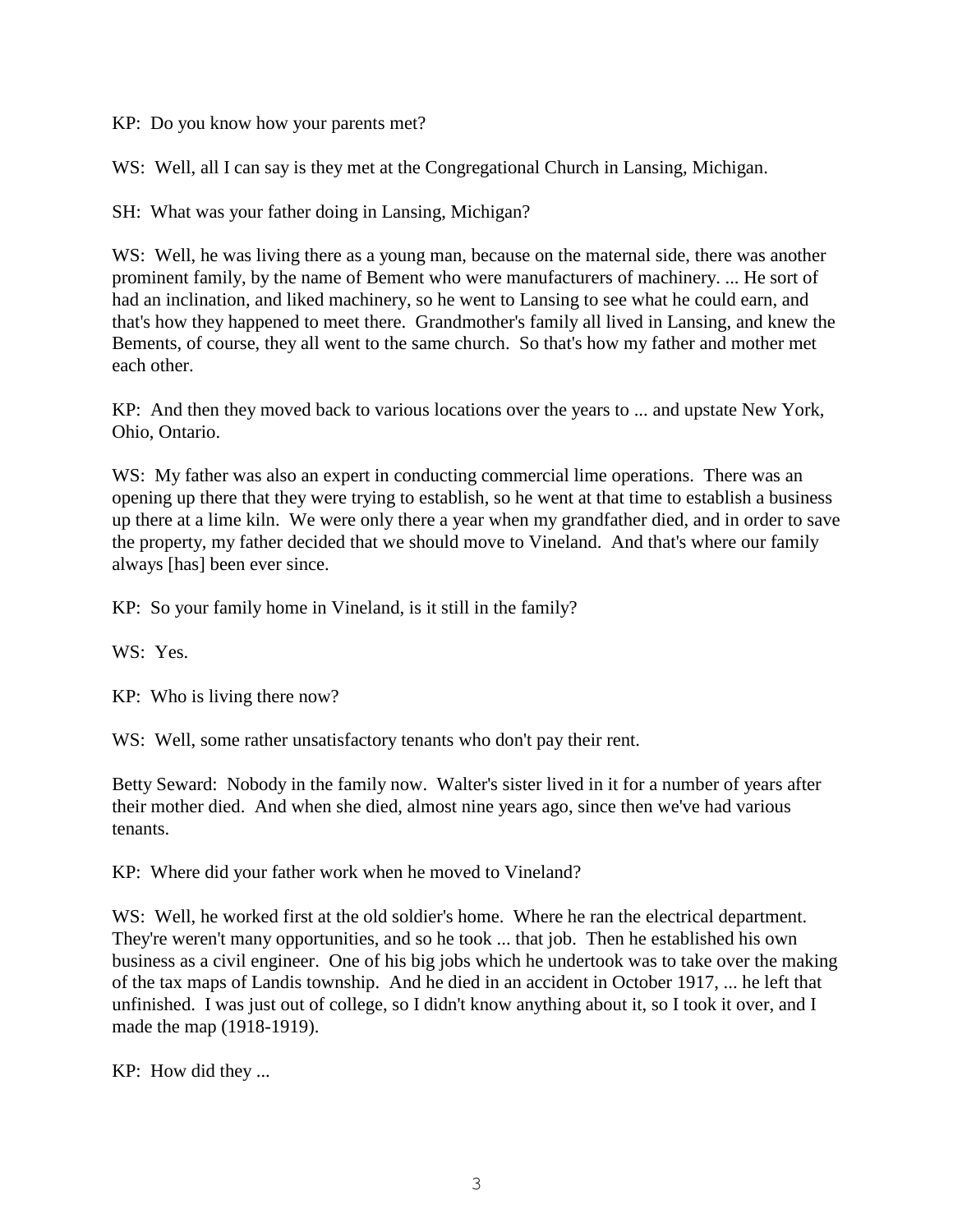KP: Do you know how your parents met?

WS: Well, all I can say is they met at the Congregational Church in Lansing, Michigan.

SH: What was your father doing in Lansing, Michigan?

WS: Well, he was living there as a young man, because on the maternal side, there was another prominent family, by the name of Bement who were manufacturers of machinery. ... He sort of had an inclination, and liked machinery, so he went to Lansing to see what he could earn, and that's how they happened to meet there. Grandmother's family all lived in Lansing, and knew the Bements, of course, they all went to the same church. So that's how my father and mother met each other.

KP: And then they moved back to various locations over the years to ... and upstate New York, Ohio, Ontario.

WS: My father was also an expert in conducting commercial lime operations. There was an opening up there that they were trying to establish, so he went at that time to establish a business up there at a lime kiln. We were only there a year when my grandfather died, and in order to save the property, my father decided that we should move to Vineland. And that's where our family always [has] been ever since.

KP: So your family home in Vineland, is it still in the family?

WS: Yes.

KP: Who is living there now?

WS: Well, some rather unsatisfactory tenants who don't pay their rent.

Betty Seward: Nobody in the family now. Walter's sister lived in it for a number of years after their mother died. And when she died, almost nine years ago, since then we've had various tenants.

KP: Where did your father work when he moved to Vineland?

WS: Well, he worked first at the old soldier's home. Where he ran the electrical department. They're weren't many opportunities, and so he took ... that job. Then he established his own business as a civil engineer. One of his big jobs which he undertook was to take over the making of the tax maps of Landis township. And he died in an accident in October 1917, ... he left that unfinished. I was just out of college, so I didn't know anything about it, so I took it over, and I made the map (1918-1919).

KP: How did they ...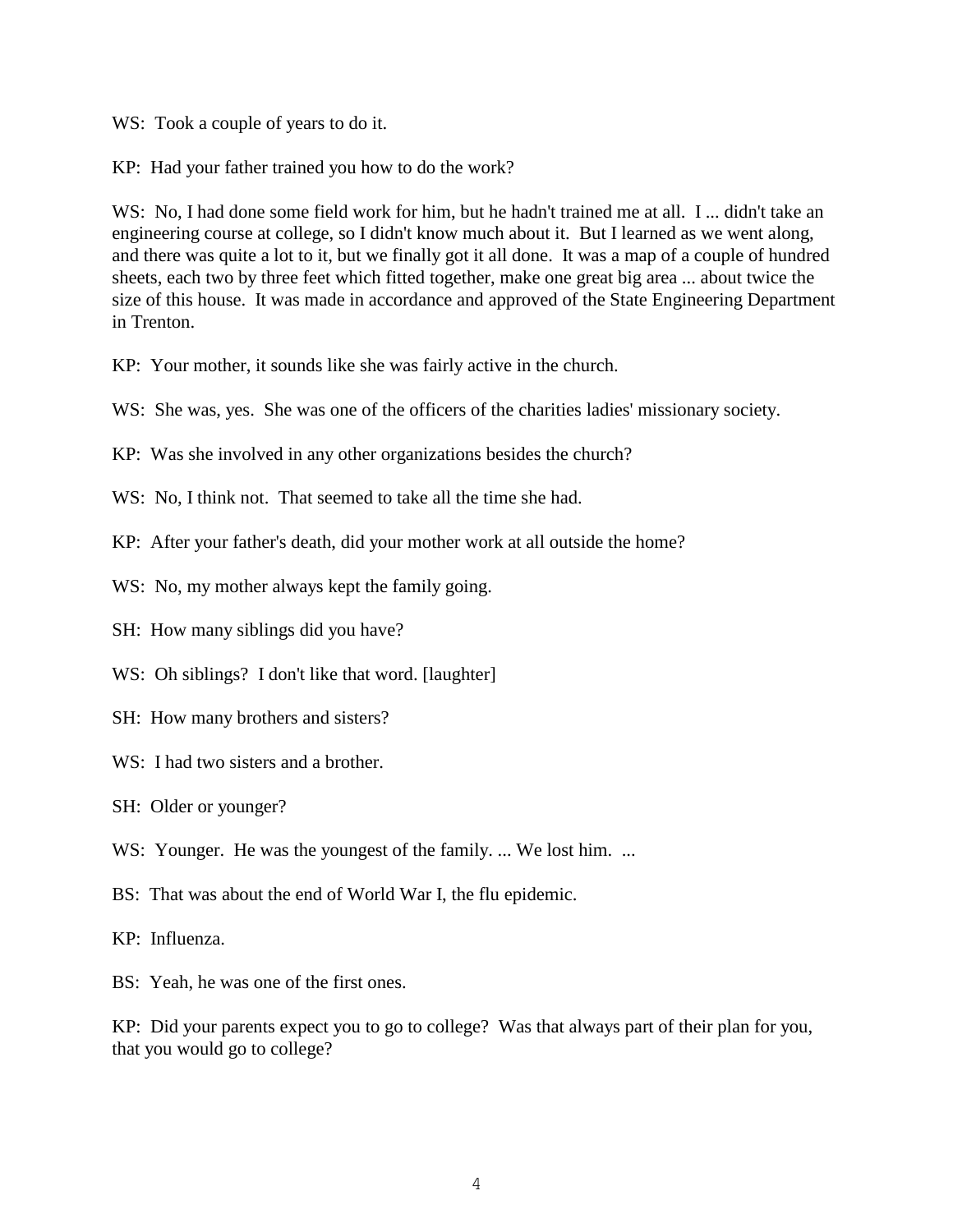WS: Took a couple of years to do it.

KP: Had your father trained you how to do the work?

WS: No, I had done some field work for him, but he hadn't trained me at all. I ... didn't take an engineering course at college, so I didn't know much about it. But I learned as we went along, and there was quite a lot to it, but we finally got it all done. It was a map of a couple of hundred sheets, each two by three feet which fitted together, make one great big area ... about twice the size of this house. It was made in accordance and approved of the State Engineering Department in Trenton.

KP: Your mother, it sounds like she was fairly active in the church.

WS: She was, yes. She was one of the officers of the charities ladies' missionary society.

KP: Was she involved in any other organizations besides the church?

WS: No, I think not. That seemed to take all the time she had.

KP: After your father's death, did your mother work at all outside the home?

WS: No, my mother always kept the family going.

SH: How many siblings did you have?

WS: Oh siblings? I don't like that word. [laughter]

SH: How many brothers and sisters?

WS: I had two sisters and a brother.

SH: Older or younger?

WS: Younger. He was the youngest of the family. ... We lost him. ...

BS: That was about the end of World War I, the flu epidemic.

KP: Influenza.

BS: Yeah, he was one of the first ones.

KP: Did your parents expect you to go to college? Was that always part of their plan for you, that you would go to college?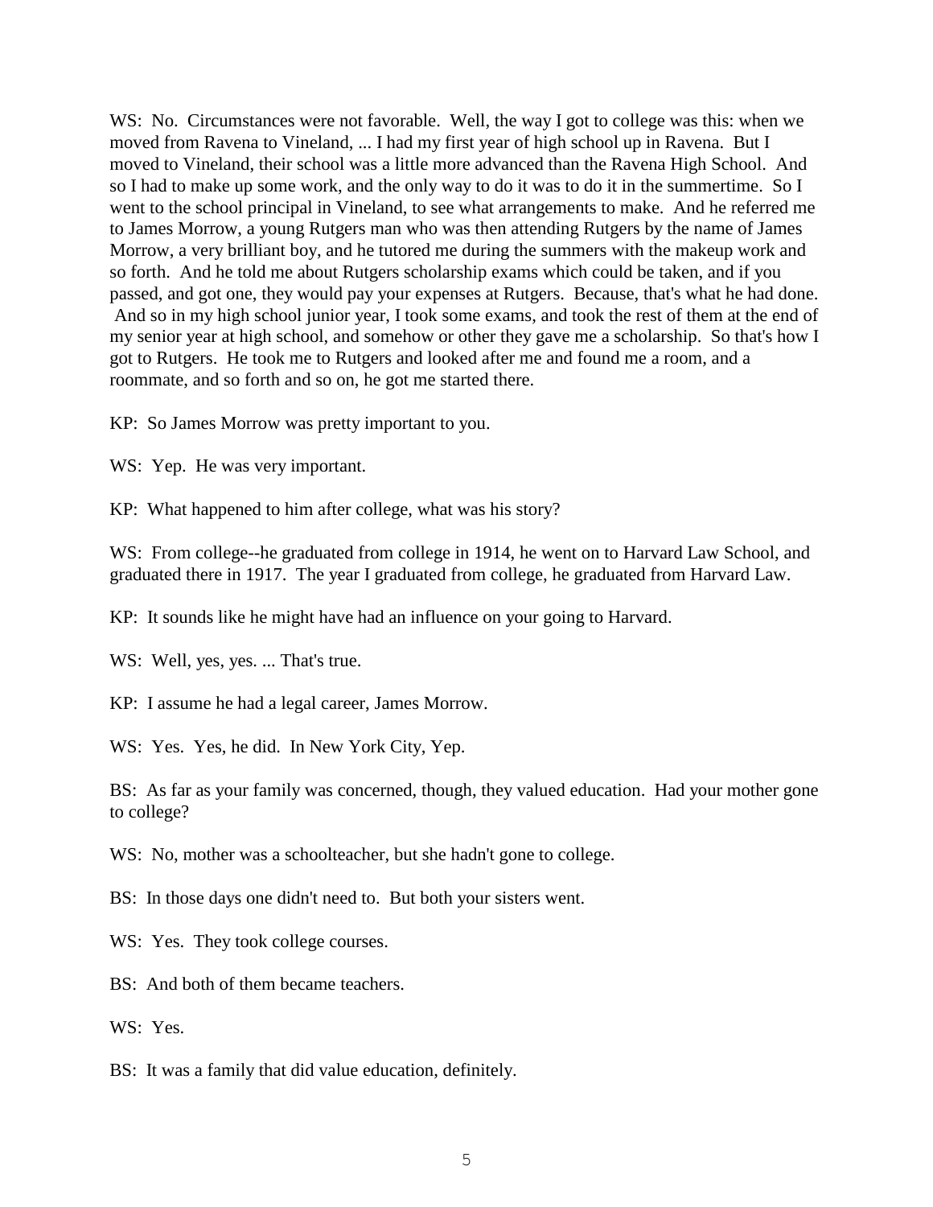WS: No. Circumstances were not favorable. Well, the way I got to college was this: when we moved from Ravena to Vineland, ... I had my first year of high school up in Ravena. But I moved to Vineland, their school was a little more advanced than the Ravena High School. And so I had to make up some work, and the only way to do it was to do it in the summertime. So I went to the school principal in Vineland, to see what arrangements to make. And he referred me to James Morrow, a young Rutgers man who was then attending Rutgers by the name of James Morrow, a very brilliant boy, and he tutored me during the summers with the makeup work and so forth. And he told me about Rutgers scholarship exams which could be taken, and if you passed, and got one, they would pay your expenses at Rutgers. Because, that's what he had done. And so in my high school junior year, I took some exams, and took the rest of them at the end of my senior year at high school, and somehow or other they gave me a scholarship. So that's how I got to Rutgers. He took me to Rutgers and looked after me and found me a room, and a roommate, and so forth and so on, he got me started there.

KP: So James Morrow was pretty important to you.

WS: Yep. He was very important.

KP: What happened to him after college, what was his story?

WS: From college--he graduated from college in 1914, he went on to Harvard Law School, and graduated there in 1917. The year I graduated from college, he graduated from Harvard Law.

KP: It sounds like he might have had an influence on your going to Harvard.

WS: Well, yes, yes. ... That's true.

KP: I assume he had a legal career, James Morrow.

WS: Yes. Yes, he did. In New York City, Yep.

BS: As far as your family was concerned, though, they valued education. Had your mother gone to college?

WS: No, mother was a schoolteacher, but she hadn't gone to college.

BS: In those days one didn't need to. But both your sisters went.

WS: Yes. They took college courses.

BS: And both of them became teachers.

WS: Yes.

BS: It was a family that did value education, definitely.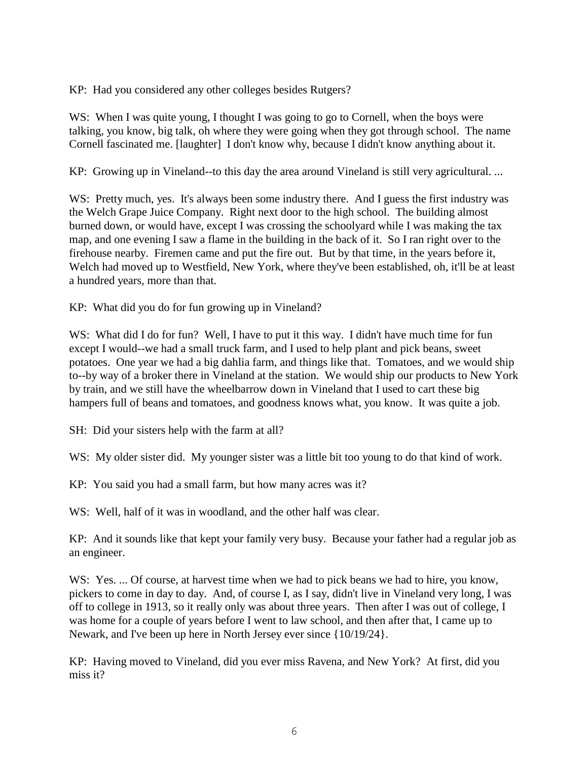KP: Had you considered any other colleges besides Rutgers?

WS: When I was quite young, I thought I was going to go to Cornell, when the boys were talking, you know, big talk, oh where they were going when they got through school. The name Cornell fascinated me. [laughter] I don't know why, because I didn't know anything about it.

KP: Growing up in Vineland--to this day the area around Vineland is still very agricultural. ...

WS: Pretty much, yes. It's always been some industry there. And I guess the first industry was the Welch Grape Juice Company. Right next door to the high school. The building almost burned down, or would have, except I was crossing the schoolyard while I was making the tax map, and one evening I saw a flame in the building in the back of it. So I ran right over to the firehouse nearby. Firemen came and put the fire out. But by that time, in the years before it, Welch had moved up to Westfield, New York, where they've been established, oh, it'll be at least a hundred years, more than that.

KP: What did you do for fun growing up in Vineland?

WS: What did I do for fun? Well, I have to put it this way. I didn't have much time for fun except I would--we had a small truck farm, and I used to help plant and pick beans, sweet potatoes. One year we had a big dahlia farm, and things like that. Tomatoes, and we would ship to--by way of a broker there in Vineland at the station. We would ship our products to New York by train, and we still have the wheelbarrow down in Vineland that I used to cart these big hampers full of beans and tomatoes, and goodness knows what, you know. It was quite a job.

SH: Did your sisters help with the farm at all?

WS: My older sister did. My younger sister was a little bit too young to do that kind of work.

KP: You said you had a small farm, but how many acres was it?

WS: Well, half of it was in woodland, and the other half was clear.

KP: And it sounds like that kept your family very busy. Because your father had a regular job as an engineer.

WS: Yes. ... Of course, at harvest time when we had to pick beans we had to hire, you know, pickers to come in day to day. And, of course I, as I say, didn't live in Vineland very long, I was off to college in 1913, so it really only was about three years. Then after I was out of college, I was home for a couple of years before I went to law school, and then after that, I came up to Newark, and I've been up here in North Jersey ever since {10/19/24}.

KP: Having moved to Vineland, did you ever miss Ravena, and New York? At first, did you miss it?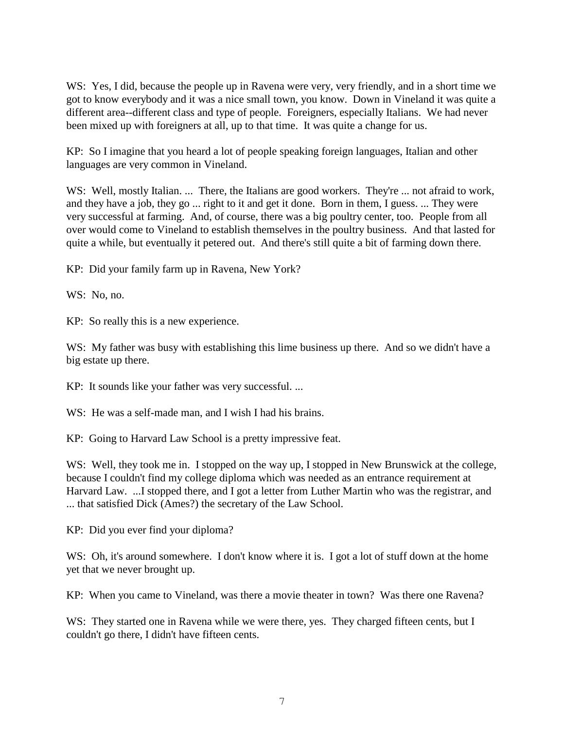WS: Yes, I did, because the people up in Ravena were very, very friendly, and in a short time we got to know everybody and it was a nice small town, you know. Down in Vineland it was quite a different area--different class and type of people. Foreigners, especially Italians. We had never been mixed up with foreigners at all, up to that time. It was quite a change for us.

KP: So I imagine that you heard a lot of people speaking foreign languages, Italian and other languages are very common in Vineland.

WS: Well, mostly Italian. ... There, the Italians are good workers. They're ... not afraid to work, and they have a job, they go ... right to it and get it done. Born in them, I guess. ... They were very successful at farming. And, of course, there was a big poultry center, too. People from all over would come to Vineland to establish themselves in the poultry business. And that lasted for quite a while, but eventually it petered out. And there's still quite a bit of farming down there.

KP: Did your family farm up in Ravena, New York?

WS: No, no.

KP: So really this is a new experience.

WS: My father was busy with establishing this lime business up there. And so we didn't have a big estate up there.

KP: It sounds like your father was very successful. ...

WS: He was a self-made man, and I wish I had his brains.

KP: Going to Harvard Law School is a pretty impressive feat.

WS: Well, they took me in. I stopped on the way up, I stopped in New Brunswick at the college, because I couldn't find my college diploma which was needed as an entrance requirement at Harvard Law. ...I stopped there, and I got a letter from Luther Martin who was the registrar, and ... that satisfied Dick (Ames?) the secretary of the Law School.

KP: Did you ever find your diploma?

WS: Oh, it's around somewhere. I don't know where it is. I got a lot of stuff down at the home yet that we never brought up.

KP: When you came to Vineland, was there a movie theater in town? Was there one Ravena?

WS: They started one in Ravena while we were there, yes. They charged fifteen cents, but I couldn't go there, I didn't have fifteen cents.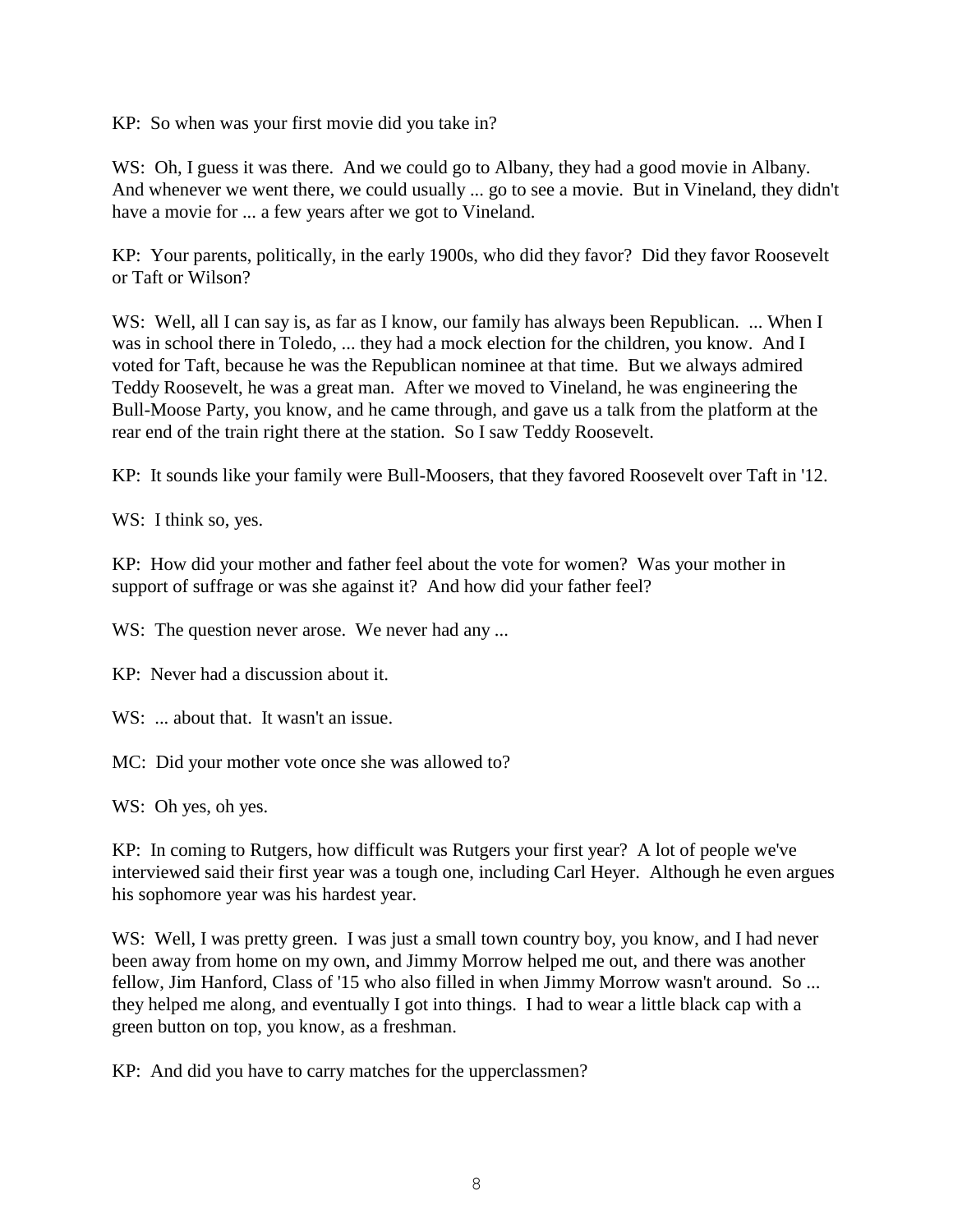KP: So when was your first movie did you take in?

WS: Oh, I guess it was there. And we could go to Albany, they had a good movie in Albany. And whenever we went there, we could usually ... go to see a movie. But in Vineland, they didn't have a movie for ... a few years after we got to Vineland.

KP: Your parents, politically, in the early 1900s, who did they favor? Did they favor Roosevelt or Taft or Wilson?

WS: Well, all I can say is, as far as I know, our family has always been Republican. ... When I was in school there in Toledo, ... they had a mock election for the children, you know. And I voted for Taft, because he was the Republican nominee at that time. But we always admired Teddy Roosevelt, he was a great man. After we moved to Vineland, he was engineering the Bull-Moose Party, you know, and he came through, and gave us a talk from the platform at the rear end of the train right there at the station. So I saw Teddy Roosevelt.

KP: It sounds like your family were Bull-Moosers, that they favored Roosevelt over Taft in '12.

WS: I think so, yes.

KP: How did your mother and father feel about the vote for women? Was your mother in support of suffrage or was she against it? And how did your father feel?

WS: The question never arose. We never had any ...

KP: Never had a discussion about it.

WS: ... about that. It wasn't an issue.

MC: Did your mother vote once she was allowed to?

WS: Oh yes, oh yes.

KP: In coming to Rutgers, how difficult was Rutgers your first year? A lot of people we've interviewed said their first year was a tough one, including Carl Heyer. Although he even argues his sophomore year was his hardest year.

WS: Well, I was pretty green. I was just a small town country boy, you know, and I had never been away from home on my own, and Jimmy Morrow helped me out, and there was another fellow, Jim Hanford, Class of '15 who also filled in when Jimmy Morrow wasn't around. So ... they helped me along, and eventually I got into things. I had to wear a little black cap with a green button on top, you know, as a freshman.

KP: And did you have to carry matches for the upperclassmen?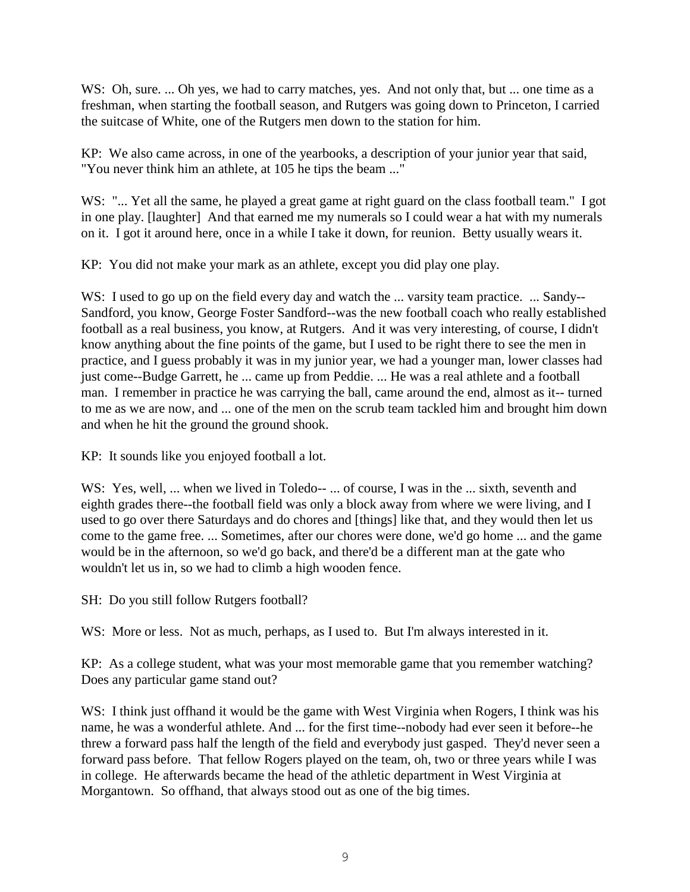WS: Oh, sure. ... Oh yes, we had to carry matches, yes. And not only that, but ... one time as a freshman, when starting the football season, and Rutgers was going down to Princeton, I carried the suitcase of White, one of the Rutgers men down to the station for him.

KP: We also came across, in one of the yearbooks, a description of your junior year that said, "You never think him an athlete, at 105 he tips the beam ..."

WS: "... Yet all the same, he played a great game at right guard on the class football team." I got in one play. [laughter] And that earned me my numerals so I could wear a hat with my numerals on it. I got it around here, once in a while I take it down, for reunion. Betty usually wears it.

KP: You did not make your mark as an athlete, except you did play one play.

WS: I used to go up on the field every day and watch the ... varsity team practice. ... Sandy--Sandford, you know, George Foster Sandford--was the new football coach who really established football as a real business, you know, at Rutgers. And it was very interesting, of course, I didn't know anything about the fine points of the game, but I used to be right there to see the men in practice, and I guess probably it was in my junior year, we had a younger man, lower classes had just come--Budge Garrett, he ... came up from Peddie. ... He was a real athlete and a football man. I remember in practice he was carrying the ball, came around the end, almost as it-- turned to me as we are now, and ... one of the men on the scrub team tackled him and brought him down and when he hit the ground the ground shook.

KP: It sounds like you enjoyed football a lot.

WS: Yes, well, ... when we lived in Toledo-- ... of course, I was in the ... sixth, seventh and eighth grades there--the football field was only a block away from where we were living, and I used to go over there Saturdays and do chores and [things] like that, and they would then let us come to the game free. ... Sometimes, after our chores were done, we'd go home ... and the game would be in the afternoon, so we'd go back, and there'd be a different man at the gate who wouldn't let us in, so we had to climb a high wooden fence.

SH: Do you still follow Rutgers football?

WS: More or less. Not as much, perhaps, as I used to. But I'm always interested in it.

KP: As a college student, what was your most memorable game that you remember watching? Does any particular game stand out?

WS: I think just offhand it would be the game with West Virginia when Rogers, I think was his name, he was a wonderful athlete. And ... for the first time--nobody had ever seen it before--he threw a forward pass half the length of the field and everybody just gasped. They'd never seen a forward pass before. That fellow Rogers played on the team, oh, two or three years while I was in college. He afterwards became the head of the athletic department in West Virginia at Morgantown. So offhand, that always stood out as one of the big times.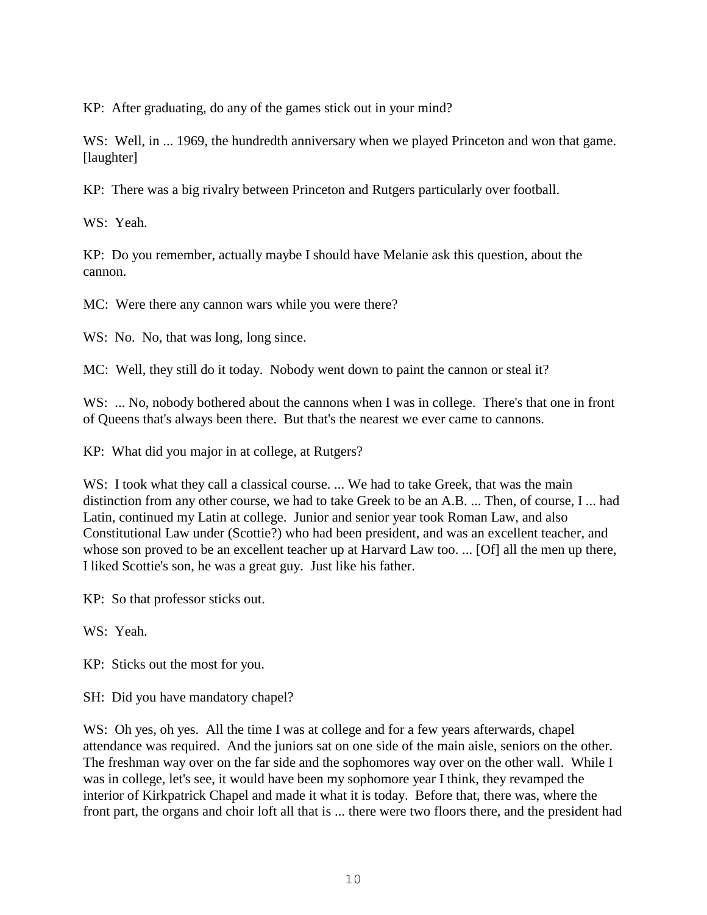KP: After graduating, do any of the games stick out in your mind?

WS: Well, in ... 1969, the hundredth anniversary when we played Princeton and won that game. [laughter]

KP: There was a big rivalry between Princeton and Rutgers particularly over football.

WS: Yeah.

KP: Do you remember, actually maybe I should have Melanie ask this question, about the cannon.

MC: Were there any cannon wars while you were there?

WS: No. No, that was long, long since.

MC: Well, they still do it today. Nobody went down to paint the cannon or steal it?

WS: ... No, nobody bothered about the cannons when I was in college. There's that one in front of Queens that's always been there. But that's the nearest we ever came to cannons.

KP: What did you major in at college, at Rutgers?

WS: I took what they call a classical course. ... We had to take Greek, that was the main distinction from any other course, we had to take Greek to be an A.B. ... Then, of course, I ... had Latin, continued my Latin at college. Junior and senior year took Roman Law, and also Constitutional Law under (Scottie?) who had been president, and was an excellent teacher, and whose son proved to be an excellent teacher up at Harvard Law too. ... [Of] all the men up there, I liked Scottie's son, he was a great guy. Just like his father.

KP: So that professor sticks out.

WS: Yeah.

KP: Sticks out the most for you.

SH: Did you have mandatory chapel?

WS: Oh yes, oh yes. All the time I was at college and for a few years afterwards, chapel attendance was required. And the juniors sat on one side of the main aisle, seniors on the other. The freshman way over on the far side and the sophomores way over on the other wall. While I was in college, let's see, it would have been my sophomore year I think, they revamped the interior of Kirkpatrick Chapel and made it what it is today. Before that, there was, where the front part, the organs and choir loft all that is ... there were two floors there, and the president had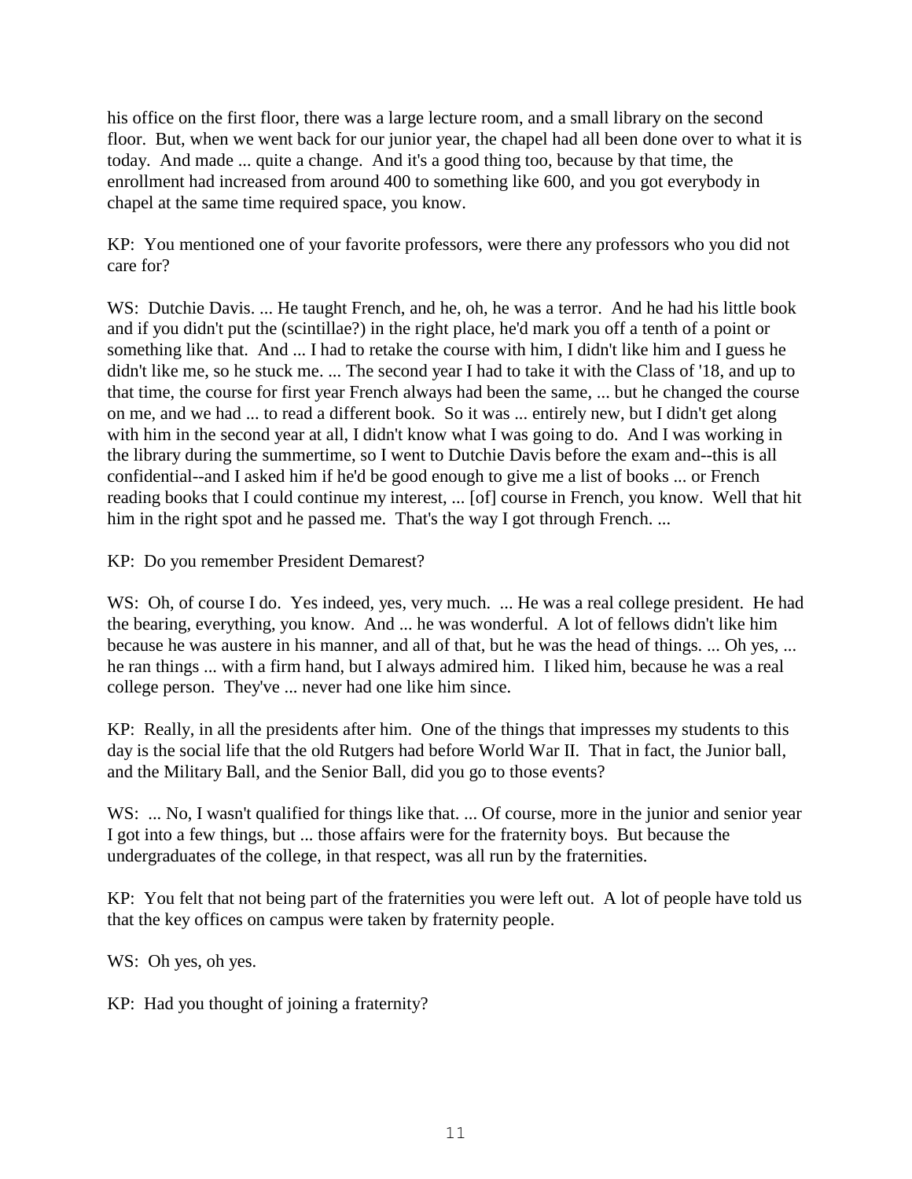his office on the first floor, there was a large lecture room, and a small library on the second floor. But, when we went back for our junior year, the chapel had all been done over to what it is today. And made ... quite a change. And it's a good thing too, because by that time, the enrollment had increased from around 400 to something like 600, and you got everybody in chapel at the same time required space, you know.

KP: You mentioned one of your favorite professors, were there any professors who you did not care for?

WS: Dutchie Davis. ... He taught French, and he, oh, he was a terror. And he had his little book and if you didn't put the (scintillae?) in the right place, he'd mark you off a tenth of a point or something like that. And ... I had to retake the course with him, I didn't like him and I guess he didn't like me, so he stuck me. ... The second year I had to take it with the Class of '18, and up to that time, the course for first year French always had been the same, ... but he changed the course on me, and we had ... to read a different book. So it was ... entirely new, but I didn't get along with him in the second year at all, I didn't know what I was going to do. And I was working in the library during the summertime, so I went to Dutchie Davis before the exam and--this is all confidential--and I asked him if he'd be good enough to give me a list of books ... or French reading books that I could continue my interest, ... [of] course in French, you know. Well that hit him in the right spot and he passed me. That's the way I got through French. ...

KP: Do you remember President Demarest?

WS: Oh, of course I do. Yes indeed, yes, very much. ... He was a real college president. He had the bearing, everything, you know. And ... he was wonderful. A lot of fellows didn't like him because he was austere in his manner, and all of that, but he was the head of things. ... Oh yes, ... he ran things ... with a firm hand, but I always admired him. I liked him, because he was a real college person. They've ... never had one like him since.

KP: Really, in all the presidents after him. One of the things that impresses my students to this day is the social life that the old Rutgers had before World War II. That in fact, the Junior ball, and the Military Ball, and the Senior Ball, did you go to those events?

WS: ... No, I wasn't qualified for things like that. ... Of course, more in the junior and senior year I got into a few things, but ... those affairs were for the fraternity boys. But because the undergraduates of the college, in that respect, was all run by the fraternities.

KP: You felt that not being part of the fraternities you were left out. A lot of people have told us that the key offices on campus were taken by fraternity people.

WS: Oh yes, oh yes.

KP: Had you thought of joining a fraternity?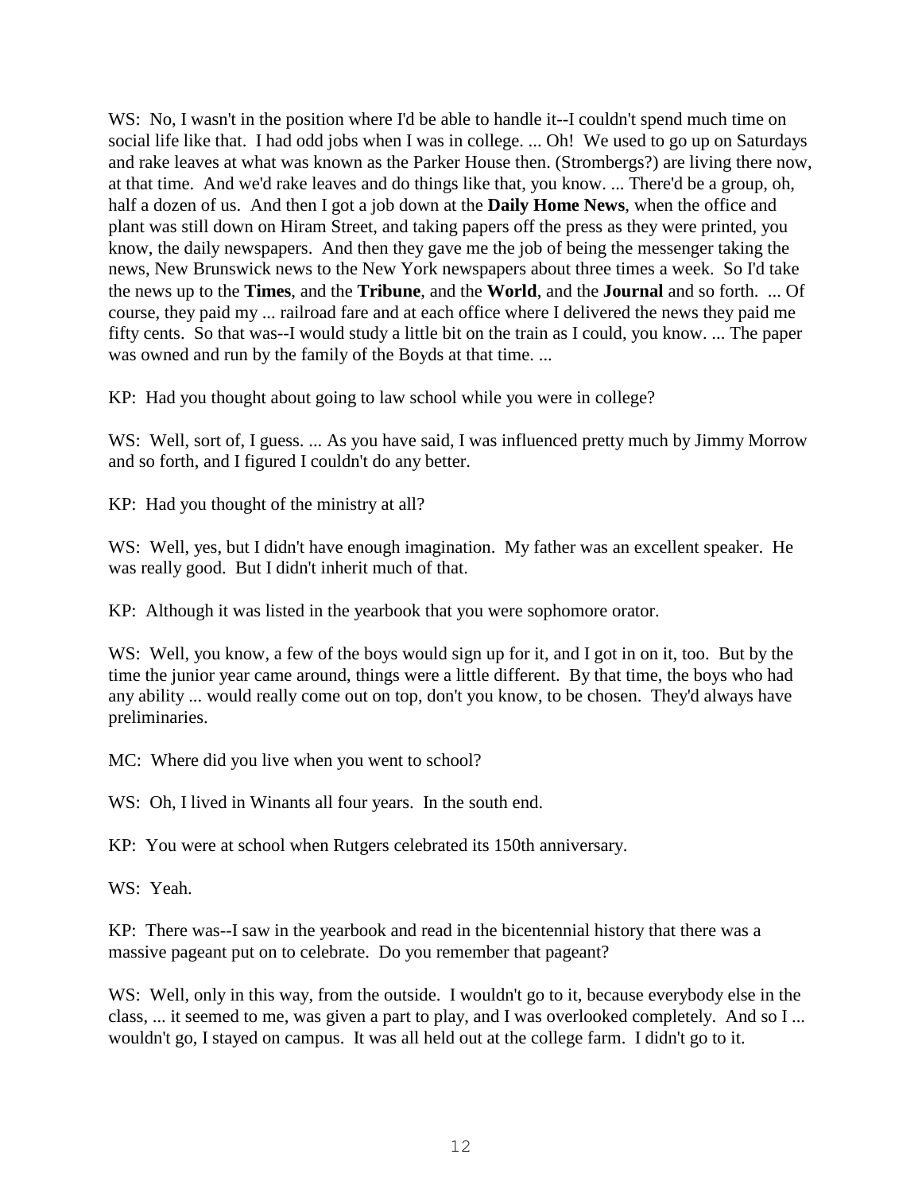WS: No, I wasn't in the position where I'd be able to handle it--I couldn't spend much time on social life like that. I had odd jobs when I was in college. ... Oh! We used to go up on Saturdays and rake leaves at what was known as the Parker House then. (Strombergs?) are living there now, at that time. And we'd rake leaves and do things like that, you know. ... There'd be a group, oh, half a dozen of us. And then I got a job down at the **Daily Home News**, when the office and plant was still down on Hiram Street, and taking papers off the press as they were printed, you know, the daily newspapers. And then they gave me the job of being the messenger taking the news, New Brunswick news to the New York newspapers about three times a week. So I'd take the news up to the **Times**, and the **Tribune**, and the **World**, and the **Journal** and so forth. ... Of course, they paid my ... railroad fare and at each office where I delivered the news they paid me fifty cents. So that was--I would study a little bit on the train as I could, you know. ... The paper was owned and run by the family of the Boyds at that time. ...

KP: Had you thought about going to law school while you were in college?

WS: Well, sort of, I guess. ... As you have said, I was influenced pretty much by Jimmy Morrow and so forth, and I figured I couldn't do any better.

KP: Had you thought of the ministry at all?

WS: Well, yes, but I didn't have enough imagination. My father was an excellent speaker. He was really good. But I didn't inherit much of that.

KP: Although it was listed in the yearbook that you were sophomore orator.

WS: Well, you know, a few of the boys would sign up for it, and I got in on it, too. But by the time the junior year came around, things were a little different. By that time, the boys who had any ability ... would really come out on top, don't you know, to be chosen. They'd always have preliminaries.

MC: Where did you live when you went to school?

WS: Oh, I lived in Winants all four years. In the south end.

KP: You were at school when Rutgers celebrated its 150th anniversary.

WS: Yeah.

KP: There was--I saw in the yearbook and read in the bicentennial history that there was a massive pageant put on to celebrate. Do you remember that pageant?

WS: Well, only in this way, from the outside. I wouldn't go to it, because everybody else in the class, ... it seemed to me, was given a part to play, and I was overlooked completely. And so I ... wouldn't go, I stayed on campus. It was all held out at the college farm. I didn't go to it.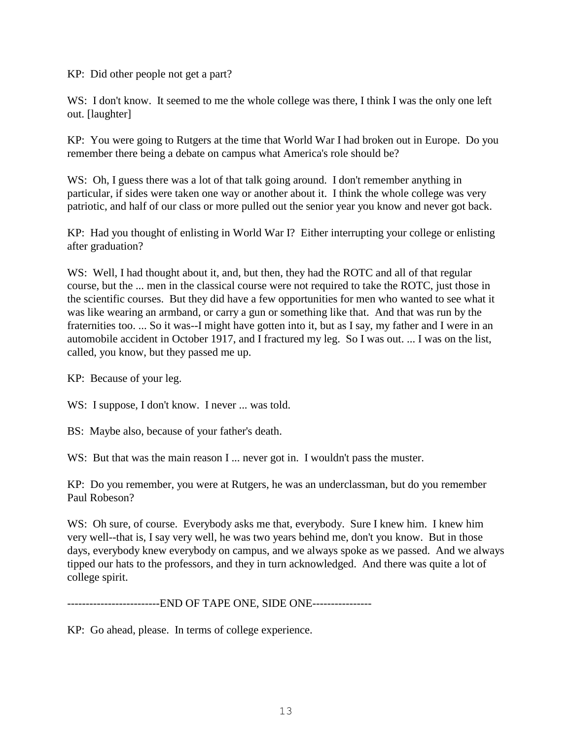KP: Did other people not get a part?

WS: I don't know. It seemed to me the whole college was there, I think I was the only one left out. [laughter]

KP: You were going to Rutgers at the time that World War I had broken out in Europe. Do you remember there being a debate on campus what America's role should be?

WS: Oh, I guess there was a lot of that talk going around. I don't remember anything in particular, if sides were taken one way or another about it. I think the whole college was very patriotic, and half of our class or more pulled out the senior year you know and never got back.

KP: Had you thought of enlisting in World War I? Either interrupting your college or enlisting after graduation?

WS: Well, I had thought about it, and, but then, they had the ROTC and all of that regular course, but the ... men in the classical course were not required to take the ROTC, just those in the scientific courses. But they did have a few opportunities for men who wanted to see what it was like wearing an armband, or carry a gun or something like that. And that was run by the fraternities too. ... So it was--I might have gotten into it, but as I say, my father and I were in an automobile accident in October 1917, and I fractured my leg. So I was out. ... I was on the list, called, you know, but they passed me up.

KP: Because of your leg.

WS: I suppose, I don't know. I never ... was told.

BS: Maybe also, because of your father's death.

WS: But that was the main reason I ... never got in. I wouldn't pass the muster.

KP: Do you remember, you were at Rutgers, he was an underclassman, but do you remember Paul Robeson?

WS: Oh sure, of course. Everybody asks me that, everybody. Sure I knew him. I knew him very well--that is, I say very well, he was two years behind me, don't you know. But in those days, everybody knew everybody on campus, and we always spoke as we passed. And we always tipped our hats to the professors, and they in turn acknowledged. And there was quite a lot of college spirit.

-------------------------END OF TAPE ONE, SIDE ONE----------------

KP: Go ahead, please. In terms of college experience.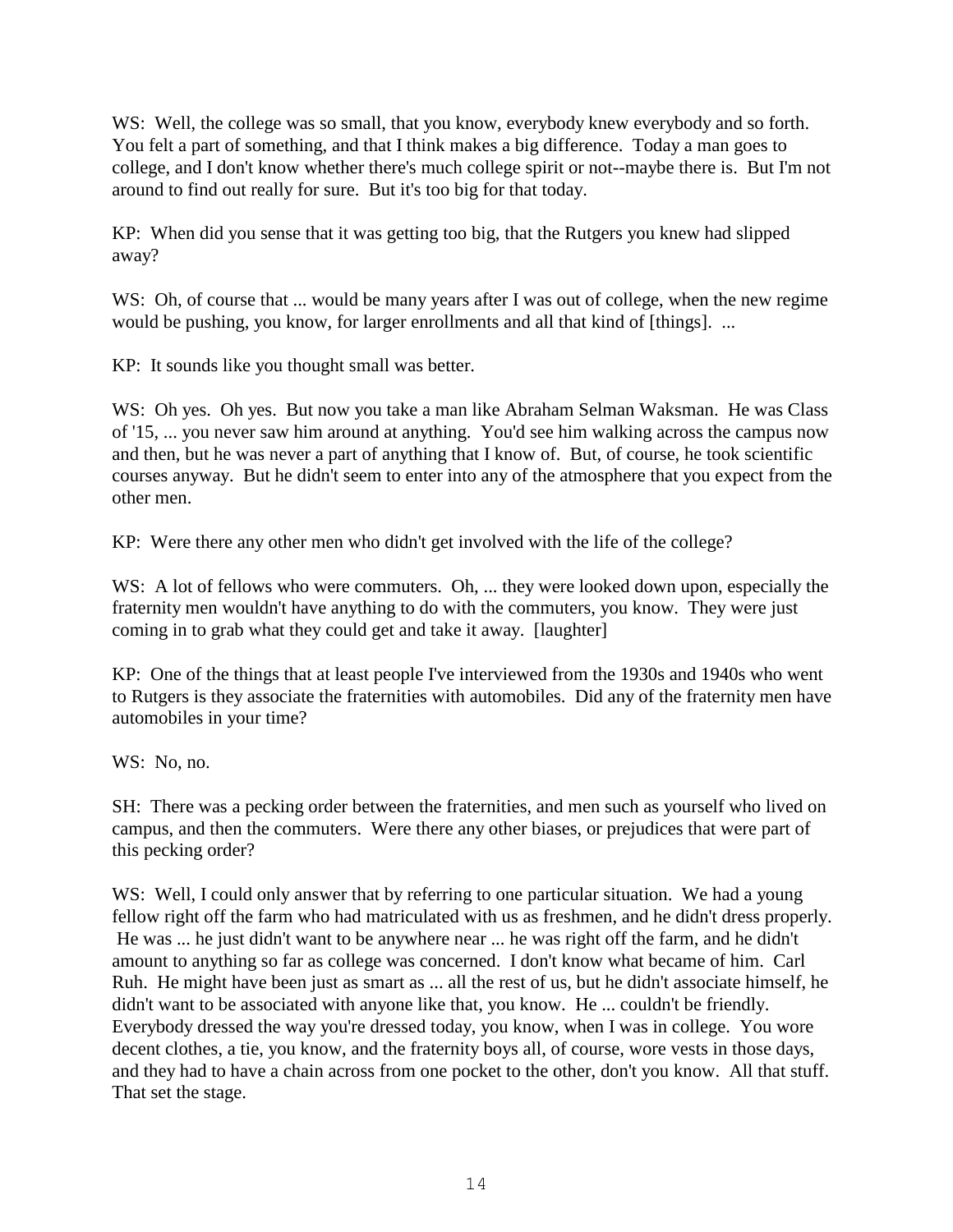WS: Well, the college was so small, that you know, everybody knew everybody and so forth. You felt a part of something, and that I think makes a big difference. Today a man goes to college, and I don't know whether there's much college spirit or not--maybe there is. But I'm not around to find out really for sure. But it's too big for that today.

KP: When did you sense that it was getting too big, that the Rutgers you knew had slipped away?

WS: Oh, of course that ... would be many years after I was out of college, when the new regime would be pushing, you know, for larger enrollments and all that kind of [things]. ...

KP: It sounds like you thought small was better.

WS: Oh yes. Oh yes. But now you take a man like Abraham Selman Waksman. He was Class of '15, ... you never saw him around at anything. You'd see him walking across the campus now and then, but he was never a part of anything that I know of. But, of course, he took scientific courses anyway. But he didn't seem to enter into any of the atmosphere that you expect from the other men.

KP: Were there any other men who didn't get involved with the life of the college?

WS: A lot of fellows who were commuters. Oh, ... they were looked down upon, especially the fraternity men wouldn't have anything to do with the commuters, you know. They were just coming in to grab what they could get and take it away. [laughter]

KP: One of the things that at least people I've interviewed from the 1930s and 1940s who went to Rutgers is they associate the fraternities with automobiles. Did any of the fraternity men have automobiles in your time?

WS: No, no.

SH: There was a pecking order between the fraternities, and men such as yourself who lived on campus, and then the commuters. Were there any other biases, or prejudices that were part of this pecking order?

WS: Well, I could only answer that by referring to one particular situation. We had a young fellow right off the farm who had matriculated with us as freshmen, and he didn't dress properly. He was ... he just didn't want to be anywhere near ... he was right off the farm, and he didn't amount to anything so far as college was concerned. I don't know what became of him. Carl Ruh. He might have been just as smart as ... all the rest of us, but he didn't associate himself, he didn't want to be associated with anyone like that, you know. He ... couldn't be friendly. Everybody dressed the way you're dressed today, you know, when I was in college. You wore decent clothes, a tie, you know, and the fraternity boys all, of course, wore vests in those days, and they had to have a chain across from one pocket to the other, don't you know. All that stuff. That set the stage.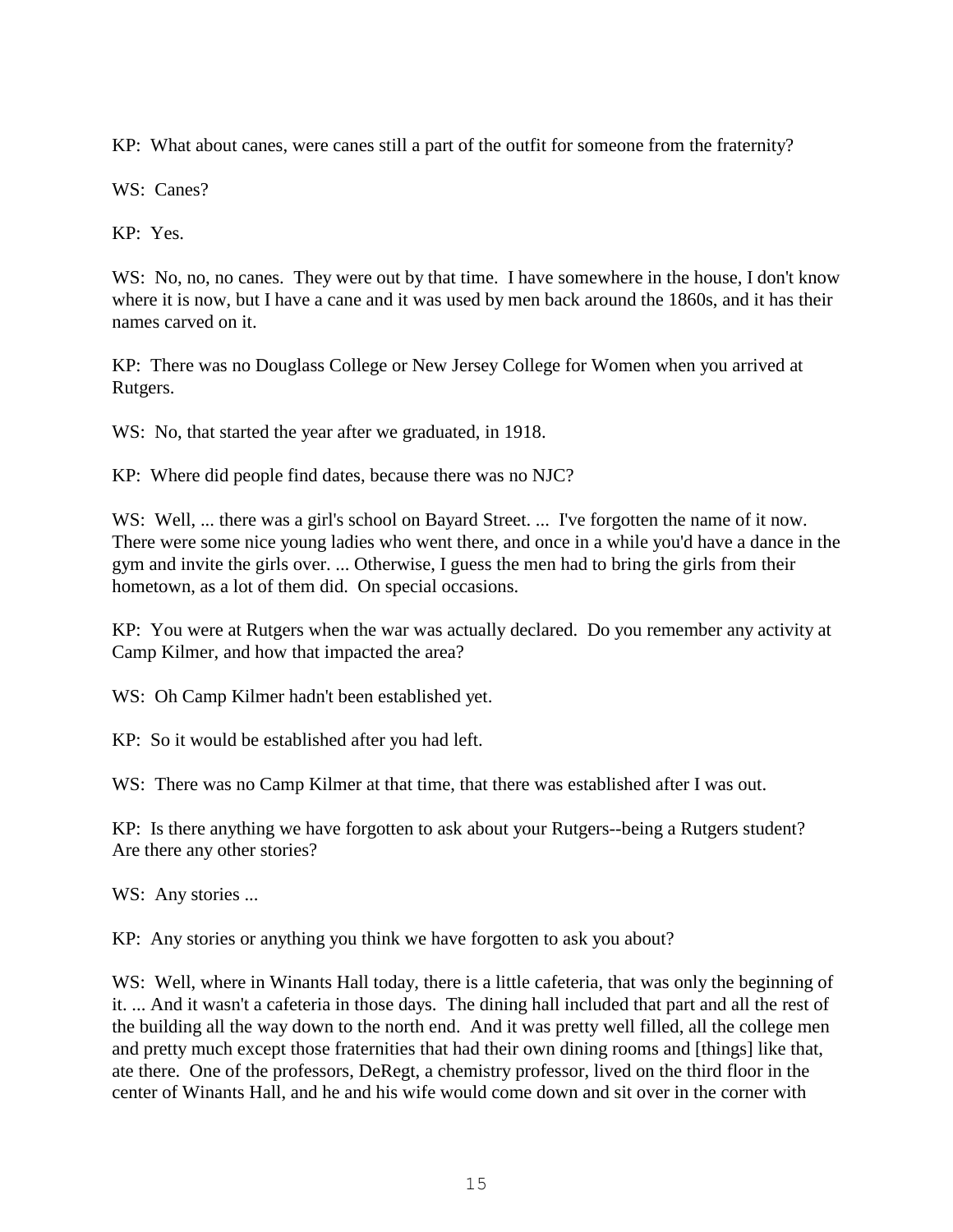KP: What about canes, were canes still a part of the outfit for someone from the fraternity?

WS: Canes?

KP: Yes.

WS: No, no, no canes. They were out by that time. I have somewhere in the house, I don't know where it is now, but I have a cane and it was used by men back around the 1860s, and it has their names carved on it.

KP: There was no Douglass College or New Jersey College for Women when you arrived at Rutgers.

WS: No, that started the year after we graduated, in 1918.

KP: Where did people find dates, because there was no NJC?

WS: Well, ... there was a girl's school on Bayard Street. ... I've forgotten the name of it now. There were some nice young ladies who went there, and once in a while you'd have a dance in the gym and invite the girls over. ... Otherwise, I guess the men had to bring the girls from their hometown, as a lot of them did. On special occasions.

KP: You were at Rutgers when the war was actually declared. Do you remember any activity at Camp Kilmer, and how that impacted the area?

WS: Oh Camp Kilmer hadn't been established yet.

KP: So it would be established after you had left.

WS: There was no Camp Kilmer at that time, that there was established after I was out.

KP: Is there anything we have forgotten to ask about your Rutgers--being a Rutgers student? Are there any other stories?

WS: Any stories ...

KP: Any stories or anything you think we have forgotten to ask you about?

WS: Well, where in Winants Hall today, there is a little cafeteria, that was only the beginning of it. ... And it wasn't a cafeteria in those days. The dining hall included that part and all the rest of the building all the way down to the north end. And it was pretty well filled, all the college men and pretty much except those fraternities that had their own dining rooms and [things] like that, ate there. One of the professors, DeRegt, a chemistry professor, lived on the third floor in the center of Winants Hall, and he and his wife would come down and sit over in the corner with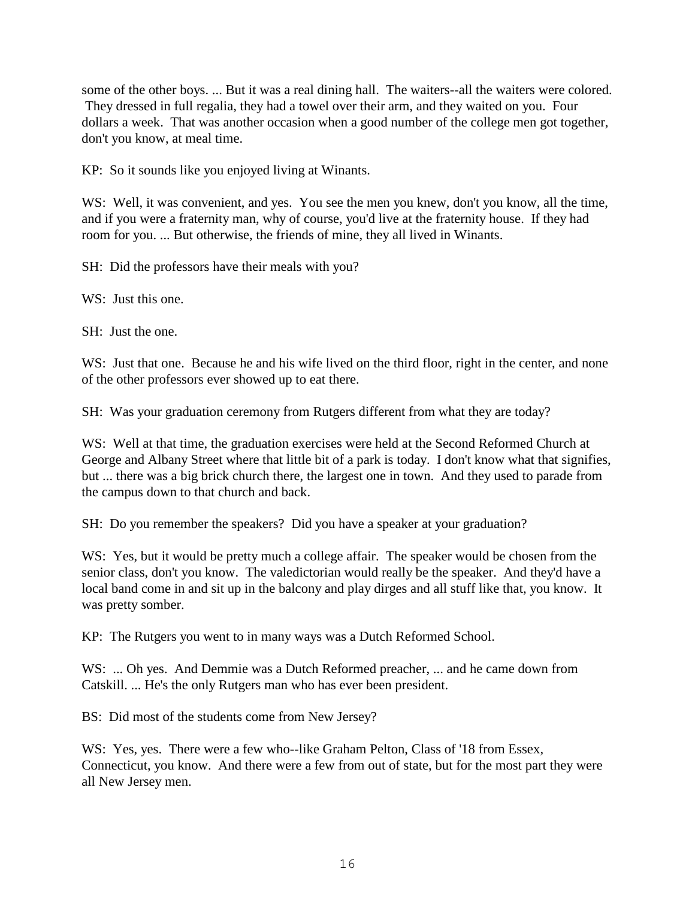some of the other boys. ... But it was a real dining hall. The waiters--all the waiters were colored. They dressed in full regalia, they had a towel over their arm, and they waited on you. Four dollars a week. That was another occasion when a good number of the college men got together, don't you know, at meal time.

KP: So it sounds like you enjoyed living at Winants.

WS: Well, it was convenient, and yes. You see the men you knew, don't you know, all the time, and if you were a fraternity man, why of course, you'd live at the fraternity house. If they had room for you. ... But otherwise, the friends of mine, they all lived in Winants.

SH: Did the professors have their meals with you?

WS: Just this one.

SH: Just the one.

WS: Just that one. Because he and his wife lived on the third floor, right in the center, and none of the other professors ever showed up to eat there.

SH: Was your graduation ceremony from Rutgers different from what they are today?

WS: Well at that time, the graduation exercises were held at the Second Reformed Church at George and Albany Street where that little bit of a park is today. I don't know what that signifies, but ... there was a big brick church there, the largest one in town. And they used to parade from the campus down to that church and back.

SH: Do you remember the speakers? Did you have a speaker at your graduation?

WS: Yes, but it would be pretty much a college affair. The speaker would be chosen from the senior class, don't you know. The valedictorian would really be the speaker. And they'd have a local band come in and sit up in the balcony and play dirges and all stuff like that, you know. It was pretty somber.

KP: The Rutgers you went to in many ways was a Dutch Reformed School.

WS: ... Oh yes. And Demmie was a Dutch Reformed preacher, ... and he came down from Catskill. ... He's the only Rutgers man who has ever been president.

BS: Did most of the students come from New Jersey?

WS: Yes, yes. There were a few who--like Graham Pelton, Class of '18 from Essex, Connecticut, you know. And there were a few from out of state, but for the most part they were all New Jersey men.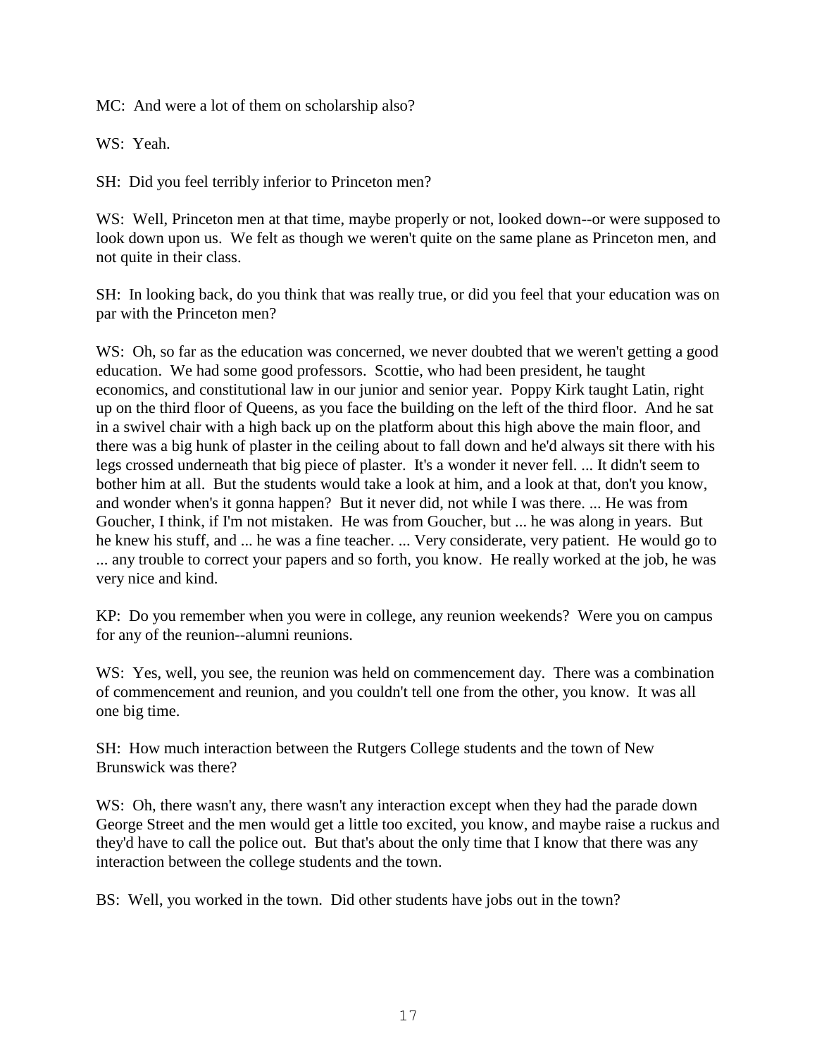MC: And were a lot of them on scholarship also?

WS: Yeah.

SH: Did you feel terribly inferior to Princeton men?

WS: Well, Princeton men at that time, maybe properly or not, looked down--or were supposed to look down upon us. We felt as though we weren't quite on the same plane as Princeton men, and not quite in their class.

SH: In looking back, do you think that was really true, or did you feel that your education was on par with the Princeton men?

WS: Oh, so far as the education was concerned, we never doubted that we weren't getting a good education. We had some good professors. Scottie, who had been president, he taught economics, and constitutional law in our junior and senior year. Poppy Kirk taught Latin, right up on the third floor of Queens, as you face the building on the left of the third floor. And he sat in a swivel chair with a high back up on the platform about this high above the main floor, and there was a big hunk of plaster in the ceiling about to fall down and he'd always sit there with his legs crossed underneath that big piece of plaster. It's a wonder it never fell. ... It didn't seem to bother him at all. But the students would take a look at him, and a look at that, don't you know, and wonder when's it gonna happen? But it never did, not while I was there. ... He was from Goucher, I think, if I'm not mistaken. He was from Goucher, but ... he was along in years. But he knew his stuff, and ... he was a fine teacher. ... Very considerate, very patient. He would go to ... any trouble to correct your papers and so forth, you know. He really worked at the job, he was very nice and kind.

KP: Do you remember when you were in college, any reunion weekends? Were you on campus for any of the reunion--alumni reunions.

WS: Yes, well, you see, the reunion was held on commencement day. There was a combination of commencement and reunion, and you couldn't tell one from the other, you know. It was all one big time.

SH: How much interaction between the Rutgers College students and the town of New Brunswick was there?

WS: Oh, there wasn't any, there wasn't any interaction except when they had the parade down George Street and the men would get a little too excited, you know, and maybe raise a ruckus and they'd have to call the police out. But that's about the only time that I know that there was any interaction between the college students and the town.

BS: Well, you worked in the town. Did other students have jobs out in the town?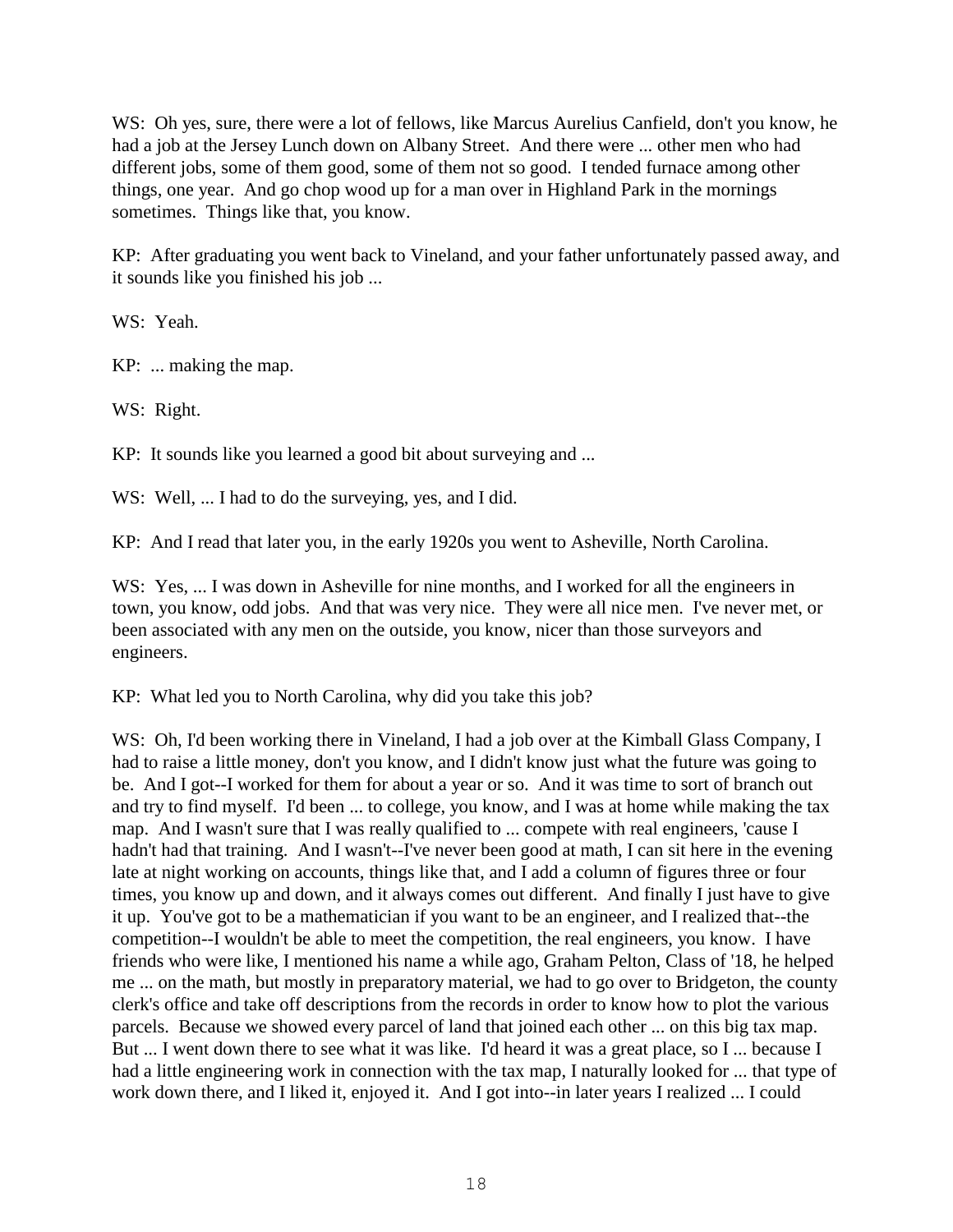WS: Oh yes, sure, there were a lot of fellows, like Marcus Aurelius Canfield, don't you know, he had a job at the Jersey Lunch down on Albany Street. And there were ... other men who had different jobs, some of them good, some of them not so good. I tended furnace among other things, one year. And go chop wood up for a man over in Highland Park in the mornings sometimes. Things like that, you know.

KP: After graduating you went back to Vineland, and your father unfortunately passed away, and it sounds like you finished his job ...

WS: Yeah.

KP: ... making the map.

WS: Right.

KP: It sounds like you learned a good bit about surveying and ...

WS: Well, ... I had to do the surveying, yes, and I did.

KP: And I read that later you, in the early 1920s you went to Asheville, North Carolina.

WS: Yes, ... I was down in Asheville for nine months, and I worked for all the engineers in town, you know, odd jobs. And that was very nice. They were all nice men. I've never met, or been associated with any men on the outside, you know, nicer than those surveyors and engineers.

KP: What led you to North Carolina, why did you take this job?

WS: Oh, I'd been working there in Vineland, I had a job over at the Kimball Glass Company, I had to raise a little money, don't you know, and I didn't know just what the future was going to be. And I got--I worked for them for about a year or so. And it was time to sort of branch out and try to find myself. I'd been ... to college, you know, and I was at home while making the tax map. And I wasn't sure that I was really qualified to ... compete with real engineers, 'cause I hadn't had that training. And I wasn't--I've never been good at math, I can sit here in the evening late at night working on accounts, things like that, and I add a column of figures three or four times, you know up and down, and it always comes out different. And finally I just have to give it up. You've got to be a mathematician if you want to be an engineer, and I realized that--the competition--I wouldn't be able to meet the competition, the real engineers, you know. I have friends who were like, I mentioned his name a while ago, Graham Pelton, Class of '18, he helped me ... on the math, but mostly in preparatory material, we had to go over to Bridgeton, the county clerk's office and take off descriptions from the records in order to know how to plot the various parcels. Because we showed every parcel of land that joined each other ... on this big tax map. But ... I went down there to see what it was like. I'd heard it was a great place, so I ... because I had a little engineering work in connection with the tax map, I naturally looked for ... that type of work down there, and I liked it, enjoyed it. And I got into--in later years I realized ... I could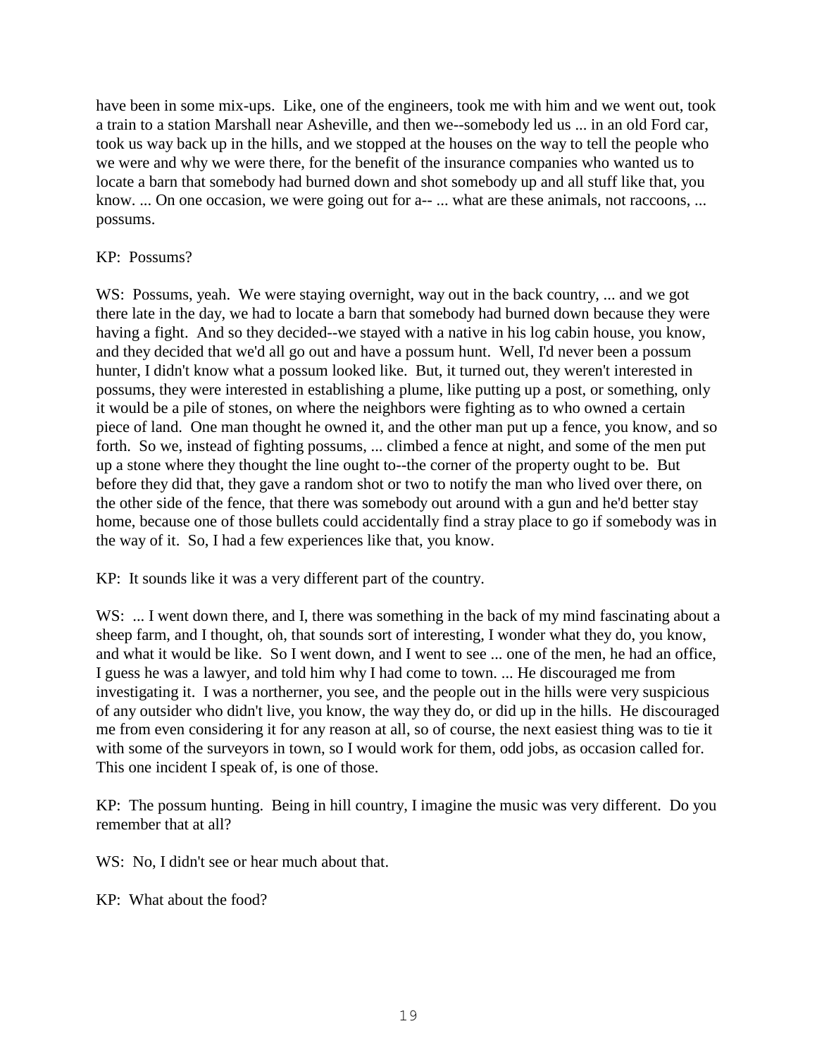have been in some mix-ups. Like, one of the engineers, took me with him and we went out, took a train to a station Marshall near Asheville, and then we--somebody led us ... in an old Ford car, took us way back up in the hills, and we stopped at the houses on the way to tell the people who we were and why we were there, for the benefit of the insurance companies who wanted us to locate a barn that somebody had burned down and shot somebody up and all stuff like that, you know. ... On one occasion, we were going out for a-- ... what are these animals, not raccoons, ... possums.

KP: Possums?

WS: Possums, yeah. We were staying overnight, way out in the back country, ... and we got there late in the day, we had to locate a barn that somebody had burned down because they were having a fight. And so they decided--we stayed with a native in his log cabin house, you know, and they decided that we'd all go out and have a possum hunt. Well, I'd never been a possum hunter, I didn't know what a possum looked like. But, it turned out, they weren't interested in possums, they were interested in establishing a plume, like putting up a post, or something, only it would be a pile of stones, on where the neighbors were fighting as to who owned a certain piece of land. One man thought he owned it, and the other man put up a fence, you know, and so forth. So we, instead of fighting possums, ... climbed a fence at night, and some of the men put up a stone where they thought the line ought to--the corner of the property ought to be. But before they did that, they gave a random shot or two to notify the man who lived over there, on the other side of the fence, that there was somebody out around with a gun and he'd better stay home, because one of those bullets could accidentally find a stray place to go if somebody was in the way of it. So, I had a few experiences like that, you know.

KP: It sounds like it was a very different part of the country.

WS: ... I went down there, and I, there was something in the back of my mind fascinating about a sheep farm, and I thought, oh, that sounds sort of interesting, I wonder what they do, you know, and what it would be like. So I went down, and I went to see ... one of the men, he had an office, I guess he was a lawyer, and told him why I had come to town. ... He discouraged me from investigating it. I was a northerner, you see, and the people out in the hills were very suspicious of any outsider who didn't live, you know, the way they do, or did up in the hills. He discouraged me from even considering it for any reason at all, so of course, the next easiest thing was to tie it with some of the surveyors in town, so I would work for them, odd jobs, as occasion called for. This one incident I speak of, is one of those.

KP: The possum hunting. Being in hill country, I imagine the music was very different. Do you remember that at all?

WS: No, I didn't see or hear much about that.

KP: What about the food?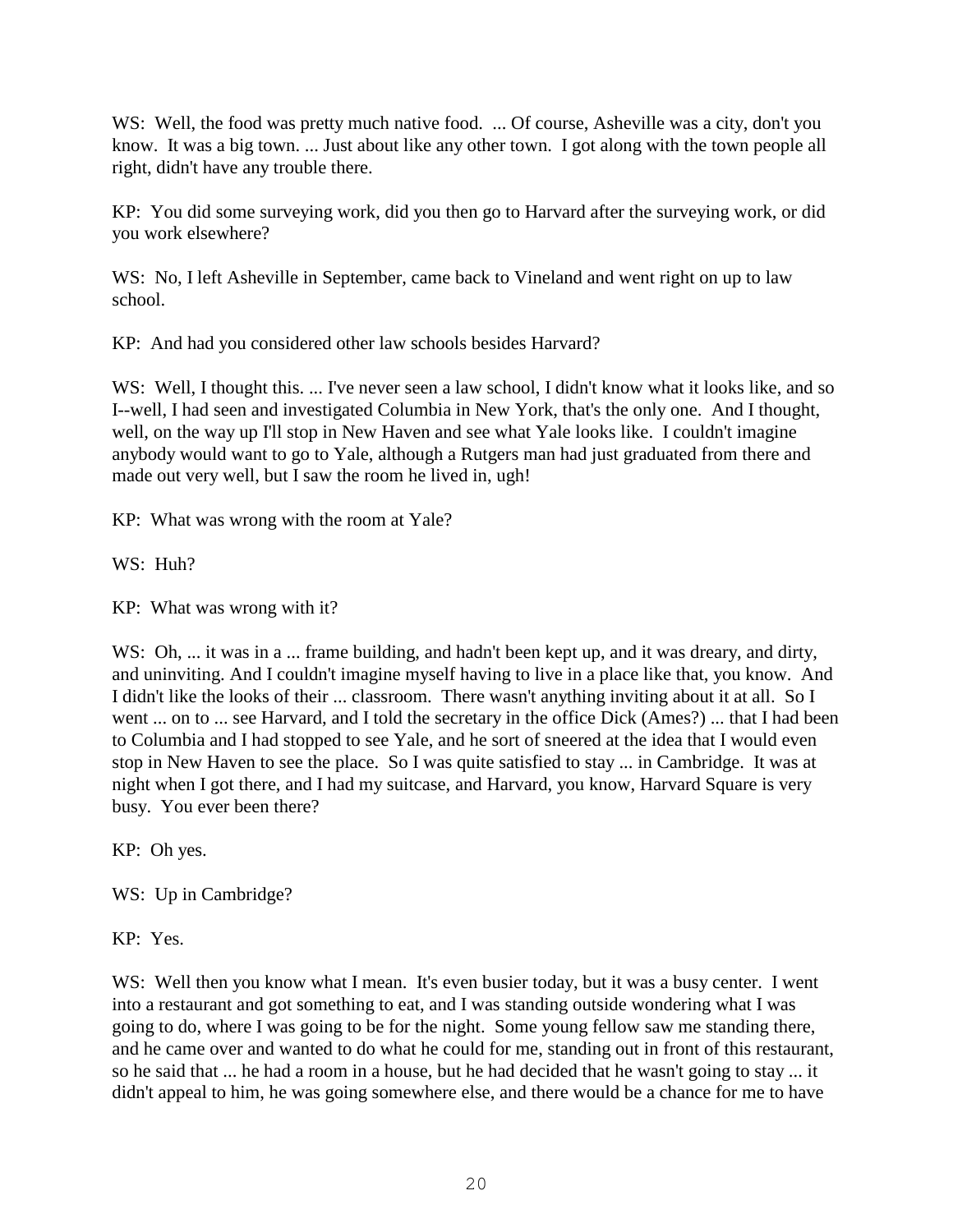WS: Well, the food was pretty much native food. ... Of course, Asheville was a city, don't you know. It was a big town. ... Just about like any other town. I got along with the town people all right, didn't have any trouble there.

KP: You did some surveying work, did you then go to Harvard after the surveying work, or did you work elsewhere?

WS: No, I left Asheville in September, came back to Vineland and went right on up to law school.

KP: And had you considered other law schools besides Harvard?

WS: Well, I thought this. ... I've never seen a law school, I didn't know what it looks like, and so I--well, I had seen and investigated Columbia in New York, that's the only one. And I thought, well, on the way up I'll stop in New Haven and see what Yale looks like. I couldn't imagine anybody would want to go to Yale, although a Rutgers man had just graduated from there and made out very well, but I saw the room he lived in, ugh!

KP: What was wrong with the room at Yale?

WS: Huh?

KP: What was wrong with it?

WS: Oh, ... it was in a ... frame building, and hadn't been kept up, and it was dreary, and dirty, and uninviting. And I couldn't imagine myself having to live in a place like that, you know. And I didn't like the looks of their ... classroom. There wasn't anything inviting about it at all. So I went ... on to ... see Harvard, and I told the secretary in the office Dick (Ames?) ... that I had been to Columbia and I had stopped to see Yale, and he sort of sneered at the idea that I would even stop in New Haven to see the place. So I was quite satisfied to stay ... in Cambridge. It was at night when I got there, and I had my suitcase, and Harvard, you know, Harvard Square is very busy. You ever been there?

KP: Oh yes.

WS: Up in Cambridge?

KP: Yes.

WS: Well then you know what I mean. It's even busier today, but it was a busy center. I went into a restaurant and got something to eat, and I was standing outside wondering what I was going to do, where I was going to be for the night. Some young fellow saw me standing there, and he came over and wanted to do what he could for me, standing out in front of this restaurant, so he said that ... he had a room in a house, but he had decided that he wasn't going to stay ... it didn't appeal to him, he was going somewhere else, and there would be a chance for me to have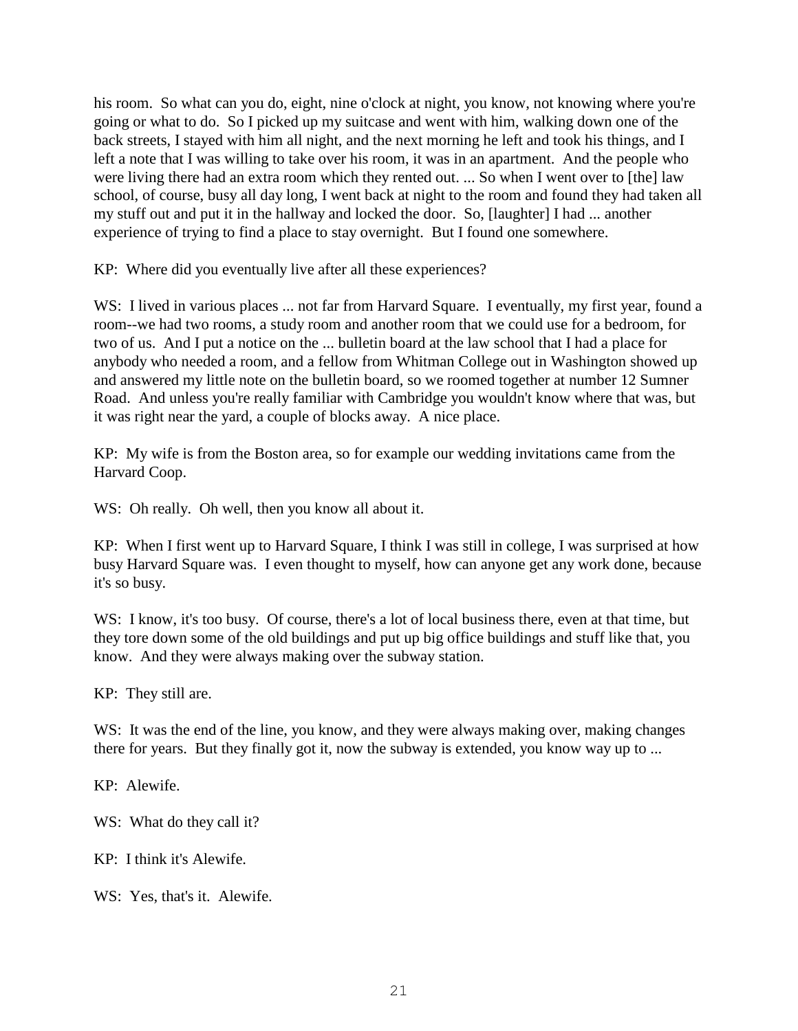his room. So what can you do, eight, nine o'clock at night, you know, not knowing where you're going or what to do. So I picked up my suitcase and went with him, walking down one of the back streets, I stayed with him all night, and the next morning he left and took his things, and I left a note that I was willing to take over his room, it was in an apartment. And the people who were living there had an extra room which they rented out. ... So when I went over to [the] law school, of course, busy all day long, I went back at night to the room and found they had taken all my stuff out and put it in the hallway and locked the door. So, [laughter] I had ... another experience of trying to find a place to stay overnight. But I found one somewhere.

KP: Where did you eventually live after all these experiences?

WS: I lived in various places ... not far from Harvard Square. I eventually, my first year, found a room--we had two rooms, a study room and another room that we could use for a bedroom, for two of us. And I put a notice on the ... bulletin board at the law school that I had a place for anybody who needed a room, and a fellow from Whitman College out in Washington showed up and answered my little note on the bulletin board, so we roomed together at number 12 Sumner Road. And unless you're really familiar with Cambridge you wouldn't know where that was, but it was right near the yard, a couple of blocks away. A nice place.

KP: My wife is from the Boston area, so for example our wedding invitations came from the Harvard Coop.

WS: Oh really. Oh well, then you know all about it.

KP: When I first went up to Harvard Square, I think I was still in college, I was surprised at how busy Harvard Square was. I even thought to myself, how can anyone get any work done, because it's so busy.

WS: I know, it's too busy. Of course, there's a lot of local business there, even at that time, but they tore down some of the old buildings and put up big office buildings and stuff like that, you know. And they were always making over the subway station.

KP: They still are.

WS: It was the end of the line, you know, and they were always making over, making changes there for years. But they finally got it, now the subway is extended, you know way up to ...

KP: Alewife.

WS: What do they call it?

KP: I think it's Alewife.

WS: Yes, that's it. Alewife.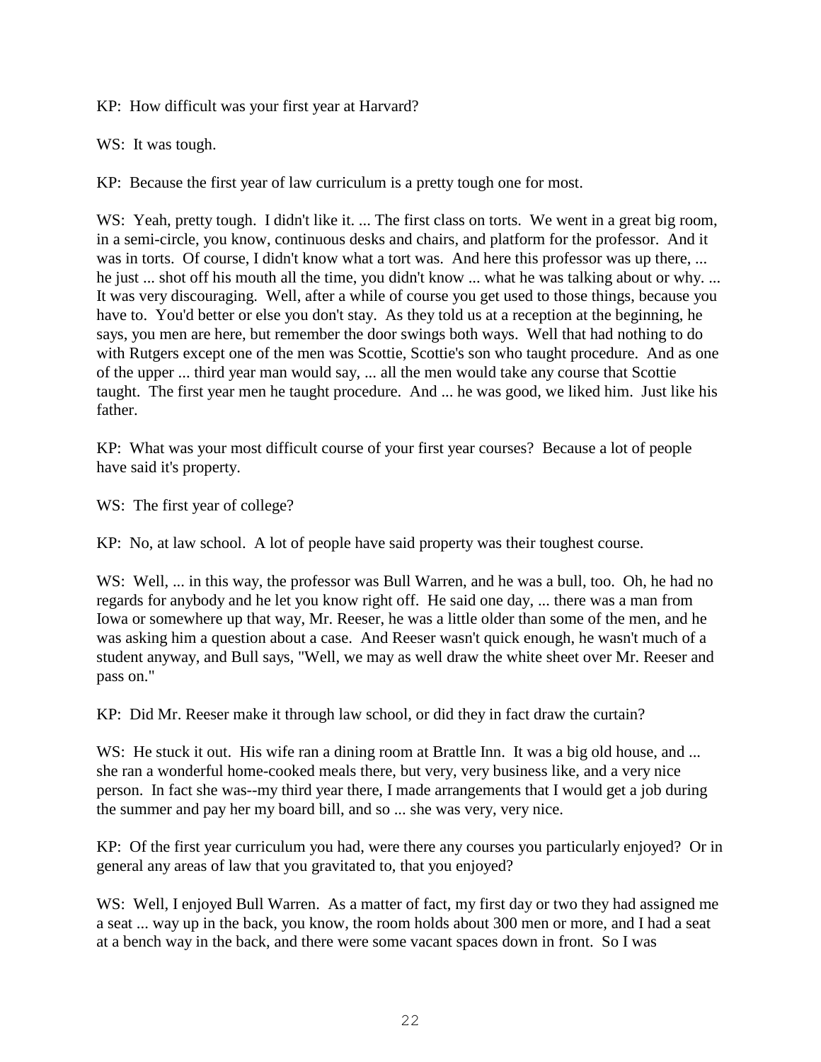KP: How difficult was your first year at Harvard?

WS: It was tough.

KP: Because the first year of law curriculum is a pretty tough one for most.

WS: Yeah, pretty tough. I didn't like it. ... The first class on torts. We went in a great big room, in a semi-circle, you know, continuous desks and chairs, and platform for the professor. And it was in torts. Of course, I didn't know what a tort was. And here this professor was up there, ... he just ... shot off his mouth all the time, you didn't know ... what he was talking about or why. ... It was very discouraging. Well, after a while of course you get used to those things, because you have to. You'd better or else you don't stay. As they told us at a reception at the beginning, he says, you men are here, but remember the door swings both ways. Well that had nothing to do with Rutgers except one of the men was Scottie, Scottie's son who taught procedure. And as one of the upper ... third year man would say, ... all the men would take any course that Scottie taught. The first year men he taught procedure. And ... he was good, we liked him. Just like his father.

KP: What was your most difficult course of your first year courses? Because a lot of people have said it's property.

WS: The first year of college?

KP: No, at law school. A lot of people have said property was their toughest course.

WS: Well, ... in this way, the professor was Bull Warren, and he was a bull, too. Oh, he had no regards for anybody and he let you know right off. He said one day, ... there was a man from Iowa or somewhere up that way, Mr. Reeser, he was a little older than some of the men, and he was asking him a question about a case. And Reeser wasn't quick enough, he wasn't much of a student anyway, and Bull says, "Well, we may as well draw the white sheet over Mr. Reeser and pass on."

KP: Did Mr. Reeser make it through law school, or did they in fact draw the curtain?

WS: He stuck it out. His wife ran a dining room at Brattle Inn. It was a big old house, and ... she ran a wonderful home-cooked meals there, but very, very business like, and a very nice person. In fact she was--my third year there, I made arrangements that I would get a job during the summer and pay her my board bill, and so ... she was very, very nice.

KP: Of the first year curriculum you had, were there any courses you particularly enjoyed? Or in general any areas of law that you gravitated to, that you enjoyed?

WS: Well, I enjoyed Bull Warren. As a matter of fact, my first day or two they had assigned me a seat ... way up in the back, you know, the room holds about 300 men or more, and I had a seat at a bench way in the back, and there were some vacant spaces down in front. So I was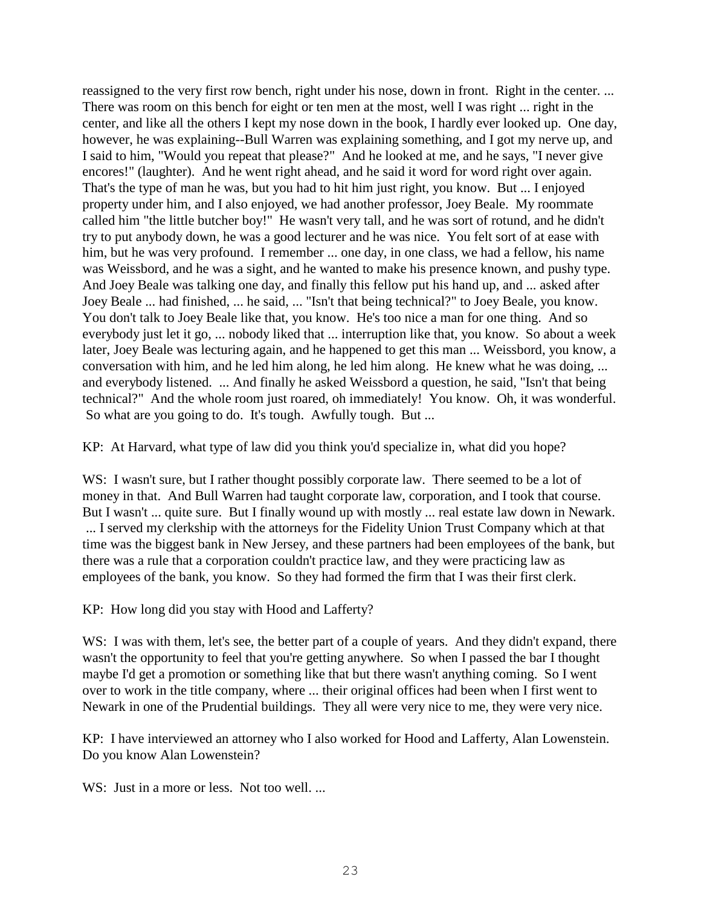reassigned to the very first row bench, right under his nose, down in front. Right in the center. ... There was room on this bench for eight or ten men at the most, well I was right ... right in the center, and like all the others I kept my nose down in the book, I hardly ever looked up. One day, however, he was explaining--Bull Warren was explaining something, and I got my nerve up, and I said to him, "Would you repeat that please?" And he looked at me, and he says, "I never give encores!" (laughter). And he went right ahead, and he said it word for word right over again. That's the type of man he was, but you had to hit him just right, you know. But ... I enjoyed property under him, and I also enjoyed, we had another professor, Joey Beale. My roommate called him "the little butcher boy!" He wasn't very tall, and he was sort of rotund, and he didn't try to put anybody down, he was a good lecturer and he was nice. You felt sort of at ease with him, but he was very profound. I remember ... one day, in one class, we had a fellow, his name was Weissbord, and he was a sight, and he wanted to make his presence known, and pushy type. And Joey Beale was talking one day, and finally this fellow put his hand up, and ... asked after Joey Beale ... had finished, ... he said, ... "Isn't that being technical?" to Joey Beale, you know. You don't talk to Joey Beale like that, you know. He's too nice a man for one thing. And so everybody just let it go, ... nobody liked that ... interruption like that, you know. So about a week later, Joey Beale was lecturing again, and he happened to get this man ... Weissbord, you know, a conversation with him, and he led him along, he led him along. He knew what he was doing, ... and everybody listened. ... And finally he asked Weissbord a question, he said, "Isn't that being technical?" And the whole room just roared, oh immediately! You know. Oh, it was wonderful. So what are you going to do. It's tough. Awfully tough. But ...

KP: At Harvard, what type of law did you think you'd specialize in, what did you hope?

WS: I wasn't sure, but I rather thought possibly corporate law. There seemed to be a lot of money in that. And Bull Warren had taught corporate law, corporation, and I took that course. But I wasn't ... quite sure. But I finally wound up with mostly ... real estate law down in Newark. ... I served my clerkship with the attorneys for the Fidelity Union Trust Company which at that time was the biggest bank in New Jersey, and these partners had been employees of the bank, but there was a rule that a corporation couldn't practice law, and they were practicing law as employees of the bank, you know. So they had formed the firm that I was their first clerk.

KP: How long did you stay with Hood and Lafferty?

WS: I was with them, let's see, the better part of a couple of years. And they didn't expand, there wasn't the opportunity to feel that you're getting anywhere. So when I passed the bar I thought maybe I'd get a promotion or something like that but there wasn't anything coming. So I went over to work in the title company, where ... their original offices had been when I first went to Newark in one of the Prudential buildings. They all were very nice to me, they were very nice.

KP: I have interviewed an attorney who I also worked for Hood and Lafferty, Alan Lowenstein. Do you know Alan Lowenstein?

WS: Just in a more or less. Not too well. ...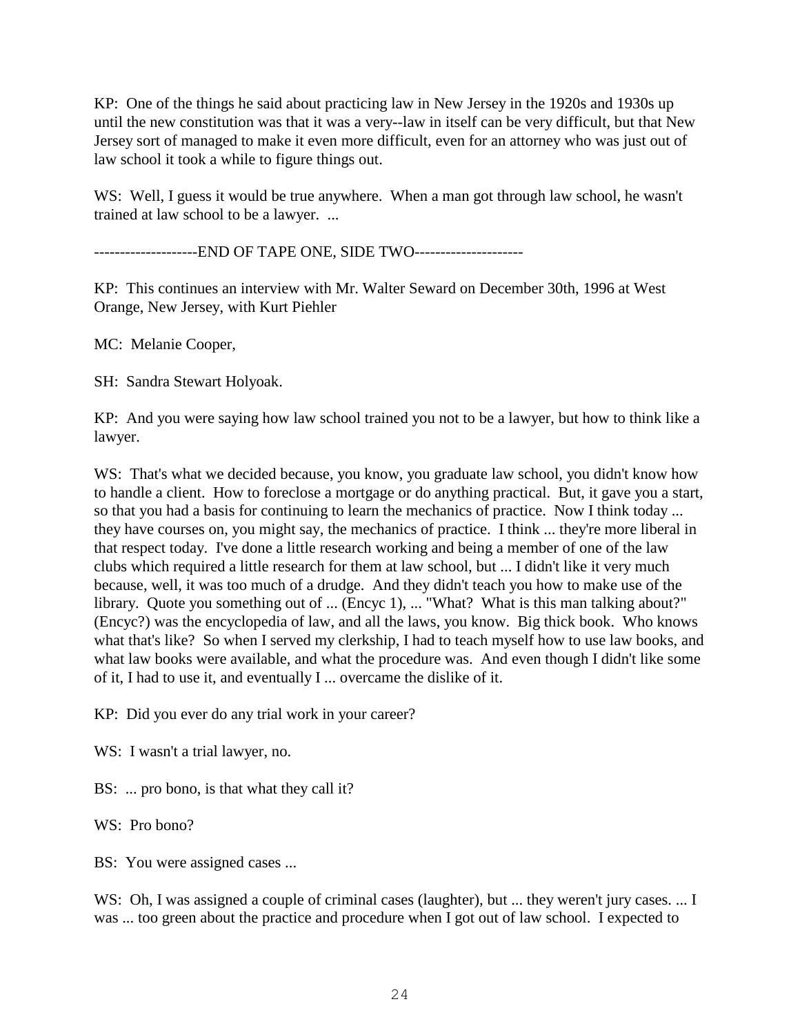KP: One of the things he said about practicing law in New Jersey in the 1920s and 1930s up until the new constitution was that it was a very--law in itself can be very difficult, but that New Jersey sort of managed to make it even more difficult, even for an attorney who was just out of law school it took a while to figure things out.

WS: Well, I guess it would be true anywhere. When a man got through law school, he wasn't trained at law school to be a lawyer. ...

--------------------END OF TAPE ONE, SIDE TWO---------------------

KP: This continues an interview with Mr. Walter Seward on December 30th, 1996 at West Orange, New Jersey, with Kurt Piehler

MC: Melanie Cooper,

SH: Sandra Stewart Holyoak.

KP: And you were saying how law school trained you not to be a lawyer, but how to think like a lawyer.

WS: That's what we decided because, you know, you graduate law school, you didn't know how to handle a client. How to foreclose a mortgage or do anything practical. But, it gave you a start, so that you had a basis for continuing to learn the mechanics of practice. Now I think today ... they have courses on, you might say, the mechanics of practice. I think ... they're more liberal in that respect today. I've done a little research working and being a member of one of the law clubs which required a little research for them at law school, but ... I didn't like it very much because, well, it was too much of a drudge. And they didn't teach you how to make use of the library. Quote you something out of ... (Encyc 1), ... "What? What is this man talking about?" (Encyc?) was the encyclopedia of law, and all the laws, you know. Big thick book. Who knows what that's like? So when I served my clerkship, I had to teach myself how to use law books, and what law books were available, and what the procedure was. And even though I didn't like some of it, I had to use it, and eventually I ... overcame the dislike of it.

KP: Did you ever do any trial work in your career?

WS: I wasn't a trial lawyer, no.

BS: ... pro bono, is that what they call it?

WS: Pro bono?

BS: You were assigned cases ...

WS: Oh, I was assigned a couple of criminal cases (laughter), but ... they weren't jury cases. ... I was ... too green about the practice and procedure when I got out of law school. I expected to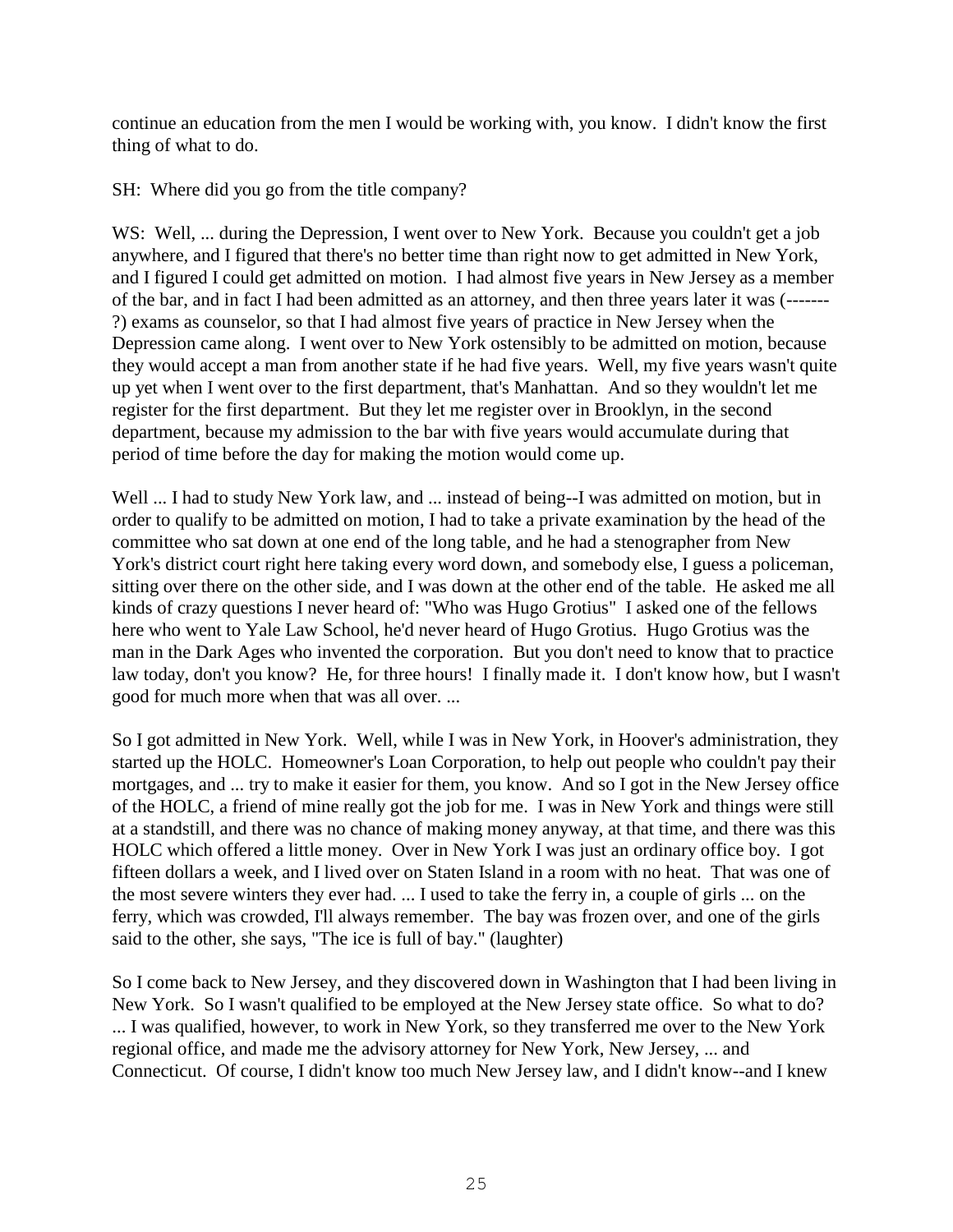continue an education from the men I would be working with, you know. I didn't know the first thing of what to do.

SH: Where did you go from the title company?

WS: Well, ... during the Depression, I went over to New York. Because you couldn't get a job anywhere, and I figured that there's no better time than right now to get admitted in New York, and I figured I could get admitted on motion. I had almost five years in New Jersey as a member of the bar, and in fact I had been admitted as an attorney, and then three years later it was (-------?) exams as counselor, so that I had almost five years of practice in New Jersey when the Depression came along. I went over to New York ostensibly to be admitted on motion, because they would accept a man from another state if he had five years. Well, my five years wasn't quite up yet when I went over to the first department, that's Manhattan. And so they wouldn't let me register for the first department. But they let me register over in Brooklyn, in the second department, because my admission to the bar with five years would accumulate during that period of time before the day for making the motion would come up.

Well ... I had to study New York law, and ... instead of being--I was admitted on motion, but in order to qualify to be admitted on motion, I had to take a private examination by the head of the committee who sat down at one end of the long table, and he had a stenographer from New York's district court right here taking every word down, and somebody else, I guess a policeman, sitting over there on the other side, and I was down at the other end of the table. He asked me all kinds of crazy questions I never heard of: "Who was Hugo Grotius" I asked one of the fellows here who went to Yale Law School, he'd never heard of Hugo Grotius. Hugo Grotius was the man in the Dark Ages who invented the corporation. But you don't need to know that to practice law today, don't you know? He, for three hours! I finally made it. I don't know how, but I wasn't good for much more when that was all over. ...

So I got admitted in New York. Well, while I was in New York, in Hoover's administration, they started up the HOLC. Homeowner's Loan Corporation, to help out people who couldn't pay their mortgages, and ... try to make it easier for them, you know. And so I got in the New Jersey office of the HOLC, a friend of mine really got the job for me. I was in New York and things were still at a standstill, and there was no chance of making money anyway, at that time, and there was this HOLC which offered a little money. Over in New York I was just an ordinary office boy. I got fifteen dollars a week, and I lived over on Staten Island in a room with no heat. That was one of the most severe winters they ever had. ... I used to take the ferry in, a couple of girls ... on the ferry, which was crowded, I'll always remember. The bay was frozen over, and one of the girls said to the other, she says, "The ice is full of bay." (laughter)

So I come back to New Jersey, and they discovered down in Washington that I had been living in New York. So I wasn't qualified to be employed at the New Jersey state office. So what to do? ... I was qualified, however, to work in New York, so they transferred me over to the New York regional office, and made me the advisory attorney for New York, New Jersey, ... and Connecticut. Of course, I didn't know too much New Jersey law, and I didn't know--and I knew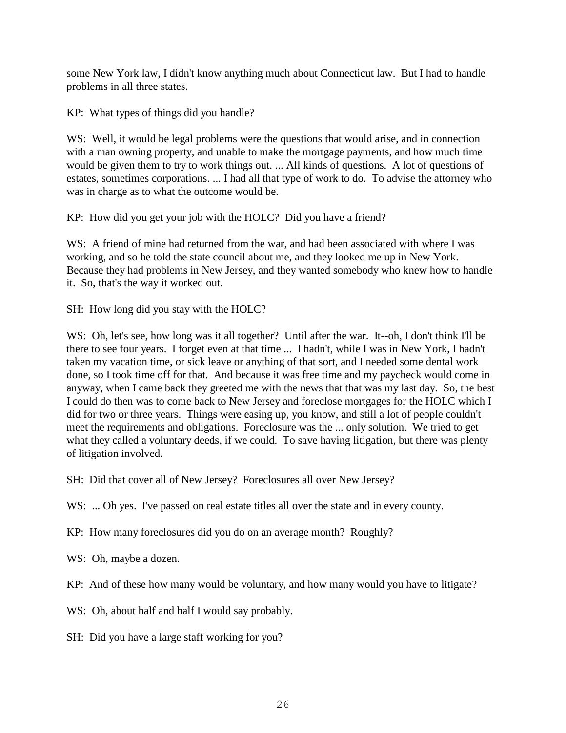some New York law, I didn't know anything much about Connecticut law. But I had to handle problems in all three states.

KP: What types of things did you handle?

WS: Well, it would be legal problems were the questions that would arise, and in connection with a man owning property, and unable to make the mortgage payments, and how much time would be given them to try to work things out. ... All kinds of questions. A lot of questions of estates, sometimes corporations. ... I had all that type of work to do. To advise the attorney who was in charge as to what the outcome would be.

KP: How did you get your job with the HOLC? Did you have a friend?

WS: A friend of mine had returned from the war, and had been associated with where I was working, and so he told the state council about me, and they looked me up in New York. Because they had problems in New Jersey, and they wanted somebody who knew how to handle it. So, that's the way it worked out.

SH: How long did you stay with the HOLC?

WS: Oh, let's see, how long was it all together? Until after the war. It--oh, I don't think I'll be there to see four years. I forget even at that time ... I hadn't, while I was in New York, I hadn't taken my vacation time, or sick leave or anything of that sort, and I needed some dental work done, so I took time off for that. And because it was free time and my paycheck would come in anyway, when I came back they greeted me with the news that that was my last day. So, the best I could do then was to come back to New Jersey and foreclose mortgages for the HOLC which I did for two or three years. Things were easing up, you know, and still a lot of people couldn't meet the requirements and obligations. Foreclosure was the ... only solution. We tried to get what they called a voluntary deeds, if we could. To save having litigation, but there was plenty of litigation involved.

SH: Did that cover all of New Jersey? Foreclosures all over New Jersey?

WS: ... Oh yes. I've passed on real estate titles all over the state and in every county.

KP: How many foreclosures did you do on an average month? Roughly?

WS: Oh, maybe a dozen.

KP: And of these how many would be voluntary, and how many would you have to litigate?

WS: Oh, about half and half I would say probably.

SH: Did you have a large staff working for you?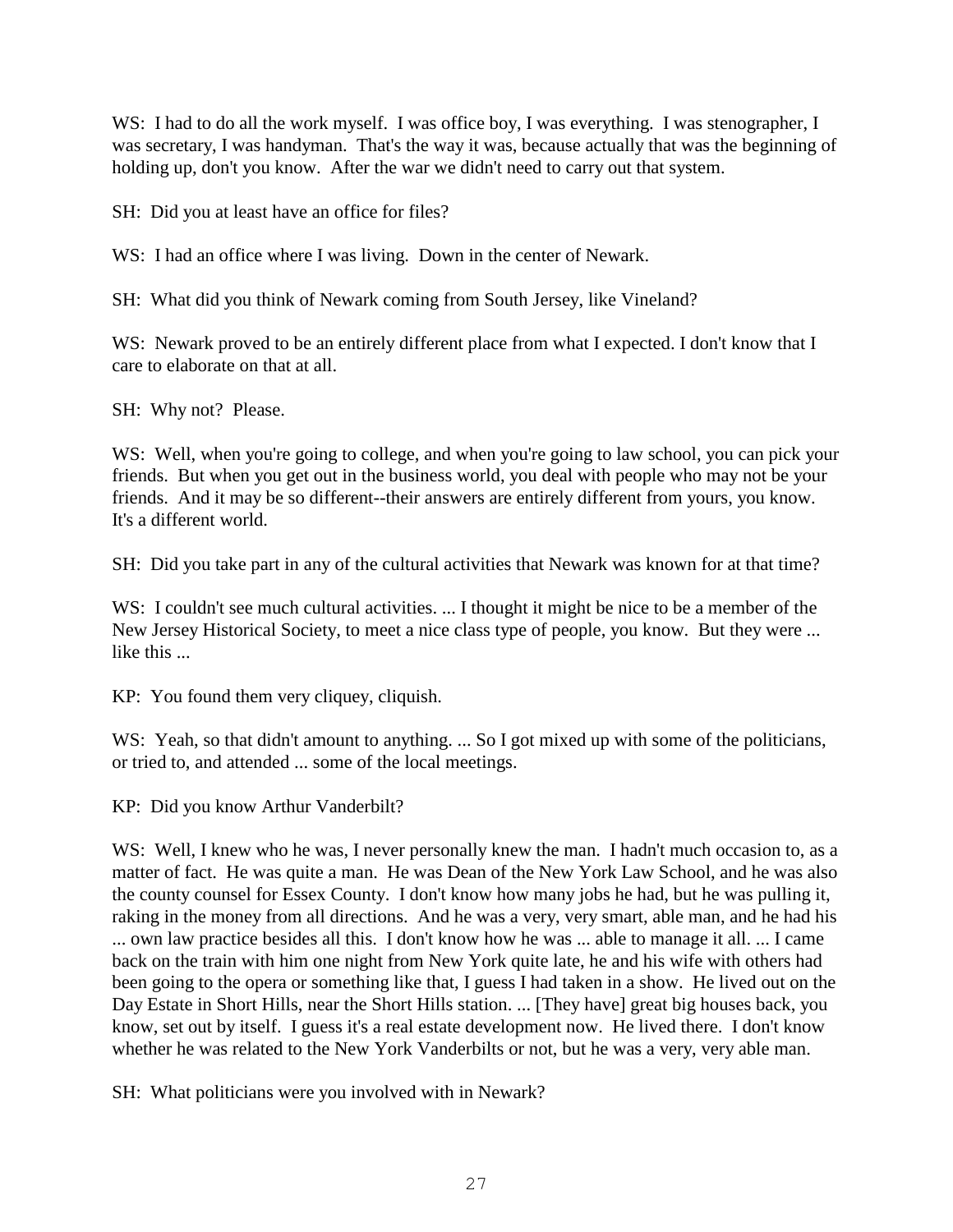WS: I had to do all the work myself. I was office boy, I was everything. I was stenographer, I was secretary, I was handyman. That's the way it was, because actually that was the beginning of holding up, don't you know. After the war we didn't need to carry out that system.

SH: Did you at least have an office for files?

WS: I had an office where I was living. Down in the center of Newark.

SH: What did you think of Newark coming from South Jersey, like Vineland?

WS: Newark proved to be an entirely different place from what I expected. I don't know that I care to elaborate on that at all.

SH: Why not? Please.

WS: Well, when you're going to college, and when you're going to law school, you can pick your friends. But when you get out in the business world, you deal with people who may not be your friends. And it may be so different--their answers are entirely different from yours, you know. It's a different world.

SH: Did you take part in any of the cultural activities that Newark was known for at that time?

WS: I couldn't see much cultural activities. ... I thought it might be nice to be a member of the New Jersey Historical Society, to meet a nice class type of people, you know. But they were ... like this ...

KP: You found them very cliquey, cliquish.

WS: Yeah, so that didn't amount to anything. ... So I got mixed up with some of the politicians, or tried to, and attended ... some of the local meetings.

KP: Did you know Arthur Vanderbilt?

WS: Well, I knew who he was, I never personally knew the man. I hadn't much occasion to, as a matter of fact. He was quite a man. He was Dean of the New York Law School, and he was also the county counsel for Essex County. I don't know how many jobs he had, but he was pulling it, raking in the money from all directions. And he was a very, very smart, able man, and he had his ... own law practice besides all this. I don't know how he was ... able to manage it all. ... I came back on the train with him one night from New York quite late, he and his wife with others had been going to the opera or something like that, I guess I had taken in a show. He lived out on the Day Estate in Short Hills, near the Short Hills station. ... [They have] great big houses back, you know, set out by itself. I guess it's a real estate development now. He lived there. I don't know whether he was related to the New York Vanderbilts or not, but he was a very, very able man.

SH: What politicians were you involved with in Newark?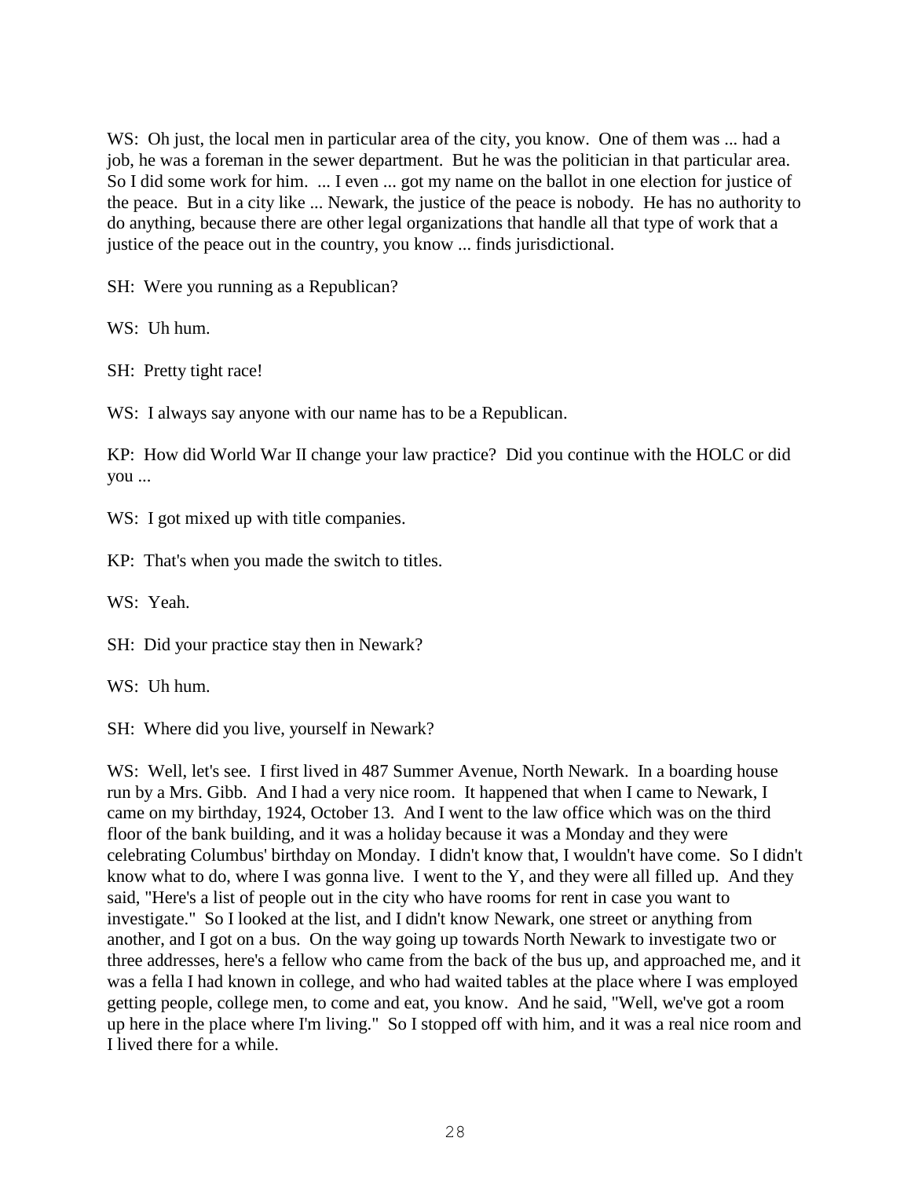WS: Oh just, the local men in particular area of the city, you know. One of them was ... had a job, he was a foreman in the sewer department. But he was the politician in that particular area. So I did some work for him. ... I even ... got my name on the ballot in one election for justice of the peace. But in a city like ... Newark, the justice of the peace is nobody. He has no authority to do anything, because there are other legal organizations that handle all that type of work that a justice of the peace out in the country, you know ... finds jurisdictional.

SH: Were you running as a Republican?

WS: Uh hum.

SH: Pretty tight race!

WS: I always say anyone with our name has to be a Republican.

KP: How did World War II change your law practice? Did you continue with the HOLC or did you ...

WS: I got mixed up with title companies.

KP: That's when you made the switch to titles.

WS: Yeah.

SH: Did your practice stay then in Newark?

WS: Uh hum.

SH: Where did you live, yourself in Newark?

WS: Well, let's see. I first lived in 487 Summer Avenue, North Newark. In a boarding house run by a Mrs. Gibb. And I had a very nice room. It happened that when I came to Newark, I came on my birthday, 1924, October 13. And I went to the law office which was on the third floor of the bank building, and it was a holiday because it was a Monday and they were celebrating Columbus' birthday on Monday. I didn't know that, I wouldn't have come. So I didn't know what to do, where I was gonna live. I went to the Y, and they were all filled up. And they said, "Here's a list of people out in the city who have rooms for rent in case you want to investigate." So I looked at the list, and I didn't know Newark, one street or anything from another, and I got on a bus. On the way going up towards North Newark to investigate two or three addresses, here's a fellow who came from the back of the bus up, and approached me, and it was a fella I had known in college, and who had waited tables at the place where I was employed getting people, college men, to come and eat, you know. And he said, "Well, we've got a room up here in the place where I'm living." So I stopped off with him, and it was a real nice room and I lived there for a while.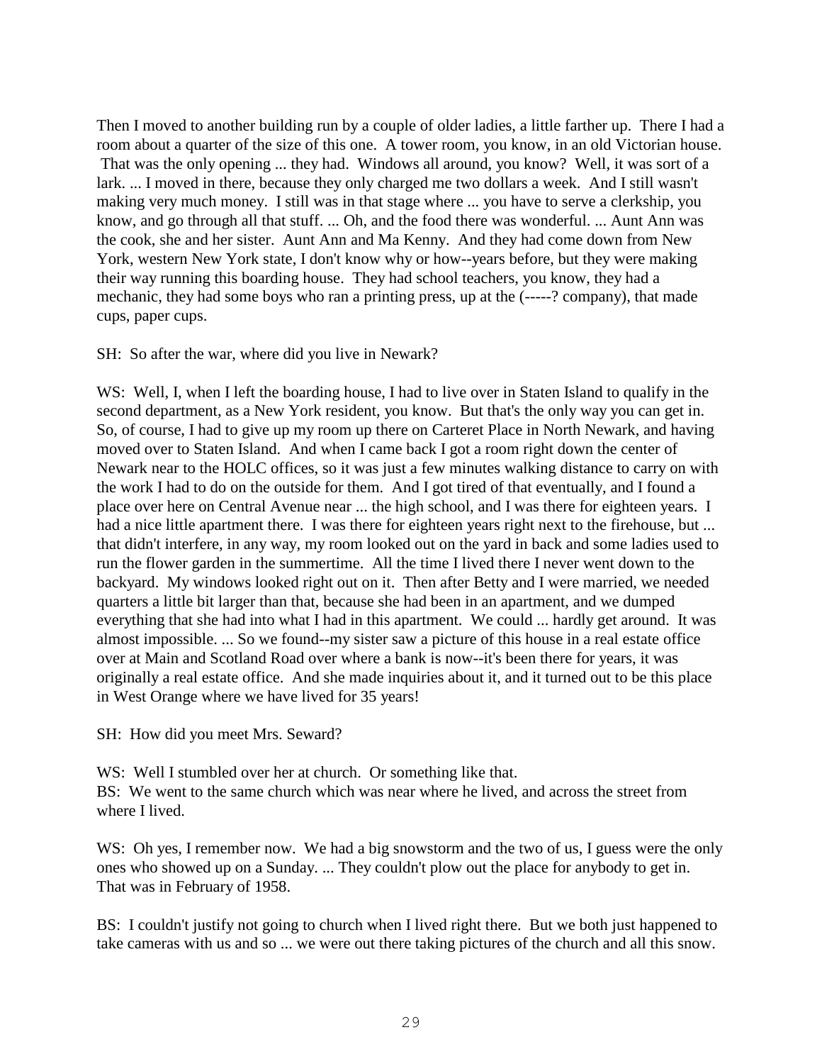Then I moved to another building run by a couple of older ladies, a little farther up. There I had a room about a quarter of the size of this one. A tower room, you know, in an old Victorian house. That was the only opening ... they had. Windows all around, you know? Well, it was sort of a lark. ... I moved in there, because they only charged me two dollars a week. And I still wasn't making very much money. I still was in that stage where ... you have to serve a clerkship, you know, and go through all that stuff. ... Oh, and the food there was wonderful. ... Aunt Ann was the cook, she and her sister. Aunt Ann and Ma Kenny. And they had come down from New York, western New York state, I don't know why or how--years before, but they were making their way running this boarding house. They had school teachers, you know, they had a mechanic, they had some boys who ran a printing press, up at the (-----? company), that made cups, paper cups.

SH: So after the war, where did you live in Newark?

WS: Well, I, when I left the boarding house, I had to live over in Staten Island to qualify in the second department, as a New York resident, you know. But that's the only way you can get in. So, of course, I had to give up my room up there on Carteret Place in North Newark, and having moved over to Staten Island. And when I came back I got a room right down the center of Newark near to the HOLC offices, so it was just a few minutes walking distance to carry on with the work I had to do on the outside for them. And I got tired of that eventually, and I found a place over here on Central Avenue near ... the high school, and I was there for eighteen years. I had a nice little apartment there. I was there for eighteen years right next to the firehouse, but ... that didn't interfere, in any way, my room looked out on the yard in back and some ladies used to run the flower garden in the summertime. All the time I lived there I never went down to the backyard. My windows looked right out on it. Then after Betty and I were married, we needed quarters a little bit larger than that, because she had been in an apartment, and we dumped everything that she had into what I had in this apartment. We could ... hardly get around. It was almost impossible. ... So we found--my sister saw a picture of this house in a real estate office over at Main and Scotland Road over where a bank is now--it's been there for years, it was originally a real estate office. And she made inquiries about it, and it turned out to be this place in West Orange where we have lived for 35 years!

SH: How did you meet Mrs. Seward?

WS: Well I stumbled over her at church. Or something like that.
BS: We went to the same church which was near where he lived, and across the street from where I lived.

WS: Oh yes, I remember now. We had a big snowstorm and the two of us, I guess were the only ones who showed up on a Sunday. ... They couldn't plow out the place for anybody to get in. That was in February of 1958.

BS: I couldn't justify not going to church when I lived right there. But we both just happened to take cameras with us and so ... we were out there taking pictures of the church and all this snow.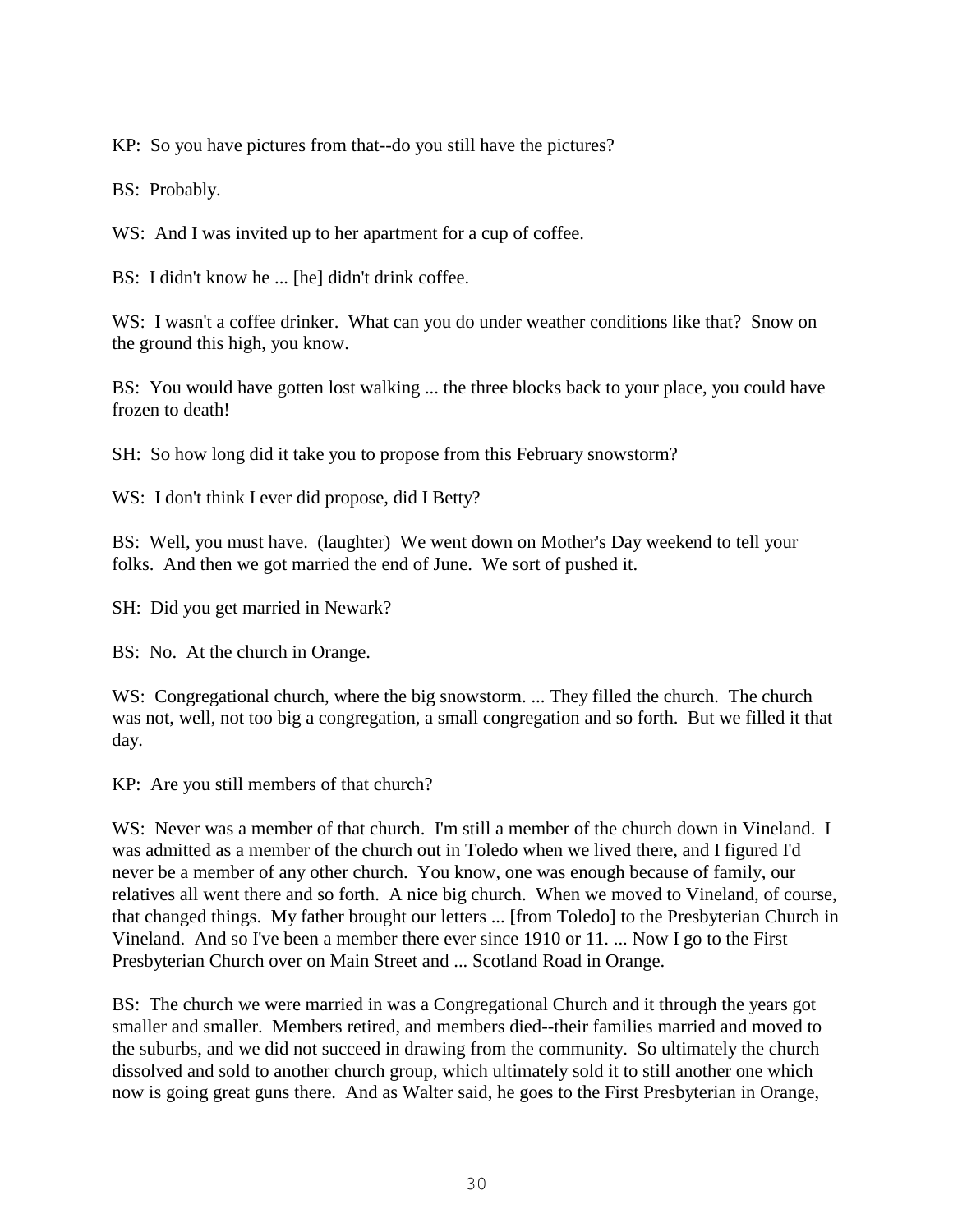KP: So you have pictures from that--do you still have the pictures?

BS: Probably.

WS: And I was invited up to her apartment for a cup of coffee.

BS: I didn't know he ... [he] didn't drink coffee.

WS: I wasn't a coffee drinker. What can you do under weather conditions like that? Snow on the ground this high, you know.

BS: You would have gotten lost walking ... the three blocks back to your place, you could have frozen to death!

SH: So how long did it take you to propose from this February snowstorm?

WS: I don't think I ever did propose, did I Betty?

BS: Well, you must have. (laughter) We went down on Mother's Day weekend to tell your folks. And then we got married the end of June. We sort of pushed it.

SH: Did you get married in Newark?

BS: No. At the church in Orange.

WS: Congregational church, where the big snowstorm. ... They filled the church. The church was not, well, not too big a congregation, a small congregation and so forth. But we filled it that day.

KP: Are you still members of that church?

WS: Never was a member of that church. I'm still a member of the church down in Vineland. I was admitted as a member of the church out in Toledo when we lived there, and I figured I'd never be a member of any other church. You know, one was enough because of family, our relatives all went there and so forth. A nice big church. When we moved to Vineland, of course, that changed things. My father brought our letters ... [from Toledo] to the Presbyterian Church in Vineland. And so I've been a member there ever since 1910 or 11. ... Now I go to the First Presbyterian Church over on Main Street and ... Scotland Road in Orange.

BS: The church we were married in was a Congregational Church and it through the years got smaller and smaller. Members retired, and members died--their families married and moved to the suburbs, and we did not succeed in drawing from the community. So ultimately the church dissolved and sold to another church group, which ultimately sold it to still another one which now is going great guns there. And as Walter said, he goes to the First Presbyterian in Orange,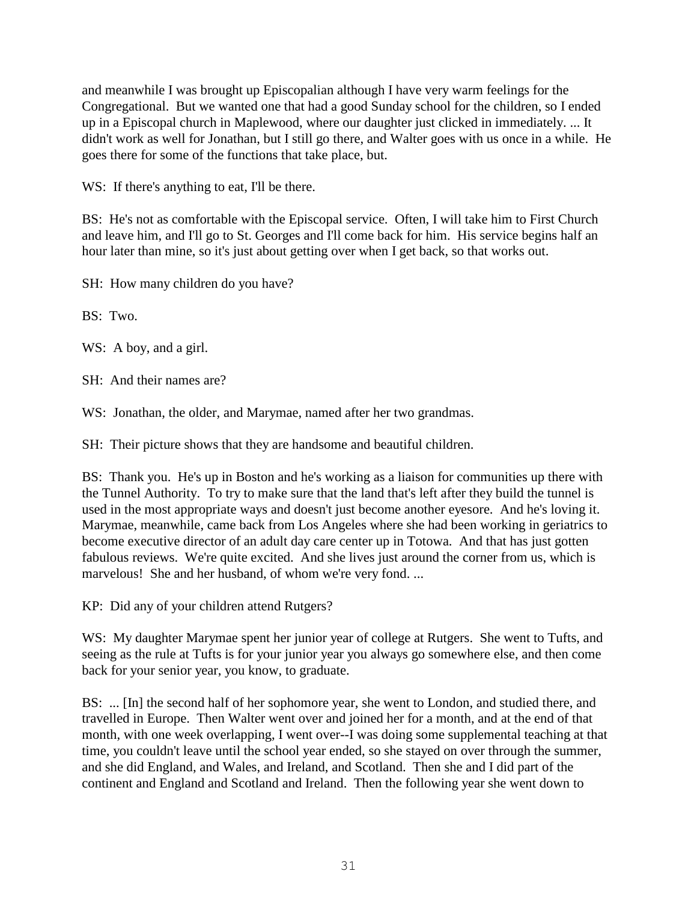and meanwhile I was brought up Episcopalian although I have very warm feelings for the Congregational. But we wanted one that had a good Sunday school for the children, so I ended up in a Episcopal church in Maplewood, where our daughter just clicked in immediately. ... It didn't work as well for Jonathan, but I still go there, and Walter goes with us once in a while. He goes there for some of the functions that take place, but.

WS: If there's anything to eat, I'll be there.

BS: He's not as comfortable with the Episcopal service. Often, I will take him to First Church and leave him, and I'll go to St. Georges and I'll come back for him. His service begins half an hour later than mine, so it's just about getting over when I get back, so that works out.

SH: How many children do you have?

BS: Two.

WS: A boy, and a girl.

SH: And their names are?

WS: Jonathan, the older, and Marymae, named after her two grandmas.

SH: Their picture shows that they are handsome and beautiful children.

BS: Thank you. He's up in Boston and he's working as a liaison for communities up there with the Tunnel Authority. To try to make sure that the land that's left after they build the tunnel is used in the most appropriate ways and doesn't just become another eyesore. And he's loving it. Marymae, meanwhile, came back from Los Angeles where she had been working in geriatrics to become executive director of an adult day care center up in Totowa. And that has just gotten fabulous reviews. We're quite excited. And she lives just around the corner from us, which is marvelous! She and her husband, of whom we're very fond. ...

KP: Did any of your children attend Rutgers?

WS: My daughter Marymae spent her junior year of college at Rutgers. She went to Tufts, and seeing as the rule at Tufts is for your junior year you always go somewhere else, and then come back for your senior year, you know, to graduate.

BS: ... [In] the second half of her sophomore year, she went to London, and studied there, and travelled in Europe. Then Walter went over and joined her for a month, and at the end of that month, with one week overlapping, I went over--I was doing some supplemental teaching at that time, you couldn't leave until the school year ended, so she stayed on over through the summer, and she did England, and Wales, and Ireland, and Scotland. Then she and I did part of the continent and England and Scotland and Ireland. Then the following year she went down to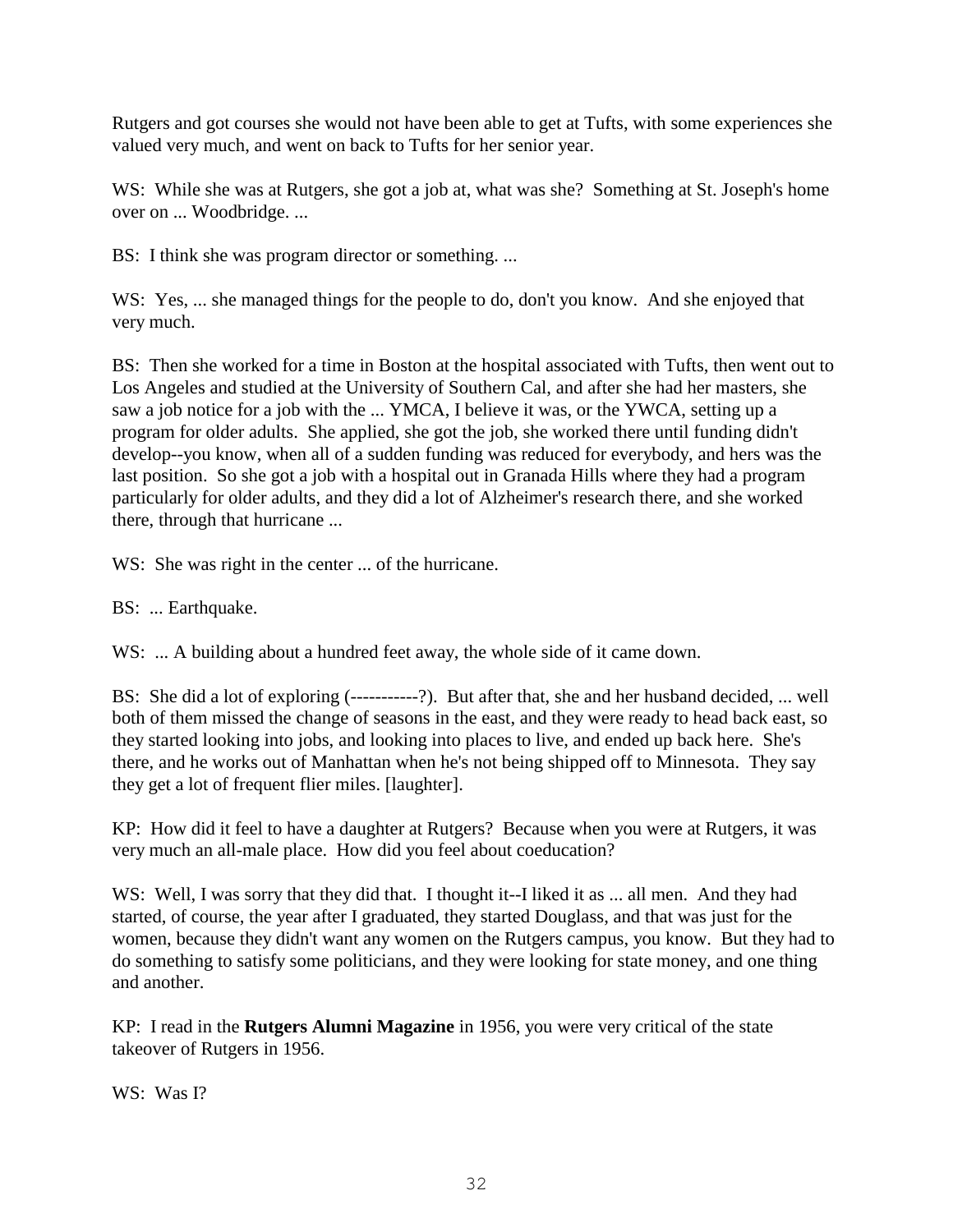Rutgers and got courses she would not have been able to get at Tufts, with some experiences she valued very much, and went on back to Tufts for her senior year.

WS: While she was at Rutgers, she got a job at, what was she? Something at St. Joseph's home over on ... Woodbridge. ...

BS: I think she was program director or something. ...

WS: Yes, ... she managed things for the people to do, don't you know. And she enjoyed that very much.

BS: Then she worked for a time in Boston at the hospital associated with Tufts, then went out to Los Angeles and studied at the University of Southern Cal, and after she had her masters, she saw a job notice for a job with the ... YMCA, I believe it was, or the YWCA, setting up a program for older adults. She applied, she got the job, she worked there until funding didn't develop--you know, when all of a sudden funding was reduced for everybody, and hers was the last position. So she got a job with a hospital out in Granada Hills where they had a program particularly for older adults, and they did a lot of Alzheimer's research there, and she worked there, through that hurricane ...

WS: She was right in the center ... of the hurricane.

BS: ... Earthquake.

WS: ... A building about a hundred feet away, the whole side of it came down.

BS: She did a lot of exploring (-----------?). But after that, she and her husband decided, ... well both of them missed the change of seasons in the east, and they were ready to head back east, so they started looking into jobs, and looking into places to live, and ended up back here. She's there, and he works out of Manhattan when he's not being shipped off to Minnesota. They say they get a lot of frequent flier miles. [laughter].

KP: How did it feel to have a daughter at Rutgers? Because when you were at Rutgers, it was very much an all-male place. How did you feel about coeducation?

WS: Well, I was sorry that they did that. I thought it--I liked it as ... all men. And they had started, of course, the year after I graduated, they started Douglass, and that was just for the women, because they didn't want any women on the Rutgers campus, you know. But they had to do something to satisfy some politicians, and they were looking for state money, and one thing and another.

KP: I read in the **Rutgers Alumni Magazine** in 1956, you were very critical of the state takeover of Rutgers in 1956.

WS: Was I?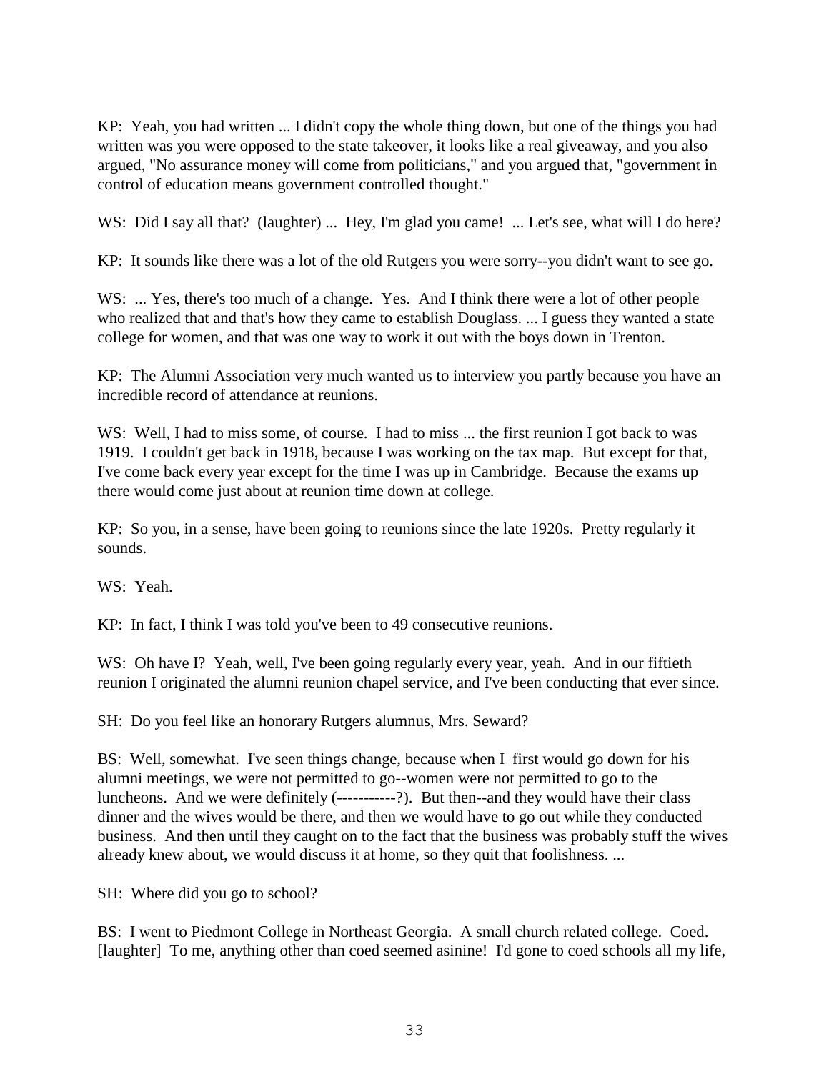KP: Yeah, you had written ... I didn't copy the whole thing down, but one of the things you had written was you were opposed to the state takeover, it looks like a real giveaway, and you also argued, "No assurance money will come from politicians," and you argued that, "government in control of education means government controlled thought."

WS: Did I say all that? (laughter) ... Hey, I'm glad you came! ... Let's see, what will I do here?

KP: It sounds like there was a lot of the old Rutgers you were sorry--you didn't want to see go.

WS: ... Yes, there's too much of a change. Yes. And I think there were a lot of other people who realized that and that's how they came to establish Douglass. ... I guess they wanted a state college for women, and that was one way to work it out with the boys down in Trenton.

KP: The Alumni Association very much wanted us to interview you partly because you have an incredible record of attendance at reunions.

WS: Well, I had to miss some, of course. I had to miss ... the first reunion I got back to was 1919. I couldn't get back in 1918, because I was working on the tax map. But except for that, I've come back every year except for the time I was up in Cambridge. Because the exams up there would come just about at reunion time down at college.

KP: So you, in a sense, have been going to reunions since the late 1920s. Pretty regularly it sounds.

WS: Yeah.

KP: In fact, I think I was told you've been to 49 consecutive reunions.

WS: Oh have I? Yeah, well, I've been going regularly every year, yeah. And in our fiftieth reunion I originated the alumni reunion chapel service, and I've been conducting that ever since.

SH: Do you feel like an honorary Rutgers alumnus, Mrs. Seward?

BS: Well, somewhat. I've seen things change, because when I first would go down for his alumni meetings, we were not permitted to go--women were not permitted to go to the luncheons. And we were definitely (-----------?). But then--and they would have their class dinner and the wives would be there, and then we would have to go out while they conducted business. And then until they caught on to the fact that the business was probably stuff the wives already knew about, we would discuss it at home, so they quit that foolishness. ...

SH: Where did you go to school?

BS: I went to Piedmont College in Northeast Georgia. A small church related college. Coed. [laughter] To me, anything other than coed seemed asinine! I'd gone to coed schools all my life,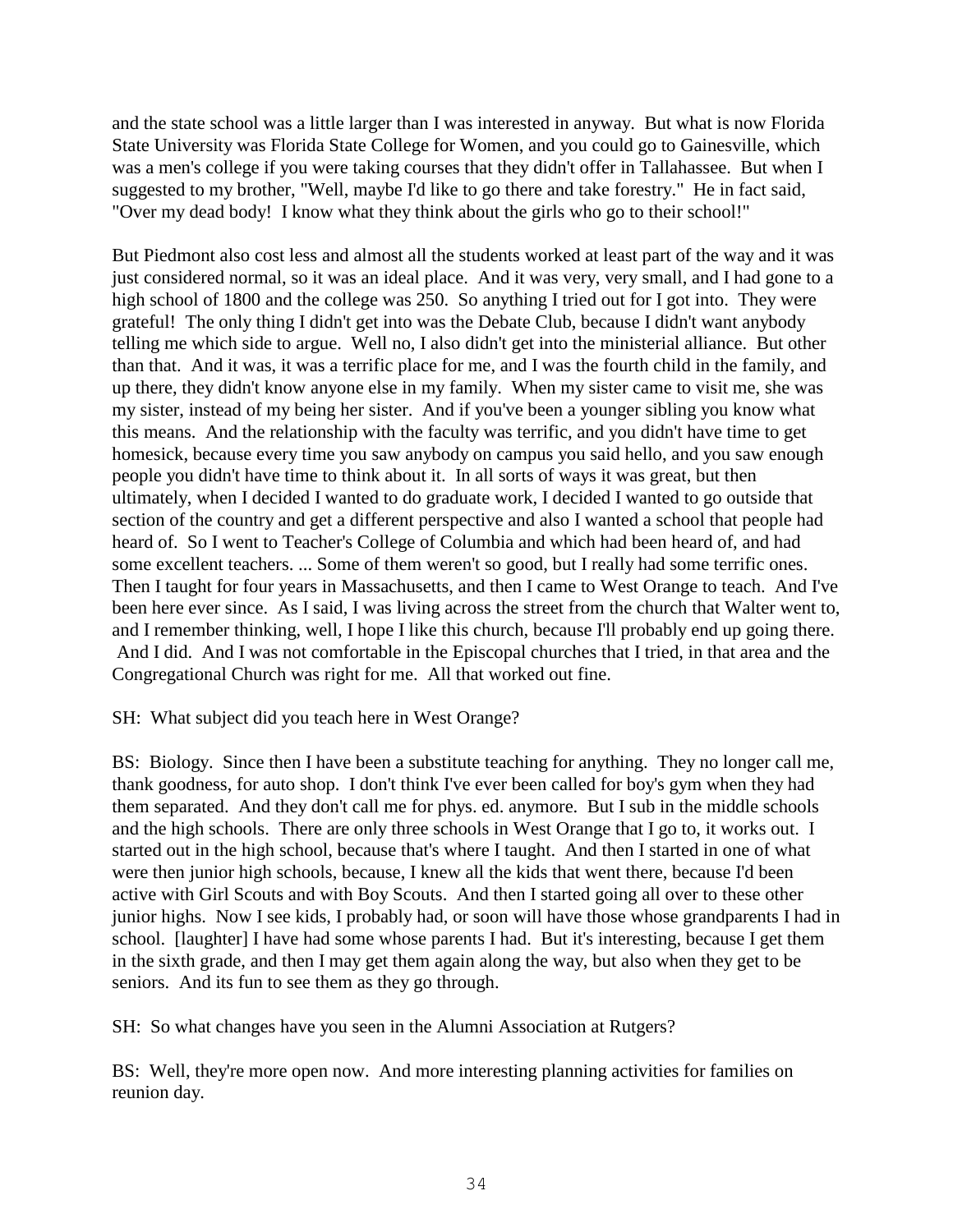and the state school was a little larger than I was interested in anyway. But what is now Florida State University was Florida State College for Women, and you could go to Gainesville, which was a men's college if you were taking courses that they didn't offer in Tallahassee. But when I suggested to my brother, "Well, maybe I'd like to go there and take forestry." He in fact said, "Over my dead body! I know what they think about the girls who go to their school!"

But Piedmont also cost less and almost all the students worked at least part of the way and it was just considered normal, so it was an ideal place. And it was very, very small, and I had gone to a high school of 1800 and the college was 250. So anything I tried out for I got into. They were grateful! The only thing I didn't get into was the Debate Club, because I didn't want anybody telling me which side to argue. Well no, I also didn't get into the ministerial alliance. But other than that. And it was, it was a terrific place for me, and I was the fourth child in the family, and up there, they didn't know anyone else in my family. When my sister came to visit me, she was my sister, instead of my being her sister. And if you've been a younger sibling you know what this means. And the relationship with the faculty was terrific, and you didn't have time to get homesick, because every time you saw anybody on campus you said hello, and you saw enough people you didn't have time to think about it. In all sorts of ways it was great, but then ultimately, when I decided I wanted to do graduate work, I decided I wanted to go outside that section of the country and get a different perspective and also I wanted a school that people had heard of. So I went to Teacher's College of Columbia and which had been heard of, and had some excellent teachers. ... Some of them weren't so good, but I really had some terrific ones. Then I taught for four years in Massachusetts, and then I came to West Orange to teach. And I've been here ever since. As I said, I was living across the street from the church that Walter went to, and I remember thinking, well, I hope I like this church, because I'll probably end up going there. And I did. And I was not comfortable in the Episcopal churches that I tried, in that area and the Congregational Church was right for me. All that worked out fine.

SH: What subject did you teach here in West Orange?

BS: Biology. Since then I have been a substitute teaching for anything. They no longer call me, thank goodness, for auto shop. I don't think I've ever been called for boy's gym when they had them separated. And they don't call me for phys. ed. anymore. But I sub in the middle schools and the high schools. There are only three schools in West Orange that I go to, it works out. I started out in the high school, because that's where I taught. And then I started in one of what were then junior high schools, because, I knew all the kids that went there, because I'd been active with Girl Scouts and with Boy Scouts. And then I started going all over to these other junior highs. Now I see kids, I probably had, or soon will have those whose grandparents I had in school. [laughter] I have had some whose parents I had. But it's interesting, because I get them in the sixth grade, and then I may get them again along the way, but also when they get to be seniors. And its fun to see them as they go through.

SH: So what changes have you seen in the Alumni Association at Rutgers?

BS: Well, they're more open now. And more interesting planning activities for families on reunion day.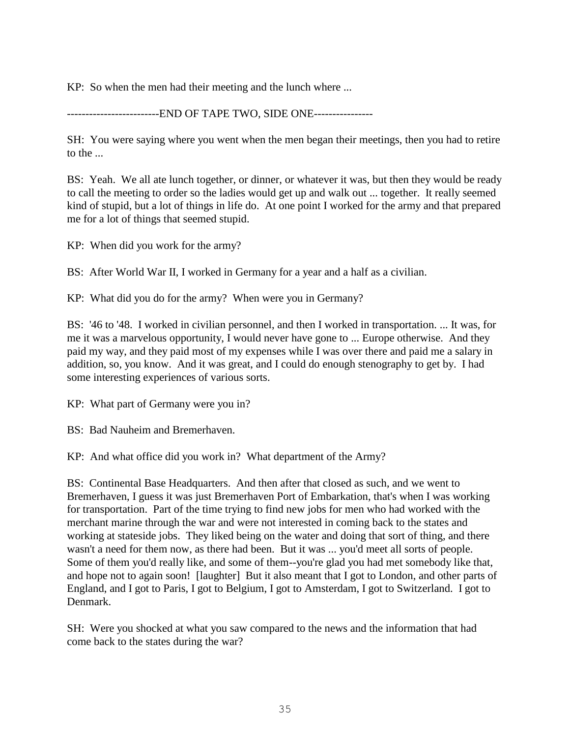KP: So when the men had their meeting and the lunch where ...

-------------------------END OF TAPE TWO, SIDE ONE----------------

SH: You were saying where you went when the men began their meetings, then you had to retire to the ...

BS: Yeah. We all ate lunch together, or dinner, or whatever it was, but then they would be ready to call the meeting to order so the ladies would get up and walk out ... together. It really seemed kind of stupid, but a lot of things in life do. At one point I worked for the army and that prepared me for a lot of things that seemed stupid.

KP: When did you work for the army?

BS: After World War II, I worked in Germany for a year and a half as a civilian.

KP: What did you do for the army? When were you in Germany?

BS: '46 to '48. I worked in civilian personnel, and then I worked in transportation. ... It was, for me it was a marvelous opportunity, I would never have gone to ... Europe otherwise. And they paid my way, and they paid most of my expenses while I was over there and paid me a salary in addition, so, you know. And it was great, and I could do enough stenography to get by. I had some interesting experiences of various sorts.

KP: What part of Germany were you in?

BS: Bad Nauheim and Bremerhaven.

KP: And what office did you work in? What department of the Army?

BS: Continental Base Headquarters. And then after that closed as such, and we went to Bremerhaven, I guess it was just Bremerhaven Port of Embarkation, that's when I was working for transportation. Part of the time trying to find new jobs for men who had worked with the merchant marine through the war and were not interested in coming back to the states and working at stateside jobs. They liked being on the water and doing that sort of thing, and there wasn't a need for them now, as there had been. But it was ... you'd meet all sorts of people. Some of them you'd really like, and some of them--you're glad you had met somebody like that, and hope not to again soon! [laughter] But it also meant that I got to London, and other parts of England, and I got to Paris, I got to Belgium, I got to Amsterdam, I got to Switzerland. I got to Denmark.

SH: Were you shocked at what you saw compared to the news and the information that had come back to the states during the war?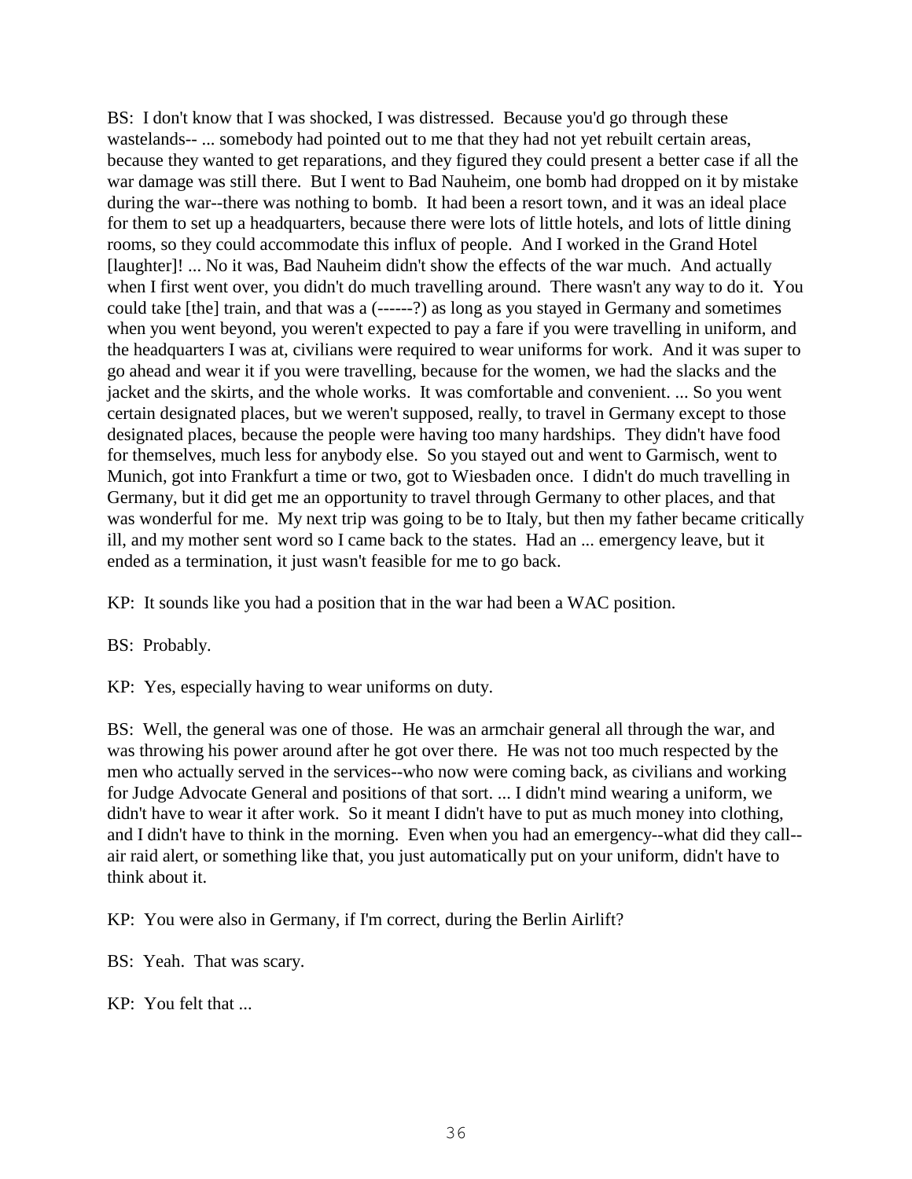BS: I don't know that I was shocked, I was distressed. Because you'd go through these wastelands-- ... somebody had pointed out to me that they had not yet rebuilt certain areas, because they wanted to get reparations, and they figured they could present a better case if all the war damage was still there. But I went to Bad Nauheim, one bomb had dropped on it by mistake during the war--there was nothing to bomb. It had been a resort town, and it was an ideal place for them to set up a headquarters, because there were lots of little hotels, and lots of little dining rooms, so they could accommodate this influx of people. And I worked in the Grand Hotel [laughter]! ... No it was, Bad Nauheim didn't show the effects of the war much. And actually when I first went over, you didn't do much travelling around. There wasn't any way to do it. You could take [the] train, and that was a (------?) as long as you stayed in Germany and sometimes when you went beyond, you weren't expected to pay a fare if you were travelling in uniform, and the headquarters I was at, civilians were required to wear uniforms for work. And it was super to go ahead and wear it if you were travelling, because for the women, we had the slacks and the jacket and the skirts, and the whole works. It was comfortable and convenient. ... So you went certain designated places, but we weren't supposed, really, to travel in Germany except to those designated places, because the people were having too many hardships. They didn't have food for themselves, much less for anybody else. So you stayed out and went to Garmisch, went to Munich, got into Frankfurt a time or two, got to Wiesbaden once. I didn't do much travelling in Germany, but it did get me an opportunity to travel through Germany to other places, and that was wonderful for me. My next trip was going to be to Italy, but then my father became critically ill, and my mother sent word so I came back to the states. Had an ... emergency leave, but it ended as a termination, it just wasn't feasible for me to go back.

KP: It sounds like you had a position that in the war had been a WAC position.

BS: Probably.

KP: Yes, especially having to wear uniforms on duty.

BS: Well, the general was one of those. He was an armchair general all through the war, and was throwing his power around after he got over there. He was not too much respected by the men who actually served in the services--who now were coming back, as civilians and working for Judge Advocate General and positions of that sort. ... I didn't mind wearing a uniform, we didn't have to wear it after work. So it meant I didn't have to put as much money into clothing, and I didn't have to think in the morning. Even when you had an emergency--what did they call--air raid alert, or something like that, you just automatically put on your uniform, didn't have to think about it.

KP: You were also in Germany, if I'm correct, during the Berlin Airlift?

BS: Yeah. That was scary.

KP: You felt that ...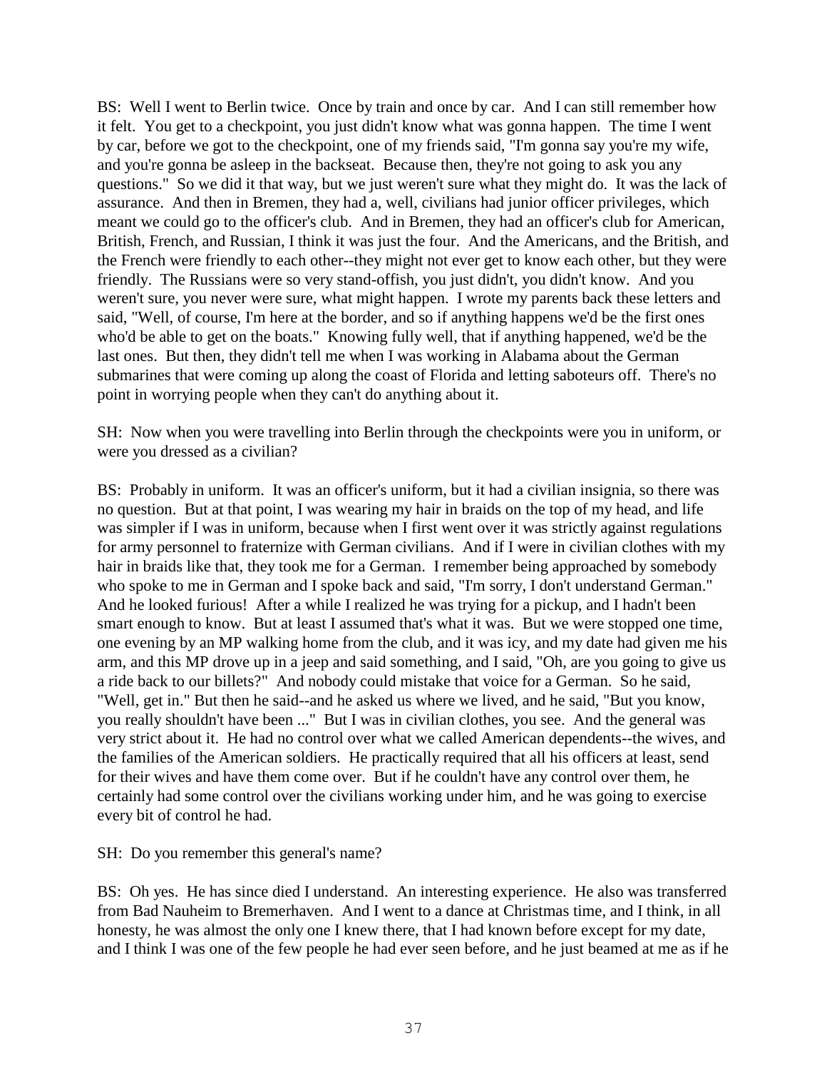BS: Well I went to Berlin twice. Once by train and once by car. And I can still remember how it felt. You get to a checkpoint, you just didn't know what was gonna happen. The time I went by car, before we got to the checkpoint, one of my friends said, "I'm gonna say you're my wife, and you're gonna be asleep in the backseat. Because then, they're not going to ask you any questions." So we did it that way, but we just weren't sure what they might do. It was the lack of assurance. And then in Bremen, they had a, well, civilians had junior officer privileges, which meant we could go to the officer's club. And in Bremen, they had an officer's club for American, British, French, and Russian, I think it was just the four. And the Americans, and the British, and the French were friendly to each other--they might not ever get to know each other, but they were friendly. The Russians were so very stand-offish, you just didn't, you didn't know. And you weren't sure, you never were sure, what might happen. I wrote my parents back these letters and said, "Well, of course, I'm here at the border, and so if anything happens we'd be the first ones who'd be able to get on the boats." Knowing fully well, that if anything happened, we'd be the last ones. But then, they didn't tell me when I was working in Alabama about the German submarines that were coming up along the coast of Florida and letting saboteurs off. There's no point in worrying people when they can't do anything about it.

SH: Now when you were travelling into Berlin through the checkpoints were you in uniform, or were you dressed as a civilian?

BS: Probably in uniform. It was an officer's uniform, but it had a civilian insignia, so there was no question. But at that point, I was wearing my hair in braids on the top of my head, and life was simpler if I was in uniform, because when I first went over it was strictly against regulations for army personnel to fraternize with German civilians. And if I were in civilian clothes with my hair in braids like that, they took me for a German. I remember being approached by somebody who spoke to me in German and I spoke back and said, "I'm sorry, I don't understand German." And he looked furious! After a while I realized he was trying for a pickup, and I hadn't been smart enough to know. But at least I assumed that's what it was. But we were stopped one time, one evening by an MP walking home from the club, and it was icy, and my date had given me his arm, and this MP drove up in a jeep and said something, and I said, "Oh, are you going to give us a ride back to our billets?" And nobody could mistake that voice for a German. So he said, "Well, get in." But then he said--and he asked us where we lived, and he said, "But you know, you really shouldn't have been ..." But I was in civilian clothes, you see. And the general was very strict about it. He had no control over what we called American dependents--the wives, and the families of the American soldiers. He practically required that all his officers at least, send for their wives and have them come over. But if he couldn't have any control over them, he certainly had some control over the civilians working under him, and he was going to exercise every bit of control he had.

SH: Do you remember this general's name?

BS: Oh yes. He has since died I understand. An interesting experience. He also was transferred from Bad Nauheim to Bremerhaven. And I went to a dance at Christmas time, and I think, in all honesty, he was almost the only one I knew there, that I had known before except for my date, and I think I was one of the few people he had ever seen before, and he just beamed at me as if he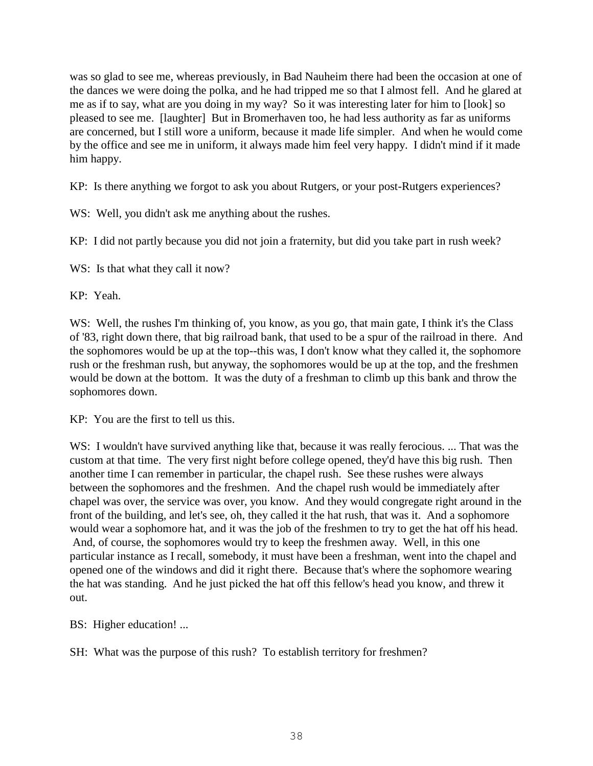was so glad to see me, whereas previously, in Bad Nauheim there had been the occasion at one of the dances we were doing the polka, and he had tripped me so that I almost fell. And he glared at me as if to say, what are you doing in my way? So it was interesting later for him to [look] so pleased to see me. [laughter] But in Bromerhaven too, he had less authority as far as uniforms are concerned, but I still wore a uniform, because it made life simpler. And when he would come by the office and see me in uniform, it always made him feel very happy. I didn't mind if it made him happy.

KP: Is there anything we forgot to ask you about Rutgers, or your post-Rutgers experiences?

WS: Well, you didn't ask me anything about the rushes.

KP: I did not partly because you did not join a fraternity, but did you take part in rush week?

WS: Is that what they call it now?

KP: Yeah.

WS: Well, the rushes I'm thinking of, you know, as you go, that main gate, I think it's the Class of '83, right down there, that big railroad bank, that used to be a spur of the railroad in there. And the sophomores would be up at the top--this was, I don't know what they called it, the sophomore rush or the freshman rush, but anyway, the sophomores would be up at the top, and the freshmen would be down at the bottom. It was the duty of a freshman to climb up this bank and throw the sophomores down.

KP: You are the first to tell us this.

WS: I wouldn't have survived anything like that, because it was really ferocious. ... That was the custom at that time. The very first night before college opened, they'd have this big rush. Then another time I can remember in particular, the chapel rush. See these rushes were always between the sophomores and the freshmen. And the chapel rush would be immediately after chapel was over, the service was over, you know. And they would congregate right around in the front of the building, and let's see, oh, they called it the hat rush, that was it. And a sophomore would wear a sophomore hat, and it was the job of the freshmen to try to get the hat off his head. And, of course, the sophomores would try to keep the freshmen away. Well, in this one particular instance as I recall, somebody, it must have been a freshman, went into the chapel and opened one of the windows and did it right there. Because that's where the sophomore wearing the hat was standing. And he just picked the hat off this fellow's head you know, and threw it out.

BS: Higher education! ...

SH: What was the purpose of this rush? To establish territory for freshmen?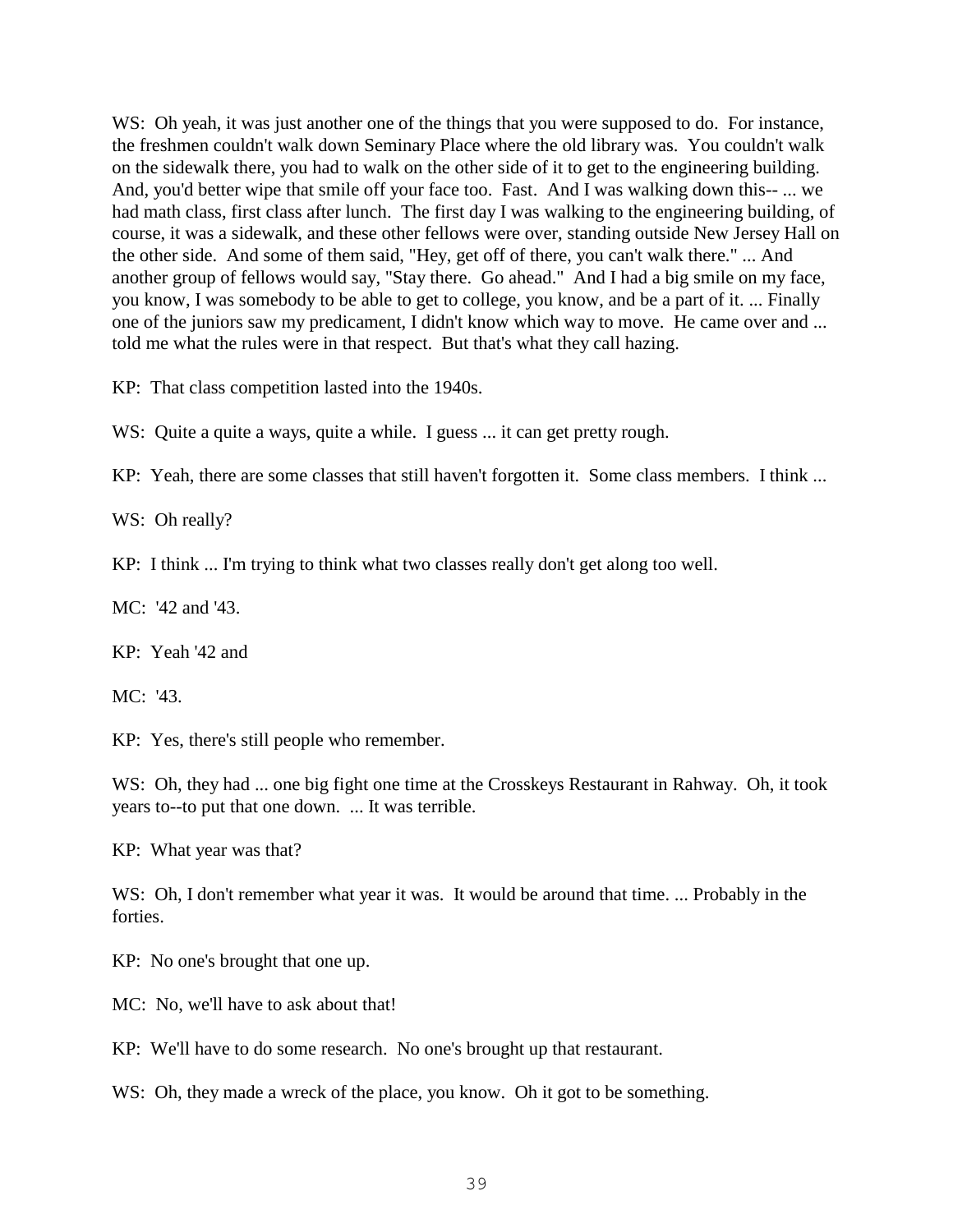WS: Oh yeah, it was just another one of the things that you were supposed to do. For instance, the freshmen couldn't walk down Seminary Place where the old library was. You couldn't walk on the sidewalk there, you had to walk on the other side of it to get to the engineering building. And, you'd better wipe that smile off your face too. Fast. And I was walking down this-- ... we had math class, first class after lunch. The first day I was walking to the engineering building, of course, it was a sidewalk, and these other fellows were over, standing outside New Jersey Hall on the other side. And some of them said, "Hey, get off of there, you can't walk there." ... And another group of fellows would say, "Stay there. Go ahead." And I had a big smile on my face, you know, I was somebody to be able to get to college, you know, and be a part of it. ... Finally one of the juniors saw my predicament, I didn't know which way to move. He came over and ... told me what the rules were in that respect. But that's what they call hazing.

KP: That class competition lasted into the 1940s.

WS: Quite a quite a ways, quite a while. I guess ... it can get pretty rough.

KP: Yeah, there are some classes that still haven't forgotten it. Some class members. I think ...

WS: Oh really?

KP: I think ... I'm trying to think what two classes really don't get along too well.

MC: '42 and '43.

KP: Yeah '42 and

MC: '43.

KP: Yes, there's still people who remember.

WS: Oh, they had ... one big fight one time at the Crosskeys Restaurant in Rahway. Oh, it took years to--to put that one down. ... It was terrible.

KP: What year was that?

WS: Oh, I don't remember what year it was. It would be around that time. ... Probably in the forties.

KP: No one's brought that one up.

MC: No, we'll have to ask about that!

KP: We'll have to do some research. No one's brought up that restaurant.

WS: Oh, they made a wreck of the place, you know. Oh it got to be something.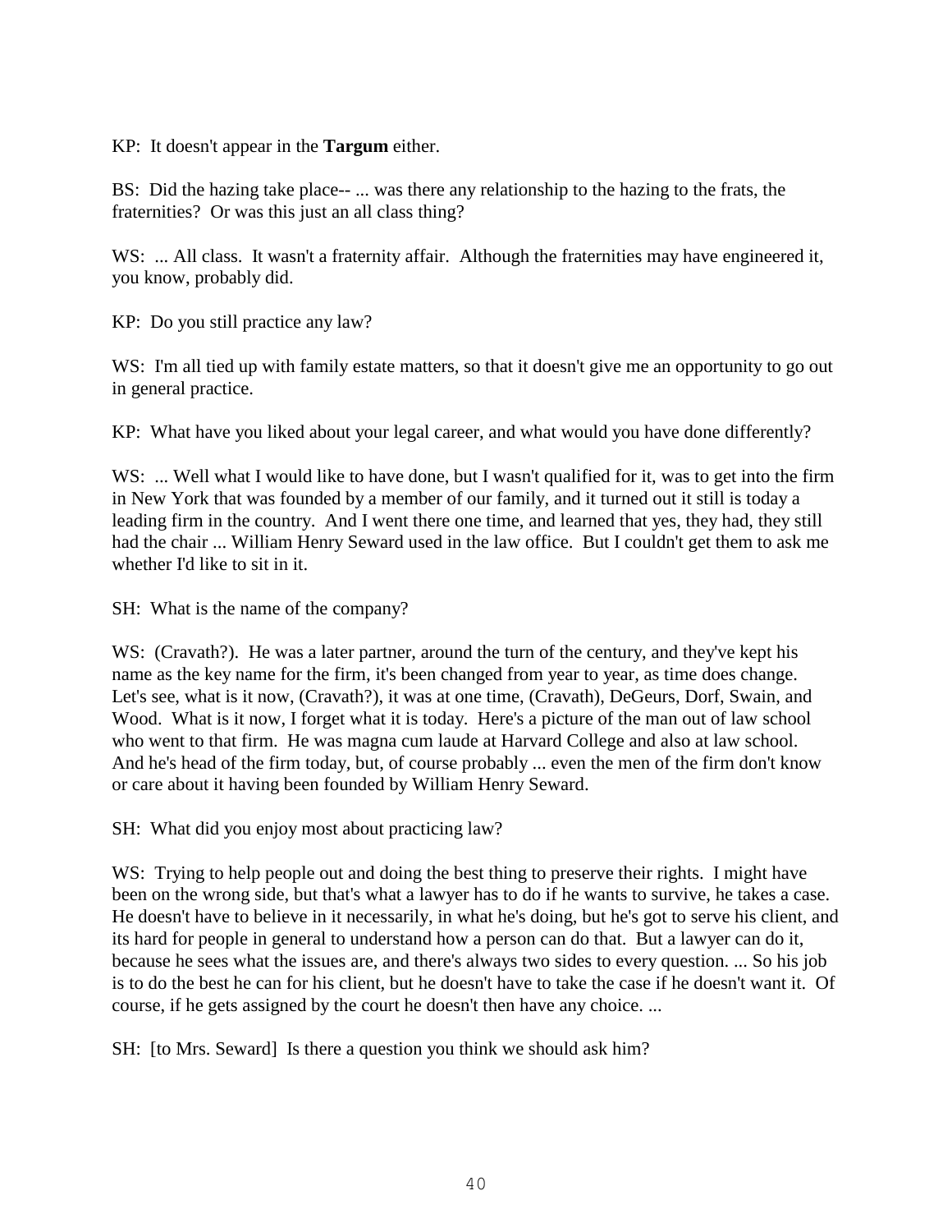KP: It doesn't appear in the **Targum** either.

BS: Did the hazing take place-- ... was there any relationship to the hazing to the frats, the fraternities? Or was this just an all class thing?

WS: ... All class. It wasn't a fraternity affair. Although the fraternities may have engineered it, you know, probably did.

KP: Do you still practice any law?

WS: I'm all tied up with family estate matters, so that it doesn't give me an opportunity to go out in general practice.

KP: What have you liked about your legal career, and what would you have done differently?

WS: ... Well what I would like to have done, but I wasn't qualified for it, was to get into the firm in New York that was founded by a member of our family, and it turned out it still is today a leading firm in the country. And I went there one time, and learned that yes, they had, they still had the chair ... William Henry Seward used in the law office. But I couldn't get them to ask me whether I'd like to sit in it.

SH: What is the name of the company?

WS: (Cravath?). He was a later partner, around the turn of the century, and they've kept his name as the key name for the firm, it's been changed from year to year, as time does change. Let's see, what is it now, (Cravath?), it was at one time, (Cravath), DeGeurs, Dorf, Swain, and Wood. What is it now, I forget what it is today. Here's a picture of the man out of law school who went to that firm. He was magna cum laude at Harvard College and also at law school. And he's head of the firm today, but, of course probably ... even the men of the firm don't know or care about it having been founded by William Henry Seward.

SH: What did you enjoy most about practicing law?

WS: Trying to help people out and doing the best thing to preserve their rights. I might have been on the wrong side, but that's what a lawyer has to do if he wants to survive, he takes a case. He doesn't have to believe in it necessarily, in what he's doing, but he's got to serve his client, and its hard for people in general to understand how a person can do that. But a lawyer can do it, because he sees what the issues are, and there's always two sides to every question. ... So his job is to do the best he can for his client, but he doesn't have to take the case if he doesn't want it. Of course, if he gets assigned by the court he doesn't then have any choice. ...

SH: [to Mrs. Seward] Is there a question you think we should ask him?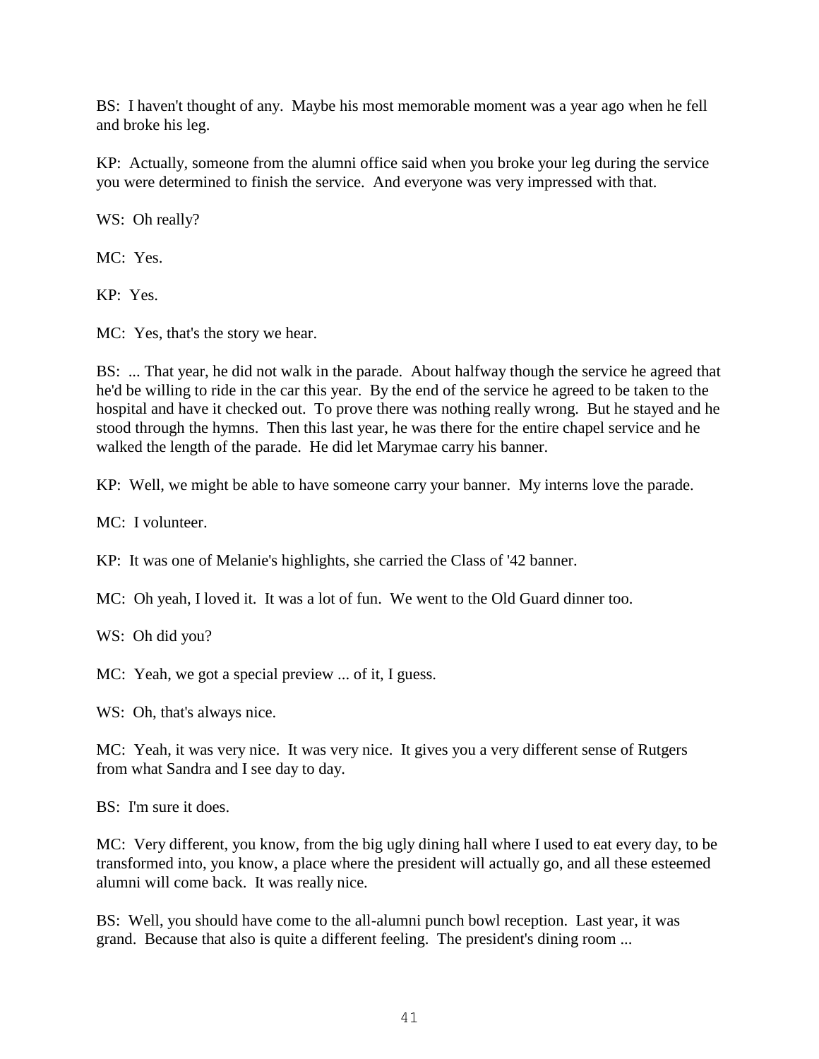BS: I haven't thought of any. Maybe his most memorable moment was a year ago when he fell and broke his leg.

KP: Actually, someone from the alumni office said when you broke your leg during the service you were determined to finish the service. And everyone was very impressed with that.

WS: Oh really?

MC: Yes.

KP: Yes.

MC: Yes, that's the story we hear.

BS: ... That year, he did not walk in the parade. About halfway though the service he agreed that he'd be willing to ride in the car this year. By the end of the service he agreed to be taken to the hospital and have it checked out. To prove there was nothing really wrong. But he stayed and he stood through the hymns. Then this last year, he was there for the entire chapel service and he walked the length of the parade. He did let Marymae carry his banner.

KP: Well, we might be able to have someone carry your banner. My interns love the parade.

MC: I volunteer.

KP: It was one of Melanie's highlights, she carried the Class of '42 banner.

MC: Oh yeah, I loved it. It was a lot of fun. We went to the Old Guard dinner too.

WS: Oh did you?

MC: Yeah, we got a special preview ... of it, I guess.

WS: Oh, that's always nice.

MC: Yeah, it was very nice. It was very nice. It gives you a very different sense of Rutgers from what Sandra and I see day to day.

BS: I'm sure it does.

MC: Very different, you know, from the big ugly dining hall where I used to eat every day, to be transformed into, you know, a place where the president will actually go, and all these esteemed alumni will come back. It was really nice.

BS: Well, you should have come to the all-alumni punch bowl reception. Last year, it was grand. Because that also is quite a different feeling. The president's dining room ...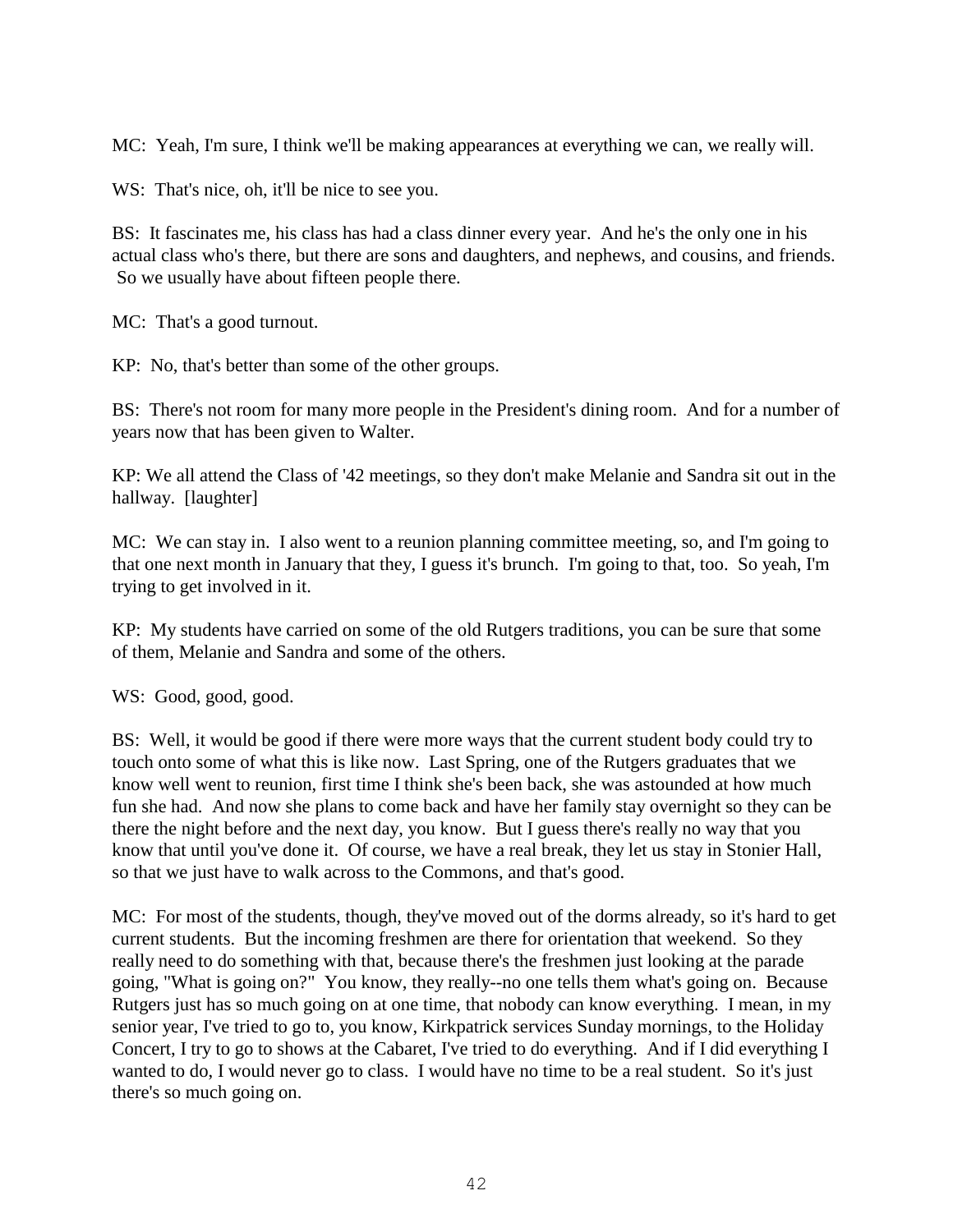MC: Yeah, I'm sure, I think we'll be making appearances at everything we can, we really will.

WS: That's nice, oh, it'll be nice to see you.

BS: It fascinates me, his class has had a class dinner every year. And he's the only one in his actual class who's there, but there are sons and daughters, and nephews, and cousins, and friends. So we usually have about fifteen people there.

MC: That's a good turnout.

KP: No, that's better than some of the other groups.

BS: There's not room for many more people in the President's dining room. And for a number of years now that has been given to Walter.

KP: We all attend the Class of '42 meetings, so they don't make Melanie and Sandra sit out in the hallway. [laughter]

MC: We can stay in. I also went to a reunion planning committee meeting, so, and I'm going to that one next month in January that they, I guess it's brunch. I'm going to that, too. So yeah, I'm trying to get involved in it.

KP: My students have carried on some of the old Rutgers traditions, you can be sure that some of them, Melanie and Sandra and some of the others.

WS: Good, good, good.

BS: Well, it would be good if there were more ways that the current student body could try to touch onto some of what this is like now. Last Spring, one of the Rutgers graduates that we know well went to reunion, first time I think she's been back, she was astounded at how much fun she had. And now she plans to come back and have her family stay overnight so they can be there the night before and the next day, you know. But I guess there's really no way that you know that until you've done it. Of course, we have a real break, they let us stay in Stonier Hall, so that we just have to walk across to the Commons, and that's good.

MC: For most of the students, though, they've moved out of the dorms already, so it's hard to get current students. But the incoming freshmen are there for orientation that weekend. So they really need to do something with that, because there's the freshmen just looking at the parade going, "What is going on?" You know, they really--no one tells them what's going on. Because Rutgers just has so much going on at one time, that nobody can know everything. I mean, in my senior year, I've tried to go to, you know, Kirkpatrick services Sunday mornings, to the Holiday Concert, I try to go to shows at the Cabaret, I've tried to do everything. And if I did everything I wanted to do, I would never go to class. I would have no time to be a real student. So it's just there's so much going on.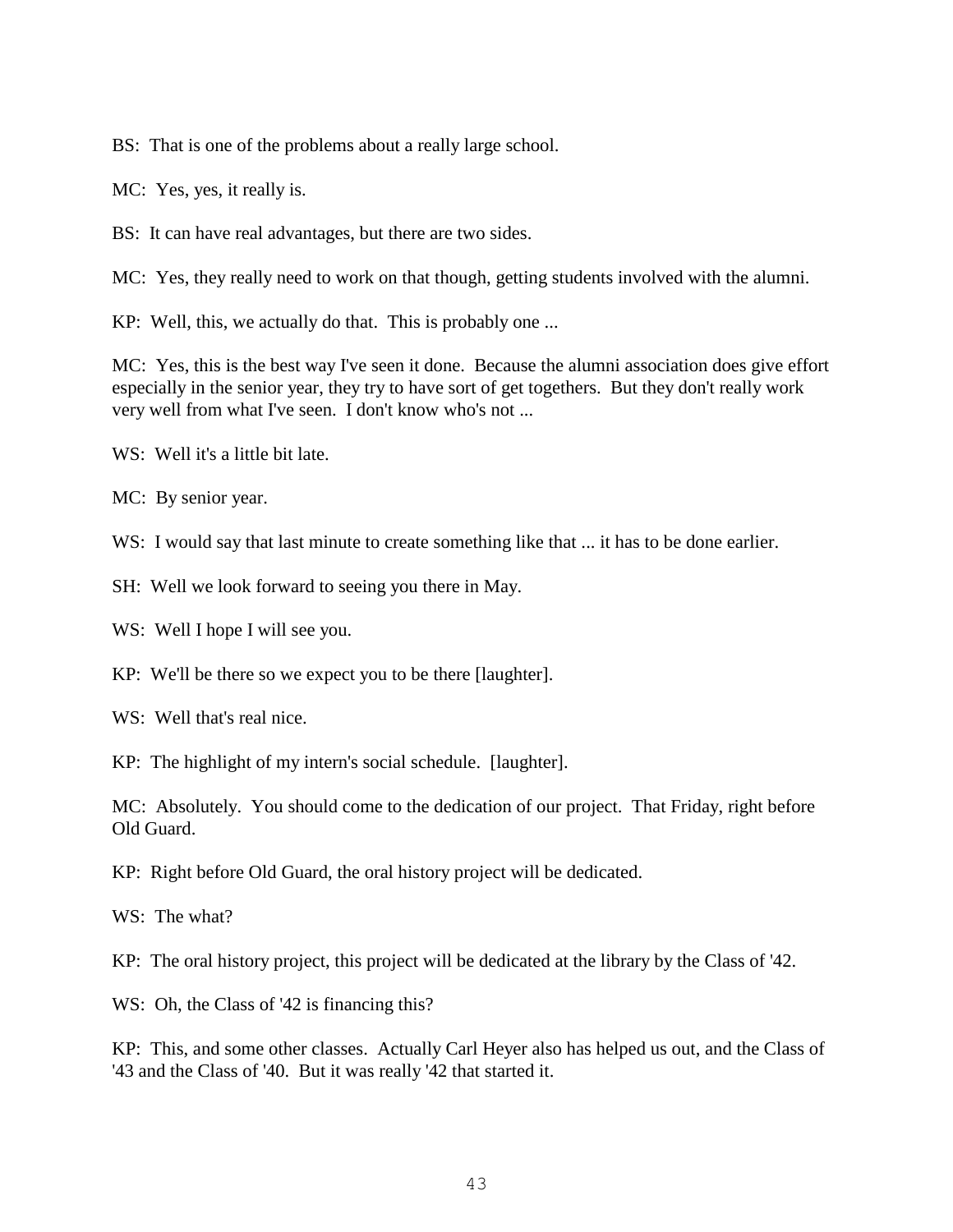BS: That is one of the problems about a really large school.

MC: Yes, yes, it really is.

BS: It can have real advantages, but there are two sides.

MC: Yes, they really need to work on that though, getting students involved with the alumni.

KP: Well, this, we actually do that. This is probably one ...

MC: Yes, this is the best way I've seen it done. Because the alumni association does give effort especially in the senior year, they try to have sort of get togethers. But they don't really work very well from what I've seen. I don't know who's not ...

WS: Well it's a little bit late.

MC: By senior year.

WS: I would say that last minute to create something like that ... it has to be done earlier.

SH: Well we look forward to seeing you there in May.

WS: Well I hope I will see you.

KP: We'll be there so we expect you to be there [laughter].

WS: Well that's real nice.

KP: The highlight of my intern's social schedule. [laughter].

MC: Absolutely. You should come to the dedication of our project. That Friday, right before Old Guard.

KP: Right before Old Guard, the oral history project will be dedicated.

WS: The what?

KP: The oral history project, this project will be dedicated at the library by the Class of '42.

WS: Oh, the Class of '42 is financing this?

KP: This, and some other classes. Actually Carl Heyer also has helped us out, and the Class of '43 and the Class of '40. But it was really '42 that started it.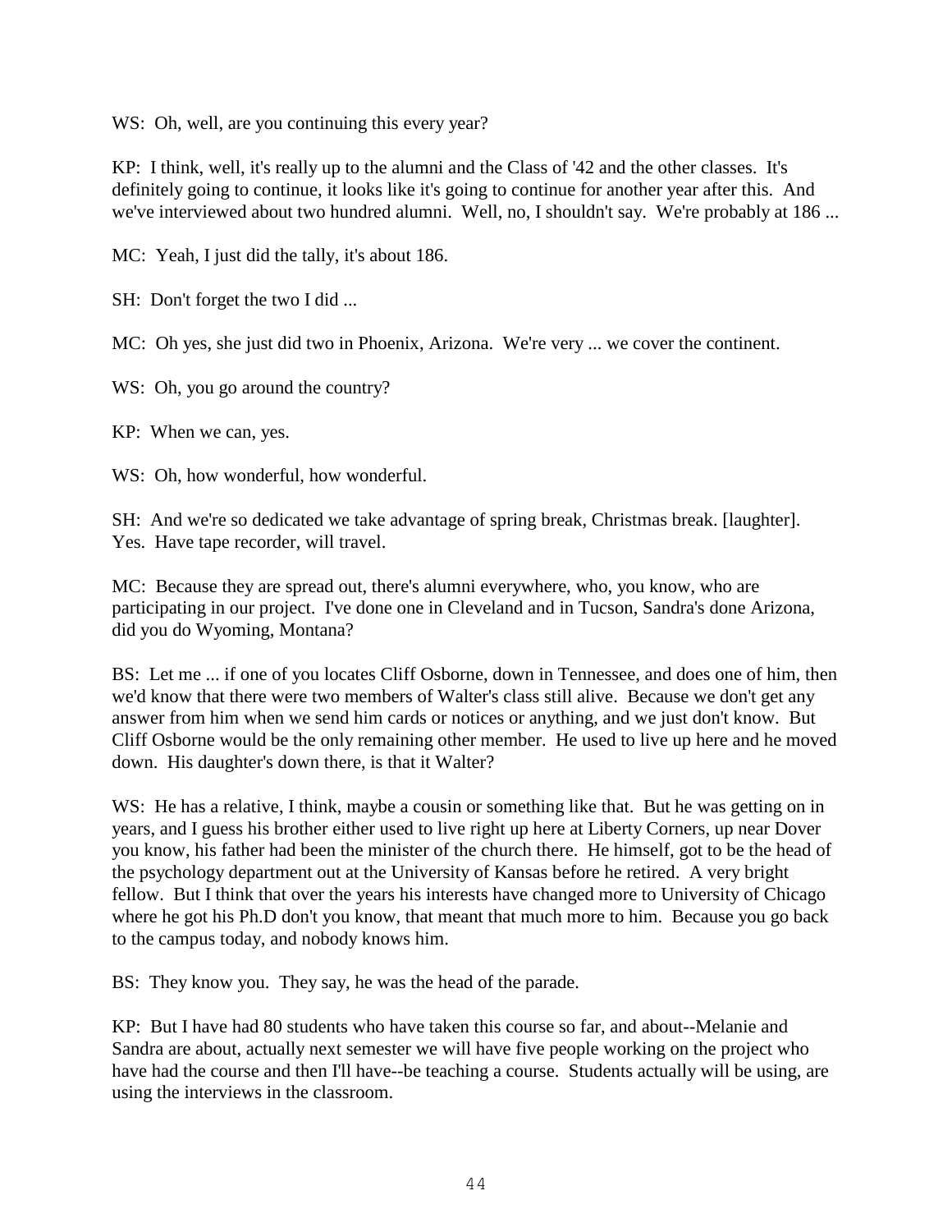WS: Oh, well, are you continuing this every year?

KP: I think, well, it's really up to the alumni and the Class of '42 and the other classes. It's definitely going to continue, it looks like it's going to continue for another year after this. And we've interviewed about two hundred alumni. Well, no, I shouldn't say. We're probably at 186 ...

MC: Yeah, I just did the tally, it's about 186.

SH: Don't forget the two I did ...

MC: Oh yes, she just did two in Phoenix, Arizona. We're very ... we cover the continent.

WS: Oh, you go around the country?

KP: When we can, yes.

WS: Oh, how wonderful, how wonderful.

SH: And we're so dedicated we take advantage of spring break, Christmas break. [laughter]. Yes. Have tape recorder, will travel.

MC: Because they are spread out, there's alumni everywhere, who, you know, who are participating in our project. I've done one in Cleveland and in Tucson, Sandra's done Arizona, did you do Wyoming, Montana?

BS: Let me ... if one of you locates Cliff Osborne, down in Tennessee, and does one of him, then we'd know that there were two members of Walter's class still alive. Because we don't get any answer from him when we send him cards or notices or anything, and we just don't know. But Cliff Osborne would be the only remaining other member. He used to live up here and he moved down. His daughter's down there, is that it Walter?

WS: He has a relative, I think, maybe a cousin or something like that. But he was getting on in years, and I guess his brother either used to live right up here at Liberty Corners, up near Dover you know, his father had been the minister of the church there. He himself, got to be the head of the psychology department out at the University of Kansas before he retired. A very bright fellow. But I think that over the years his interests have changed more to University of Chicago where he got his Ph.D don't you know, that meant that much more to him. Because you go back to the campus today, and nobody knows him.

BS: They know you. They say, he was the head of the parade.

KP: But I have had 80 students who have taken this course so far, and about--Melanie and Sandra are about, actually next semester we will have five people working on the project who have had the course and then I'll have--be teaching a course. Students actually will be using, are using the interviews in the classroom.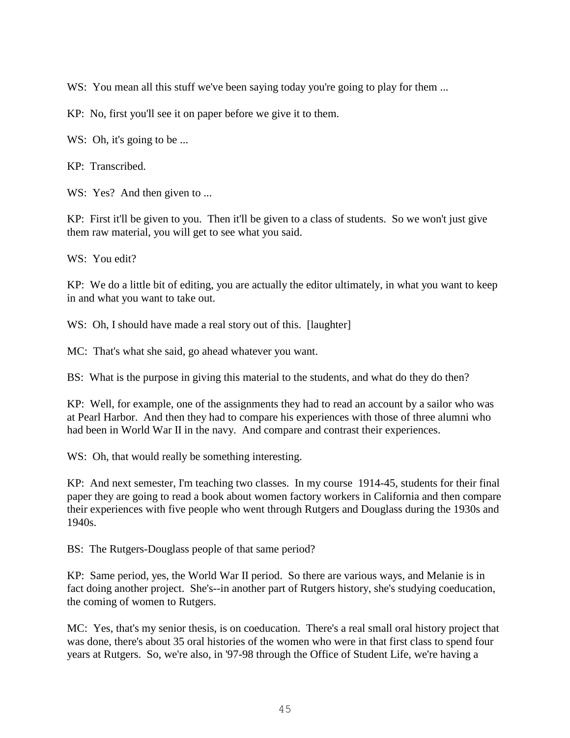WS: You mean all this stuff we've been saying today you're going to play for them ...

KP: No, first you'll see it on paper before we give it to them.

WS: Oh, it's going to be ...

KP: Transcribed.

WS: Yes? And then given to ...

KP: First it'll be given to you. Then it'll be given to a class of students. So we won't just give them raw material, you will get to see what you said.

WS: You edit?

KP: We do a little bit of editing, you are actually the editor ultimately, in what you want to keep in and what you want to take out.

WS: Oh, I should have made a real story out of this. [laughter]

MC: That's what she said, go ahead whatever you want.

BS: What is the purpose in giving this material to the students, and what do they do then?

KP: Well, for example, one of the assignments they had to read an account by a sailor who was at Pearl Harbor. And then they had to compare his experiences with those of three alumni who had been in World War II in the navy. And compare and contrast their experiences.

WS: Oh, that would really be something interesting.

KP: And next semester, I'm teaching two classes. In my course 1914-45, students for their final paper they are going to read a book about women factory workers in California and then compare their experiences with five people who went through Rutgers and Douglass during the 1930s and 1940s.

BS: The Rutgers-Douglass people of that same period?

KP: Same period, yes, the World War II period. So there are various ways, and Melanie is in fact doing another project. She's--in another part of Rutgers history, she's studying coeducation, the coming of women to Rutgers.

MC: Yes, that's my senior thesis, is on coeducation. There's a real small oral history project that was done, there's about 35 oral histories of the women who were in that first class to spend four years at Rutgers. So, we're also, in '97-98 through the Office of Student Life, we're having a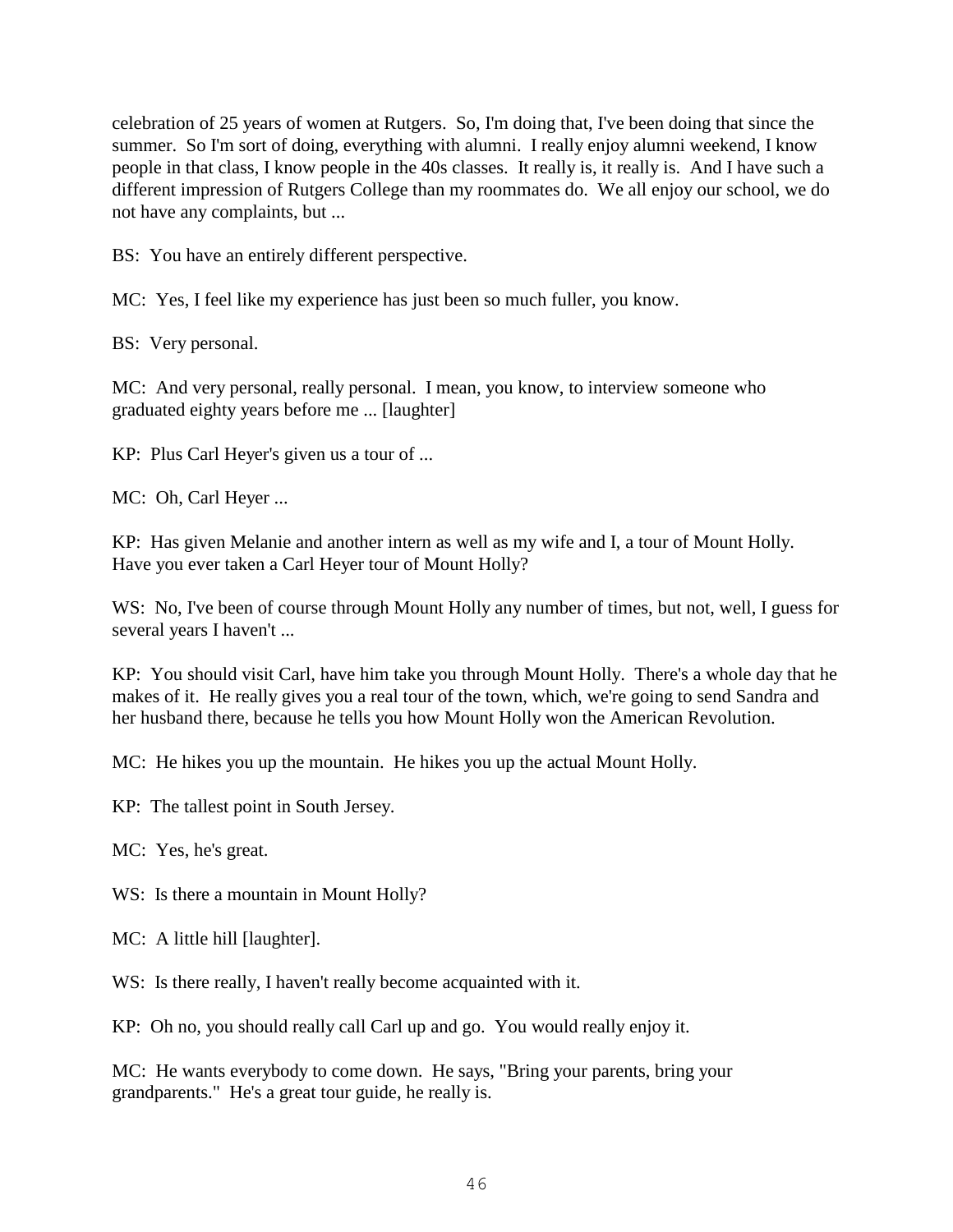celebration of 25 years of women at Rutgers. So, I'm doing that, I've been doing that since the summer. So I'm sort of doing, everything with alumni. I really enjoy alumni weekend, I know people in that class, I know people in the 40s classes. It really is, it really is. And I have such a different impression of Rutgers College than my roommates do. We all enjoy our school, we do not have any complaints, but ...

BS: You have an entirely different perspective.

MC: Yes, I feel like my experience has just been so much fuller, you know.

BS: Very personal.

MC: And very personal, really personal. I mean, you know, to interview someone who graduated eighty years before me ... [laughter]

KP: Plus Carl Heyer's given us a tour of ...

MC: Oh, Carl Heyer ...

KP: Has given Melanie and another intern as well as my wife and I, a tour of Mount Holly. Have you ever taken a Carl Heyer tour of Mount Holly?

WS: No, I've been of course through Mount Holly any number of times, but not, well, I guess for several years I haven't ...

KP: You should visit Carl, have him take you through Mount Holly. There's a whole day that he makes of it. He really gives you a real tour of the town, which, we're going to send Sandra and her husband there, because he tells you how Mount Holly won the American Revolution.

MC: He hikes you up the mountain. He hikes you up the actual Mount Holly.

KP: The tallest point in South Jersey.

MC: Yes, he's great.

WS: Is there a mountain in Mount Holly?

MC: A little hill [laughter].

WS: Is there really, I haven't really become acquainted with it.

KP: Oh no, you should really call Carl up and go. You would really enjoy it.

MC: He wants everybody to come down. He says, "Bring your parents, bring your grandparents." He's a great tour guide, he really is.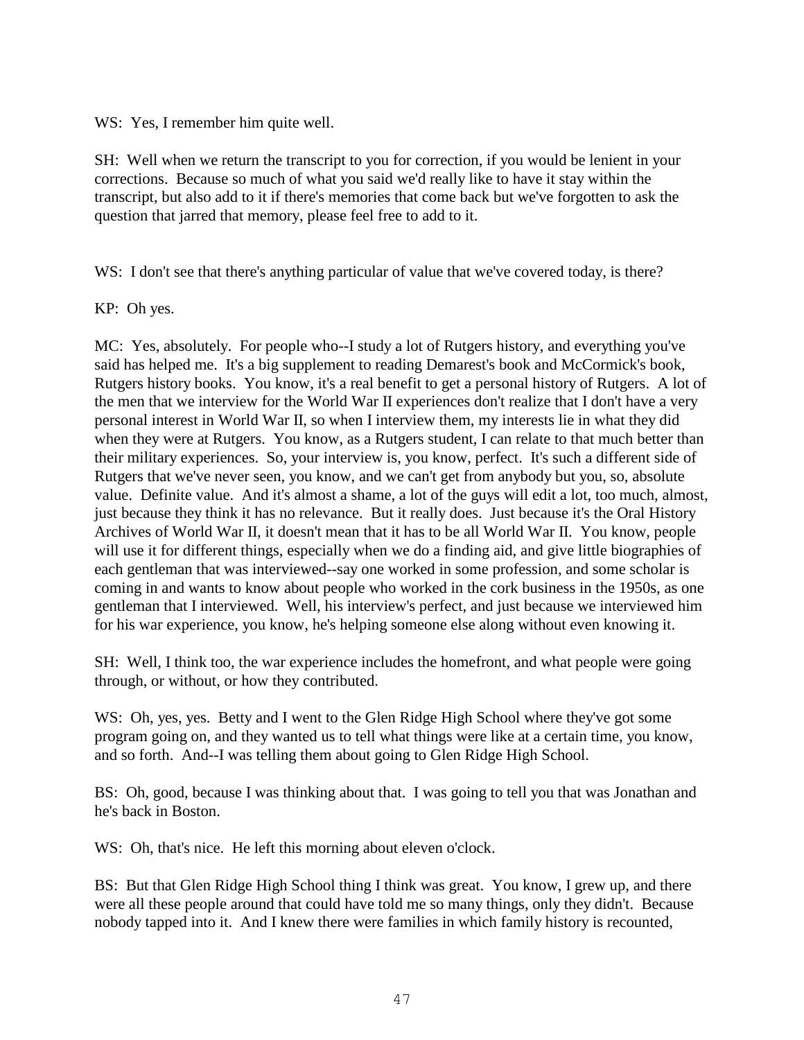WS: Yes, I remember him quite well.

SH: Well when we return the transcript to you for correction, if you would be lenient in your corrections. Because so much of what you said we'd really like to have it stay within the transcript, but also add to it if there's memories that come back but we've forgotten to ask the question that jarred that memory, please feel free to add to it.

WS: I don't see that there's anything particular of value that we've covered today, is there?

KP: Oh yes.

MC: Yes, absolutely. For people who--I study a lot of Rutgers history, and everything you've said has helped me. It's a big supplement to reading Demarest's book and McCormick's book, Rutgers history books. You know, it's a real benefit to get a personal history of Rutgers. A lot of the men that we interview for the World War II experiences don't realize that I don't have a very personal interest in World War II, so when I interview them, my interests lie in what they did when they were at Rutgers. You know, as a Rutgers student, I can relate to that much better than their military experiences. So, your interview is, you know, perfect. It's such a different side of Rutgers that we've never seen, you know, and we can't get from anybody but you, so, absolute value. Definite value. And it's almost a shame, a lot of the guys will edit a lot, too much, almost, just because they think it has no relevance. But it really does. Just because it's the Oral History Archives of World War II, it doesn't mean that it has to be all World War II. You know, people will use it for different things, especially when we do a finding aid, and give little biographies of each gentleman that was interviewed--say one worked in some profession, and some scholar is coming in and wants to know about people who worked in the cork business in the 1950s, as one gentleman that I interviewed. Well, his interview's perfect, and just because we interviewed him for his war experience, you know, he's helping someone else along without even knowing it.

SH: Well, I think too, the war experience includes the homefront, and what people were going through, or without, or how they contributed.

WS: Oh, yes, yes. Betty and I went to the Glen Ridge High School where they've got some program going on, and they wanted us to tell what things were like at a certain time, you know, and so forth. And--I was telling them about going to Glen Ridge High School.

BS: Oh, good, because I was thinking about that. I was going to tell you that was Jonathan and he's back in Boston.

WS: Oh, that's nice. He left this morning about eleven o'clock.

BS: But that Glen Ridge High School thing I think was great. You know, I grew up, and there were all these people around that could have told me so many things, only they didn't. Because nobody tapped into it. And I knew there were families in which family history is recounted,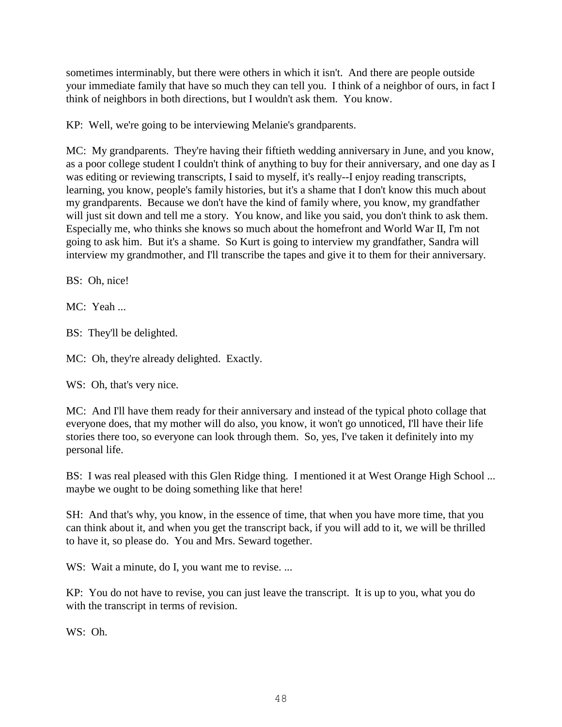sometimes interminably, but there were others in which it isn't. And there are people outside your immediate family that have so much they can tell you. I think of a neighbor of ours, in fact I think of neighbors in both directions, but I wouldn't ask them. You know.

KP: Well, we're going to be interviewing Melanie's grandparents.

MC: My grandparents. They're having their fiftieth wedding anniversary in June, and you know, as a poor college student I couldn't think of anything to buy for their anniversary, and one day as I was editing or reviewing transcripts, I said to myself, it's really--I enjoy reading transcripts, learning, you know, people's family histories, but it's a shame that I don't know this much about my grandparents. Because we don't have the kind of family where, you know, my grandfather will just sit down and tell me a story. You know, and like you said, you don't think to ask them. Especially me, who thinks she knows so much about the homefront and World War II, I'm not going to ask him. But it's a shame. So Kurt is going to interview my grandfather, Sandra will interview my grandmother, and I'll transcribe the tapes and give it to them for their anniversary.

BS: Oh, nice!

MC: Yeah ...

BS: They'll be delighted.

MC: Oh, they're already delighted. Exactly.

WS: Oh, that's very nice.

MC: And I'll have them ready for their anniversary and instead of the typical photo collage that everyone does, that my mother will do also, you know, it won't go unnoticed, I'll have their life stories there too, so everyone can look through them. So, yes, I've taken it definitely into my personal life.

BS: I was real pleased with this Glen Ridge thing. I mentioned it at West Orange High School ... maybe we ought to be doing something like that here!

SH: And that's why, you know, in the essence of time, that when you have more time, that you can think about it, and when you get the transcript back, if you will add to it, we will be thrilled to have it, so please do. You and Mrs. Seward together.

WS: Wait a minute, do I, you want me to revise. ...

KP: You do not have to revise, you can just leave the transcript. It is up to you, what you do with the transcript in terms of revision.

WS: Oh.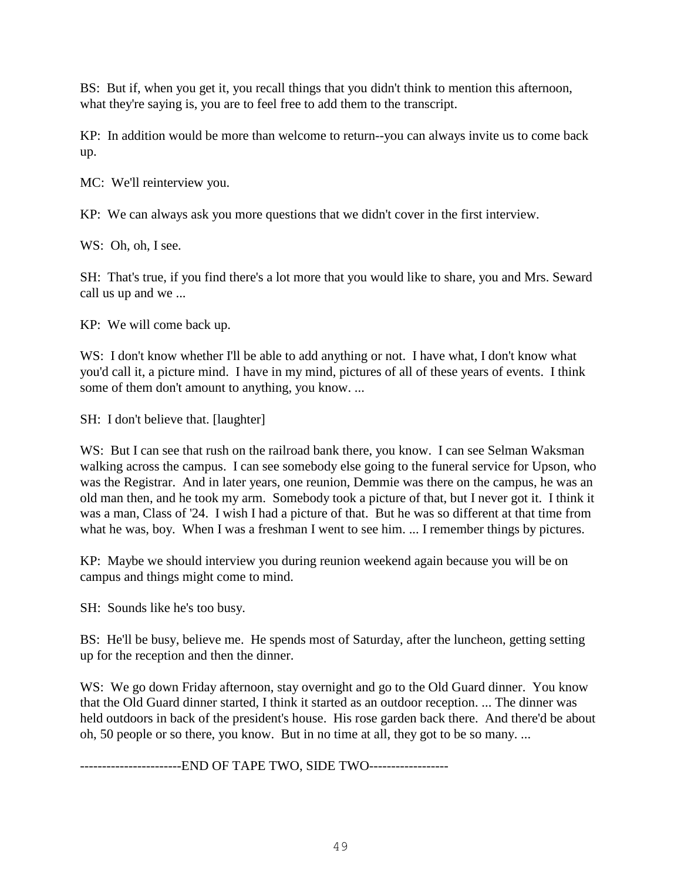BS: But if, when you get it, you recall things that you didn't think to mention this afternoon, what they're saying is, you are to feel free to add them to the transcript.

KP: In addition would be more than welcome to return--you can always invite us to come back up.

MC: We'll reinterview you.

KP: We can always ask you more questions that we didn't cover in the first interview.

WS: Oh, oh, I see.

SH: That's true, if you find there's a lot more that you would like to share, you and Mrs. Seward call us up and we ...

KP: We will come back up.

WS: I don't know whether I'll be able to add anything or not. I have what, I don't know what you'd call it, a picture mind. I have in my mind, pictures of all of these years of events. I think some of them don't amount to anything, you know. ...

SH: I don't believe that. [laughter]

WS: But I can see that rush on the railroad bank there, you know. I can see Selman Waksman walking across the campus. I can see somebody else going to the funeral service for Upson, who was the Registrar. And in later years, one reunion, Demmie was there on the campus, he was an old man then, and he took my arm. Somebody took a picture of that, but I never got it. I think it was a man, Class of '24. I wish I had a picture of that. But he was so different at that time from what he was, boy. When I was a freshman I went to see him. ... I remember things by pictures.

KP: Maybe we should interview you during reunion weekend again because you will be on campus and things might come to mind.

SH: Sounds like he's too busy.

BS: He'll be busy, believe me. He spends most of Saturday, after the luncheon, getting setting up for the reception and then the dinner.

WS: We go down Friday afternoon, stay overnight and go to the Old Guard dinner. You know that the Old Guard dinner started, I think it started as an outdoor reception. ... The dinner was held outdoors in back of the president's house. His rose garden back there. And there'd be about oh, 50 people or so there, you know. But in no time at all, they got to be so many. ...

-----------------------END OF TAPE TWO, SIDE TWO------------------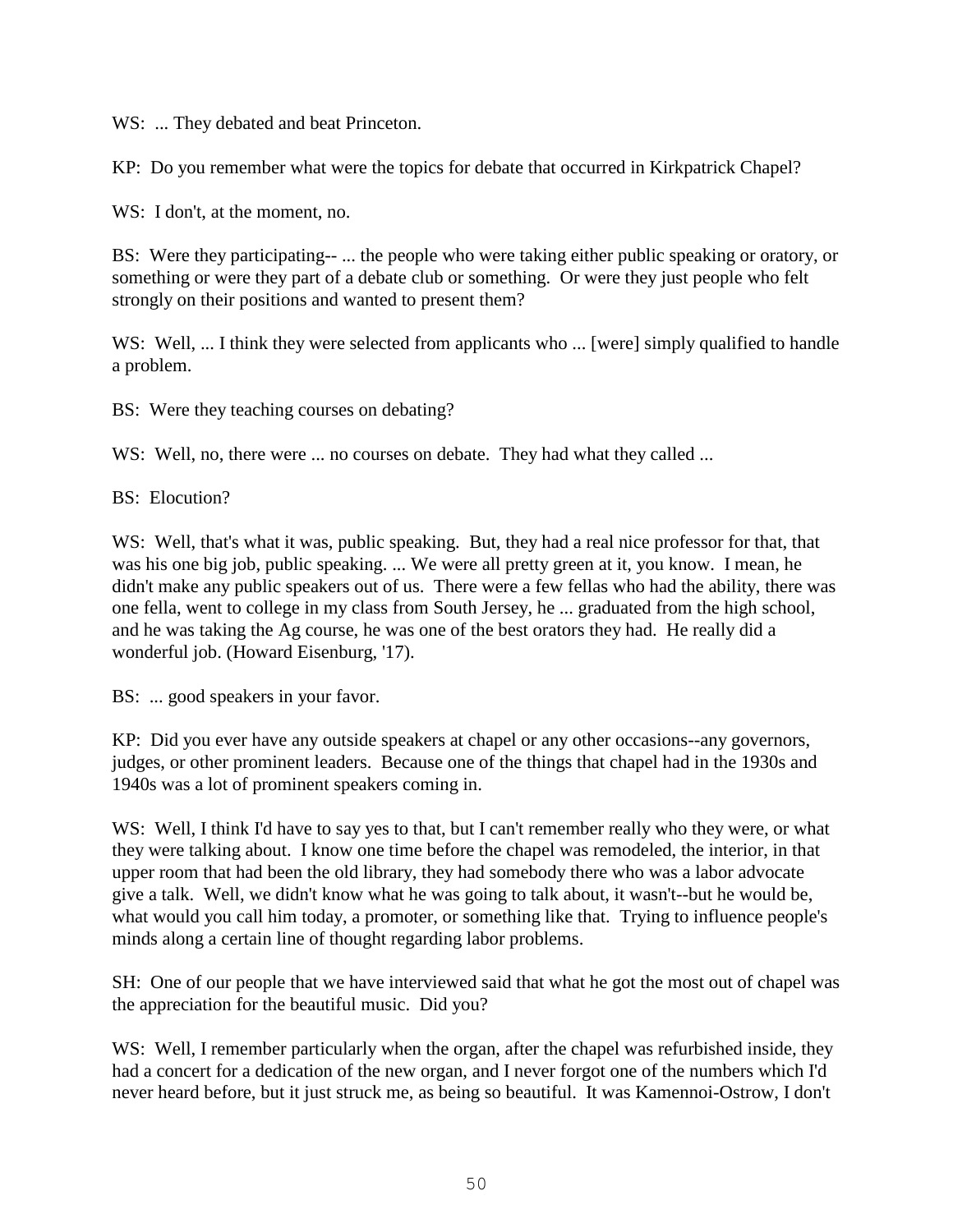WS: ... They debated and beat Princeton.

KP: Do you remember what were the topics for debate that occurred in Kirkpatrick Chapel?

WS: I don't, at the moment, no.

BS: Were they participating-- ... the people who were taking either public speaking or oratory, or something or were they part of a debate club or something. Or were they just people who felt strongly on their positions and wanted to present them?

WS: Well, ... I think they were selected from applicants who ... [were] simply qualified to handle a problem.

BS: Were they teaching courses on debating?

WS: Well, no, there were ... no courses on debate. They had what they called ...

BS: Elocution?

WS: Well, that's what it was, public speaking. But, they had a real nice professor for that, that was his one big job, public speaking. ... We were all pretty green at it, you know. I mean, he didn't make any public speakers out of us. There were a few fellas who had the ability, there was one fella, went to college in my class from South Jersey, he ... graduated from the high school, and he was taking the Ag course, he was one of the best orators they had. He really did a wonderful job. (Howard Eisenburg, '17).

BS: ... good speakers in your favor.

KP: Did you ever have any outside speakers at chapel or any other occasions--any governors, judges, or other prominent leaders. Because one of the things that chapel had in the 1930s and 1940s was a lot of prominent speakers coming in.

WS: Well, I think I'd have to say yes to that, but I can't remember really who they were, or what they were talking about. I know one time before the chapel was remodeled, the interior, in that upper room that had been the old library, they had somebody there who was a labor advocate give a talk. Well, we didn't know what he was going to talk about, it wasn't--but he would be, what would you call him today, a promoter, or something like that. Trying to influence people's minds along a certain line of thought regarding labor problems.

SH: One of our people that we have interviewed said that what he got the most out of chapel was the appreciation for the beautiful music. Did you?

WS: Well, I remember particularly when the organ, after the chapel was refurbished inside, they had a concert for a dedication of the new organ, and I never forgot one of the numbers which I'd never heard before, but it just struck me, as being so beautiful. It was Kamennoi-Ostrow, I don't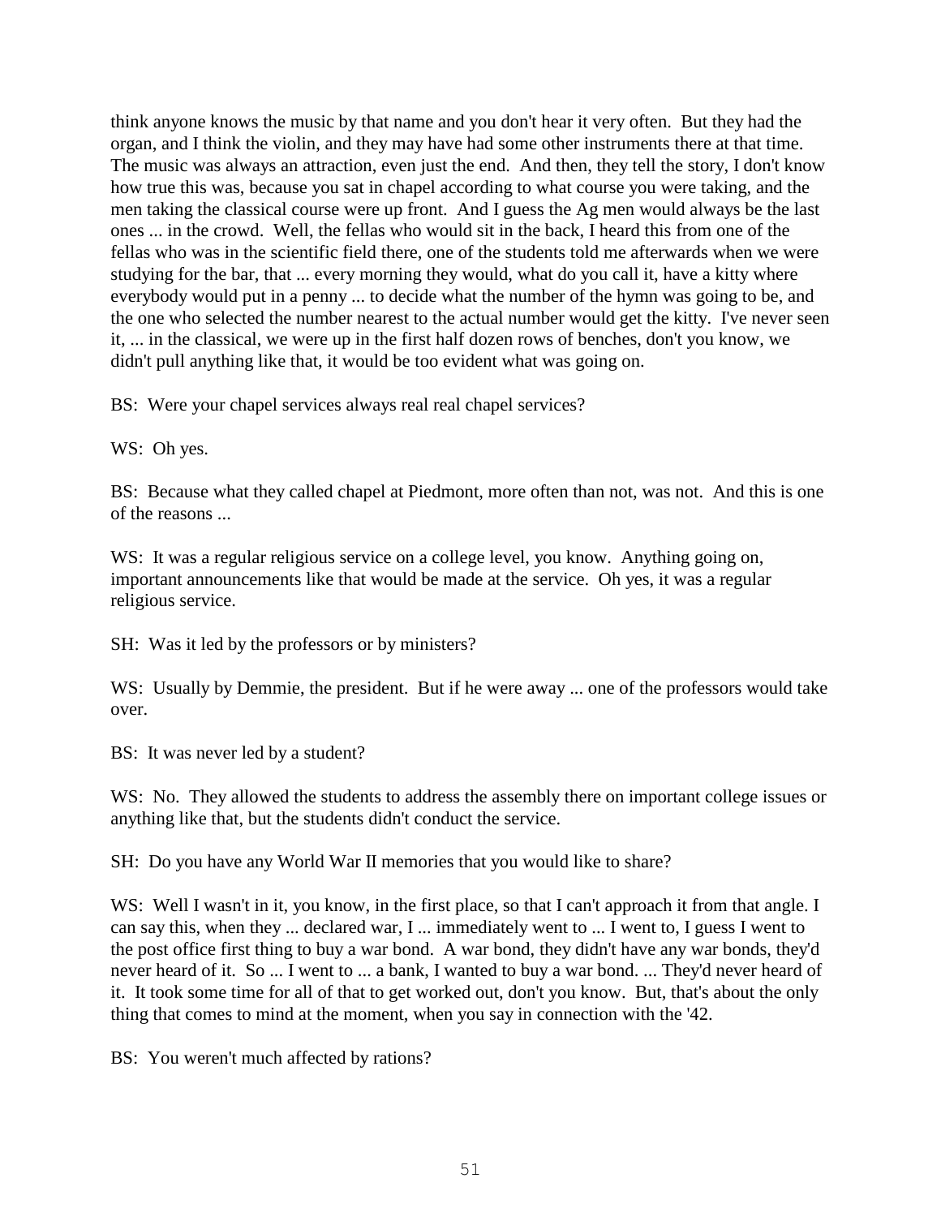think anyone knows the music by that name and you don't hear it very often. But they had the organ, and I think the violin, and they may have had some other instruments there at that time. The music was always an attraction, even just the end. And then, they tell the story, I don't know how true this was, because you sat in chapel according to what course you were taking, and the men taking the classical course were up front. And I guess the Ag men would always be the last ones ... in the crowd. Well, the fellas who would sit in the back, I heard this from one of the fellas who was in the scientific field there, one of the students told me afterwards when we were studying for the bar, that ... every morning they would, what do you call it, have a kitty where everybody would put in a penny ... to decide what the number of the hymn was going to be, and the one who selected the number nearest to the actual number would get the kitty. I've never seen it, ... in the classical, we were up in the first half dozen rows of benches, don't you know, we didn't pull anything like that, it would be too evident what was going on.

BS: Were your chapel services always real real chapel services?

WS: Oh yes.

BS: Because what they called chapel at Piedmont, more often than not, was not. And this is one of the reasons ...

WS: It was a regular religious service on a college level, you know. Anything going on, important announcements like that would be made at the service. Oh yes, it was a regular religious service.

SH: Was it led by the professors or by ministers?

WS: Usually by Demmie, the president. But if he were away ... one of the professors would take over.

BS: It was never led by a student?

WS: No. They allowed the students to address the assembly there on important college issues or anything like that, but the students didn't conduct the service.

SH: Do you have any World War II memories that you would like to share?

WS: Well I wasn't in it, you know, in the first place, so that I can't approach it from that angle. I can say this, when they ... declared war, I ... immediately went to ... I went to, I guess I went to the post office first thing to buy a war bond. A war bond, they didn't have any war bonds, they'd never heard of it. So ... I went to ... a bank, I wanted to buy a war bond. ... They'd never heard of it. It took some time for all of that to get worked out, don't you know. But, that's about the only thing that comes to mind at the moment, when you say in connection with the '42.

BS: You weren't much affected by rations?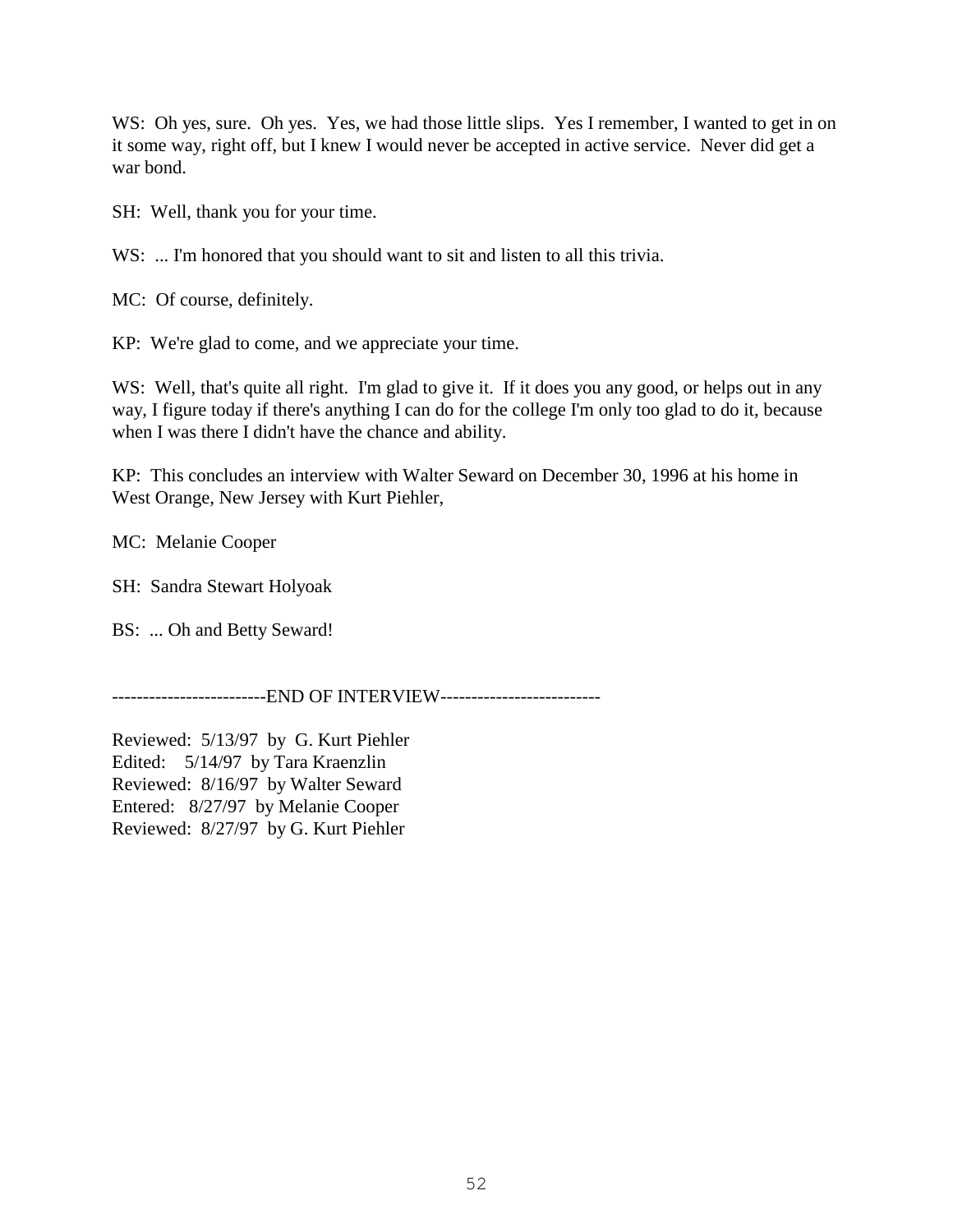WS: Oh yes, sure. Oh yes. Yes, we had those little slips. Yes I remember, I wanted to get in on it some way, right off, but I knew I would never be accepted in active service. Never did get a war bond.

SH: Well, thank you for your time.

WS: ... I'm honored that you should want to sit and listen to all this trivia.

MC: Of course, definitely.

KP: We're glad to come, and we appreciate your time.

WS: Well, that's quite all right. I'm glad to give it. If it does you any good, or helps out in any way, I figure today if there's anything I can do for the college I'm only too glad to do it, because when I was there I didn't have the chance and ability.

KP: This concludes an interview with Walter Seward on December 30, 1996 at his home in West Orange, New Jersey with Kurt Piehler,

MC: Melanie Cooper

SH: Sandra Stewart Holyoak

BS: ... Oh and Betty Seward!

-------------------------END OF INTERVIEW--------------------------

Reviewed: 5/13/97 by G. Kurt Piehler
Edited: 5/14/97 by Tara Kraenzlin
Reviewed: 8/16/97 by Walter Seward
Entered: 8/27/97 by Melanie Cooper
Reviewed: 8/27/97 by G. Kurt Piehler